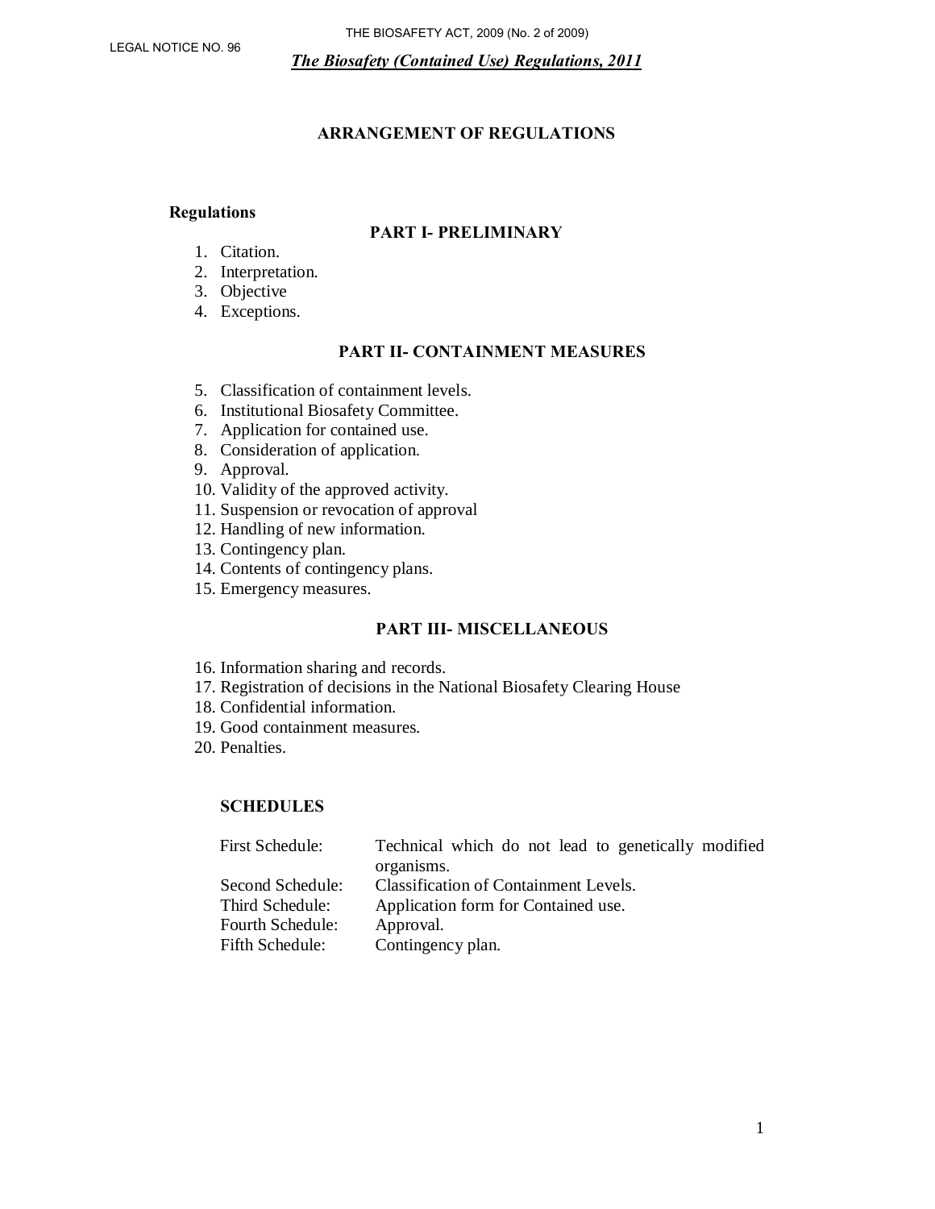LEGAL NOTICE NO. 96

THE BIOSAFETY ACT, 2009 (No. 2 of 2009)

***The Biosafety (Contained Use) Regulations, 2011***

## ARRANGEMENT OF REGULATIONS

**Regulations**

### PART I- PRELIMINARY

1. Citation.
2. Interpretation.
3. Objective
4. Exceptions.

### PART II- CONTAINMENT MEASURES

5. Classification of containment levels.
6. Institutional Biosafety Committee.
7. Application for contained use.
8. Consideration of application.
9. Approval.
10. Validity of the approved activity.
11. Suspension or revocation of approval
12. Handling of new information.
13. Contingency plan.
14. Contents of contingency plans.
15. Emergency measures.

### PART III- MISCELLANEOUS

16. Information sharing and records.
17. Registration of decisions in the National Biosafety Clearing House
18. Confidential information.
19. Good containment measures.
20. Penalties.

**SCHEDULES**

| | |
|---|---|
| First Schedule: | Technical which do not lead to genetically modified organisms. |
| Second Schedule: | Classification of Containment Levels. |
| Third Schedule: | Application form for Contained use. |
| Fourth Schedule: | Approval. |
| Fifth Schedule: | Contingency plan. |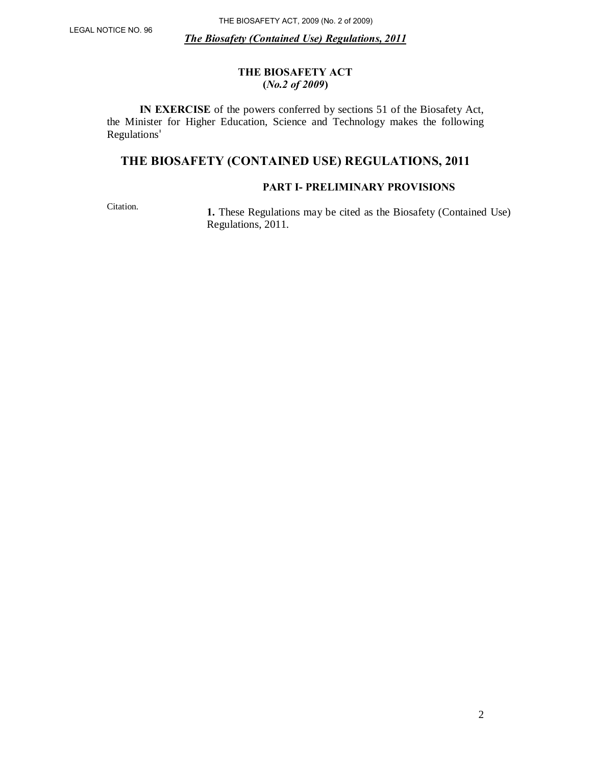# THE BIOSAFETY ACT
## (*No.2 of 2009*)

**IN EXERCISE** of the powers conferred by sections 51 of the Biosafety Act, the Minister for Higher Education, Science and Technology makes the following Regulations'

# THE BIOSAFETY (CONTAINED USE) REGULATIONS, 2011

## PART I- PRELIMINARY PROVISIONS

Citation.

**1.** These Regulations may be cited as the Biosafety (Contained Use) Regulations, 2011.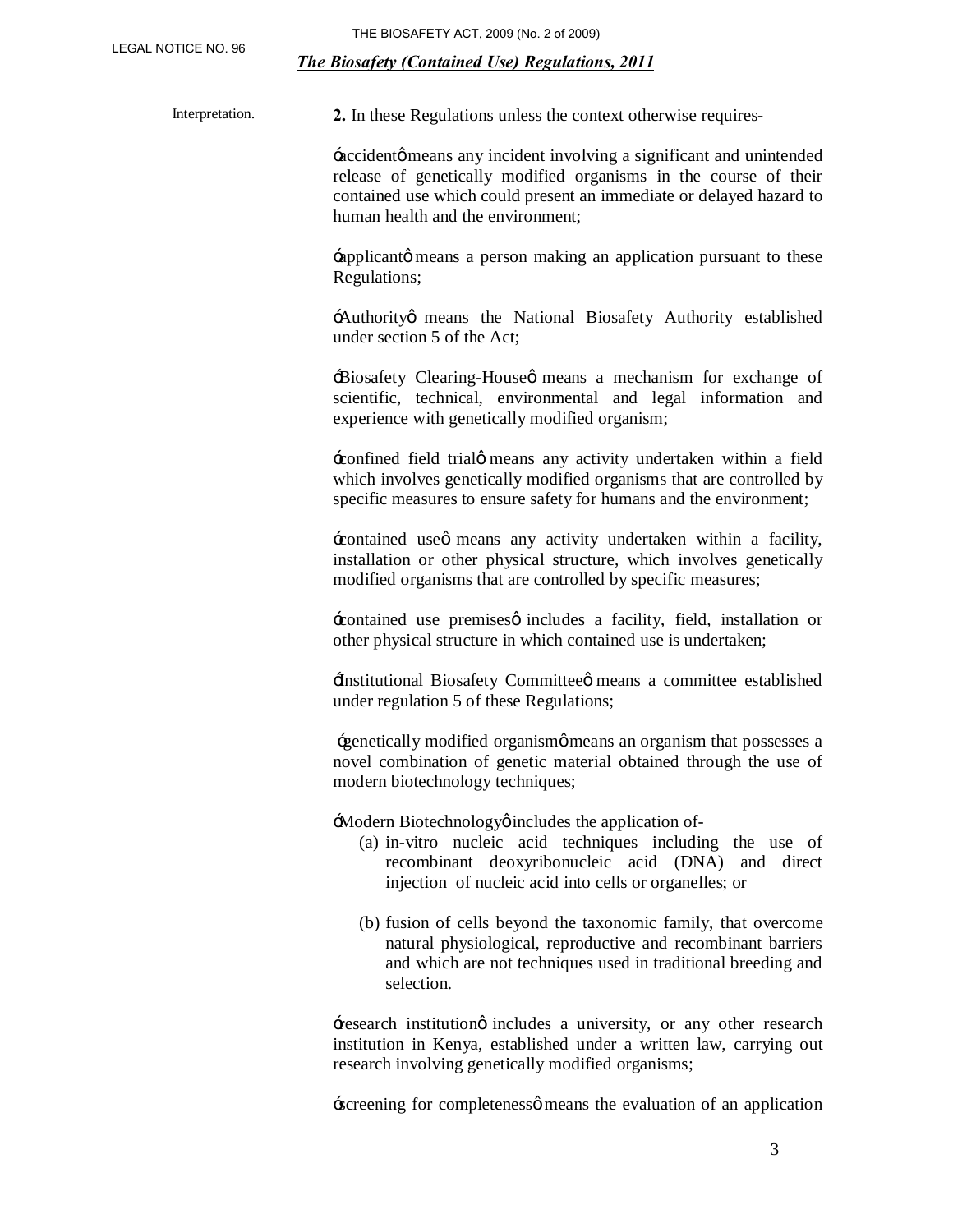Interpretation.

**2.** In these Regulations unless the context otherwise requires-

'accident' means any incident involving a significant and unintended release of genetically modified organisms in the course of their contained use which could present an immediate or delayed hazard to human health and the environment;

'applicant' means a person making an application pursuant to these Regulations;

'Authority' means the National Biosafety Authority established under section 5 of the Act;

'Biosafety Clearing-House' means a mechanism for exchange of scientific, technical, environmental and legal information and experience with genetically modified organism;

'confined field trial' means any activity undertaken within a field which involves genetically modified organisms that are controlled by specific measures to ensure safety for humans and the environment;

'contained use' means any activity undertaken within a facility, installation or other physical structure, which involves genetically modified organisms that are controlled by specific measures;

'contained use premises' includes a facility, field, installation or other physical structure in which contained use is undertaken;

'Institutional Biosafety Committee' means a committee established under regulation 5 of these Regulations;

'genetically modified organism' means an organism that possesses a novel combination of genetic material obtained through the use of modern biotechnology techniques;

'Modern Biotechnology' includes the application of-

(a) in-vitro nucleic acid techniques including the use of recombinant deoxyribonucleic acid (DNA) and direct injection of nucleic acid into cells or organelles; or

(b) fusion of cells beyond the taxonomic family, that overcome natural physiological, reproductive and recombinant barriers and which are not techniques used in traditional breeding and selection.

'research institution' includes a university, or any other research institution in Kenya, established under a written law, carrying out research involving genetically modified organisms;

'screening for completeness' means the evaluation of an application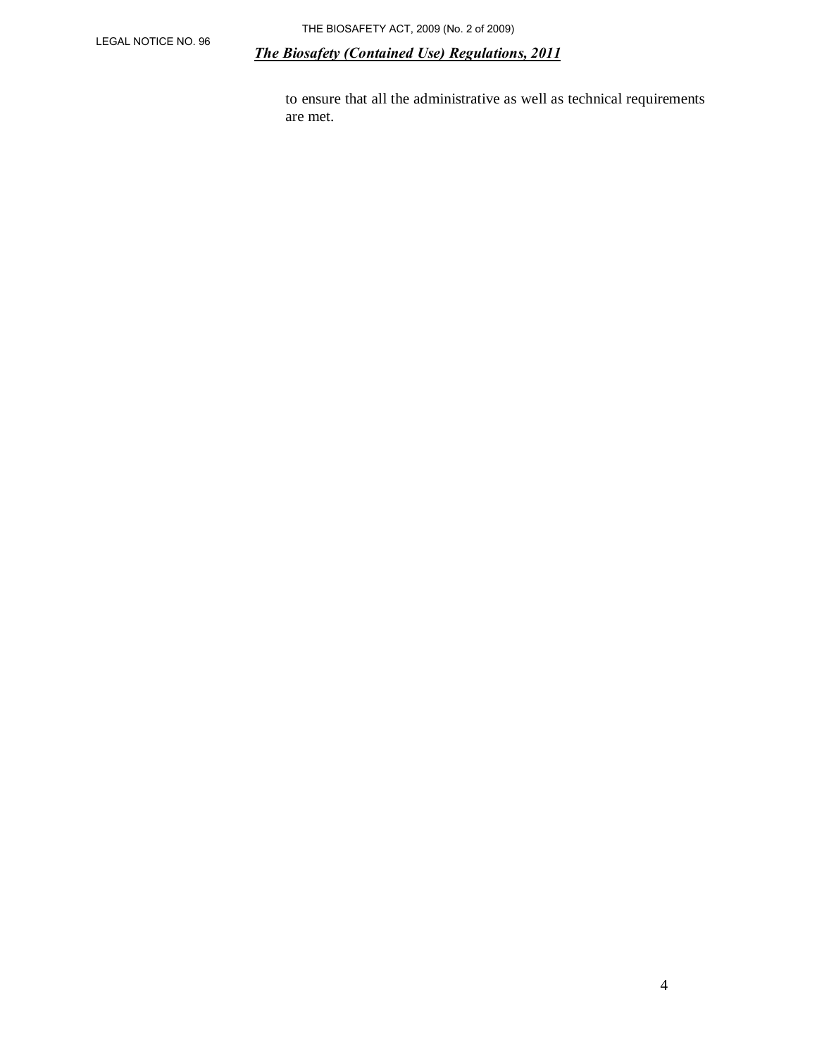to ensure that all the administrative as well as technical requirements are met.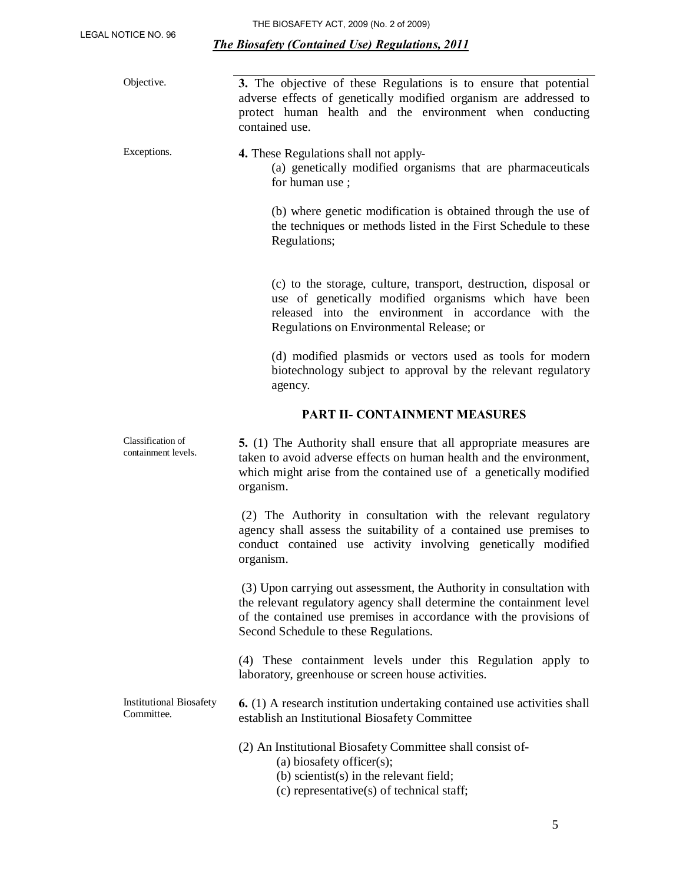Objective.

**3.** The objective of these Regulations is to ensure that potential adverse effects of genetically modified organism are addressed to protect human health and the environment when conducting contained use.

Exceptions.

**4.** These Regulations shall not apply-

(a) genetically modified organisms that are pharmaceuticals for human use ;

(b) where genetic modification is obtained through the use of the techniques or methods listed in the First Schedule to these Regulations;

(c) to the storage, culture, transport, destruction, disposal or use of genetically modified organisms which have been released into the environment in accordance with the Regulations on Environmental Release; or

(d) modified plasmids or vectors used as tools for modern biotechnology subject to approval by the relevant regulatory agency.

## PART II- CONTAINMENT MEASURES

Classification of containment levels.

**5.** (1) The Authority shall ensure that all appropriate measures are taken to avoid adverse effects on human health and the environment, which might arise from the contained use of a genetically modified organism.

(2) The Authority in consultation with the relevant regulatory agency shall assess the suitability of a contained use premises to conduct contained use activity involving genetically modified organism.

(3) Upon carrying out assessment, the Authority in consultation with the relevant regulatory agency shall determine the containment level of the contained use premises in accordance with the provisions of Second Schedule to these Regulations.

(4) These containment levels under this Regulation apply to laboratory, greenhouse or screen house activities.

Institutional Biosafety Committee.

**6.** (1) A research institution undertaking contained use activities shall establish an Institutional Biosafety Committee

(2) An Institutional Biosafety Committee shall consist of-

(a) biosafety officer(s);
(b) scientist(s) in the relevant field;
(c) representative(s) of technical staff;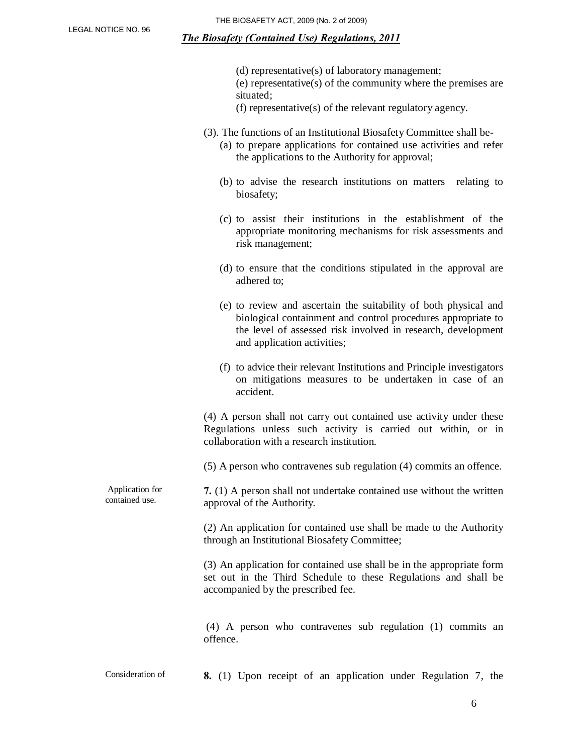(d) representative(s) of laboratory management;

(e) representative(s) of the community where the premises are situated;

(f) representative(s) of the relevant regulatory agency.

(3). The functions of an Institutional Biosafety Committee shall be-

(a) to prepare applications for contained use activities and refer the applications to the Authority for approval;

(b) to advise the research institutions on matters relating to biosafety;

(c) to assist their institutions in the establishment of the appropriate monitoring mechanisms for risk assessments and risk management;

(d) to ensure that the conditions stipulated in the approval are adhered to;

(e) to review and ascertain the suitability of both physical and biological containment and control procedures appropriate to the level of assessed risk involved in research, development and application activities;

(f) to advice their relevant Institutions and Principle investigators on mitigations measures to be undertaken in case of an accident.

(4) A person shall not carry out contained use activity under these Regulations unless such activity is carried out within, or in collaboration with a research institution.

(5) A person who contravenes sub regulation (4) commits an offence.

Application for contained use.

**7.** (1) A person shall not undertake contained use without the written approval of the Authority.

(2) An application for contained use shall be made to the Authority through an Institutional Biosafety Committee;

(3) An application for contained use shall be in the appropriate form set out in the Third Schedule to these Regulations and shall be accompanied by the prescribed fee.

(4) A person who contravenes sub regulation (1) commits an offence.

Consideration of

**8.** (1) Upon receipt of an application under Regulation 7, the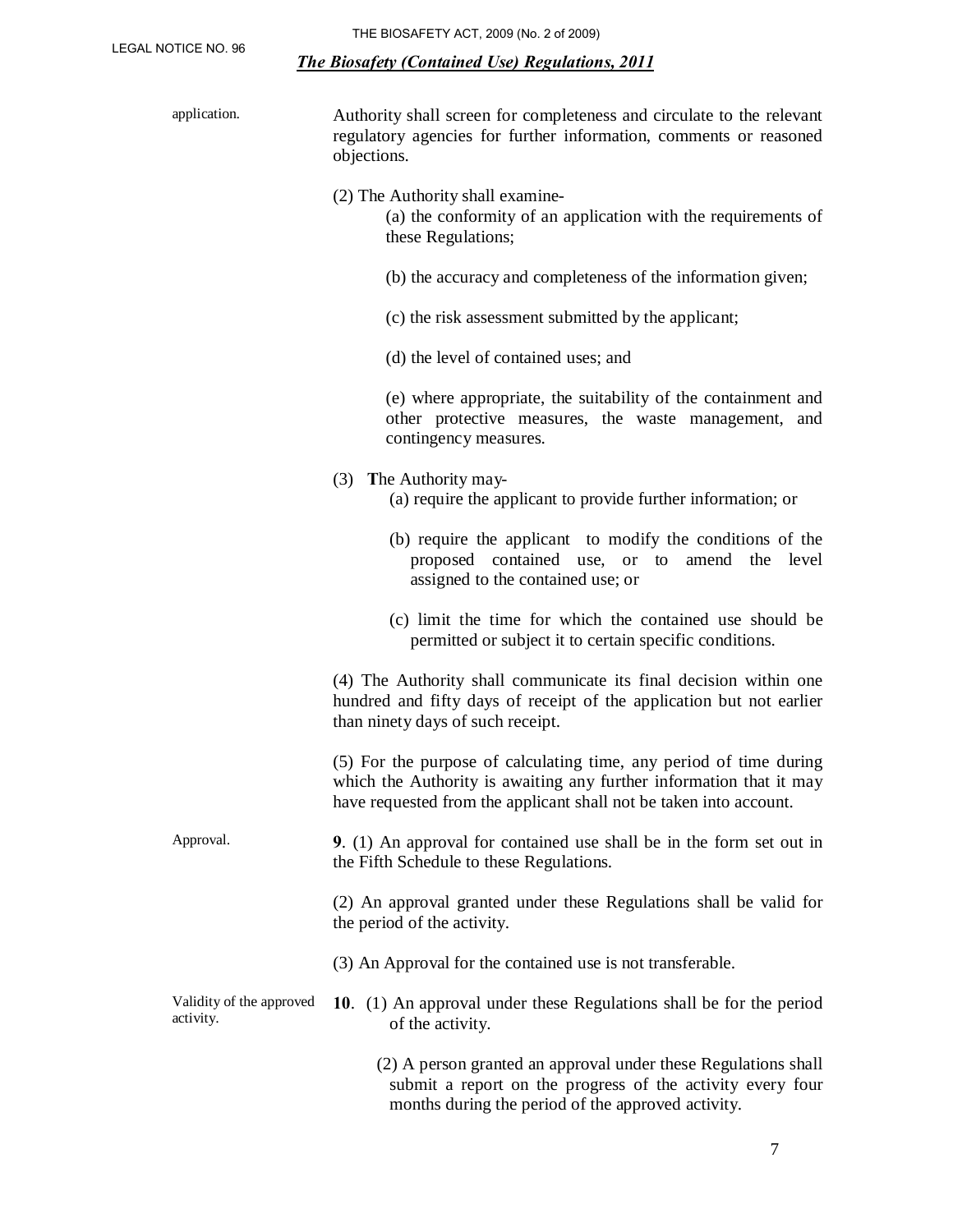application. Authority shall screen for completeness and circulate to the relevant regulatory agencies for further information, comments or reasoned objections.

(2) The Authority shall examine-

(a) the conformity of an application with the requirements of these Regulations;

(b) the accuracy and completeness of the information given;

(c) the risk assessment submitted by the applicant;

(d) the level of contained uses; and

(e) where appropriate, the suitability of the containment and other protective measures, the waste management, and contingency measures.

(3) The Authority may-

(a) require the applicant to provide further information; or

(b) require the applicant to modify the conditions of the proposed contained use, or to amend the level assigned to the contained use; or

(c) limit the time for which the contained use should be permitted or subject it to certain specific conditions.

(4) The Authority shall communicate its final decision within one hundred and fifty days of receipt of the application but not earlier than ninety days of such receipt.

(5) For the purpose of calculating time, any period of time during which the Authority is awaiting any further information that it may have requested from the applicant shall not be taken into account.

Approval.

**9**. (1) An approval for contained use shall be in the form set out in the Fifth Schedule to these Regulations.

(2) An approval granted under these Regulations shall be valid for the period of the activity.

(3) An Approval for the contained use is not transferable.

Validity of the approved activity.

**10**. (1) An approval under these Regulations shall be for the period of the activity.

(2) A person granted an approval under these Regulations shall submit a report on the progress of the activity every four months during the period of the approved activity.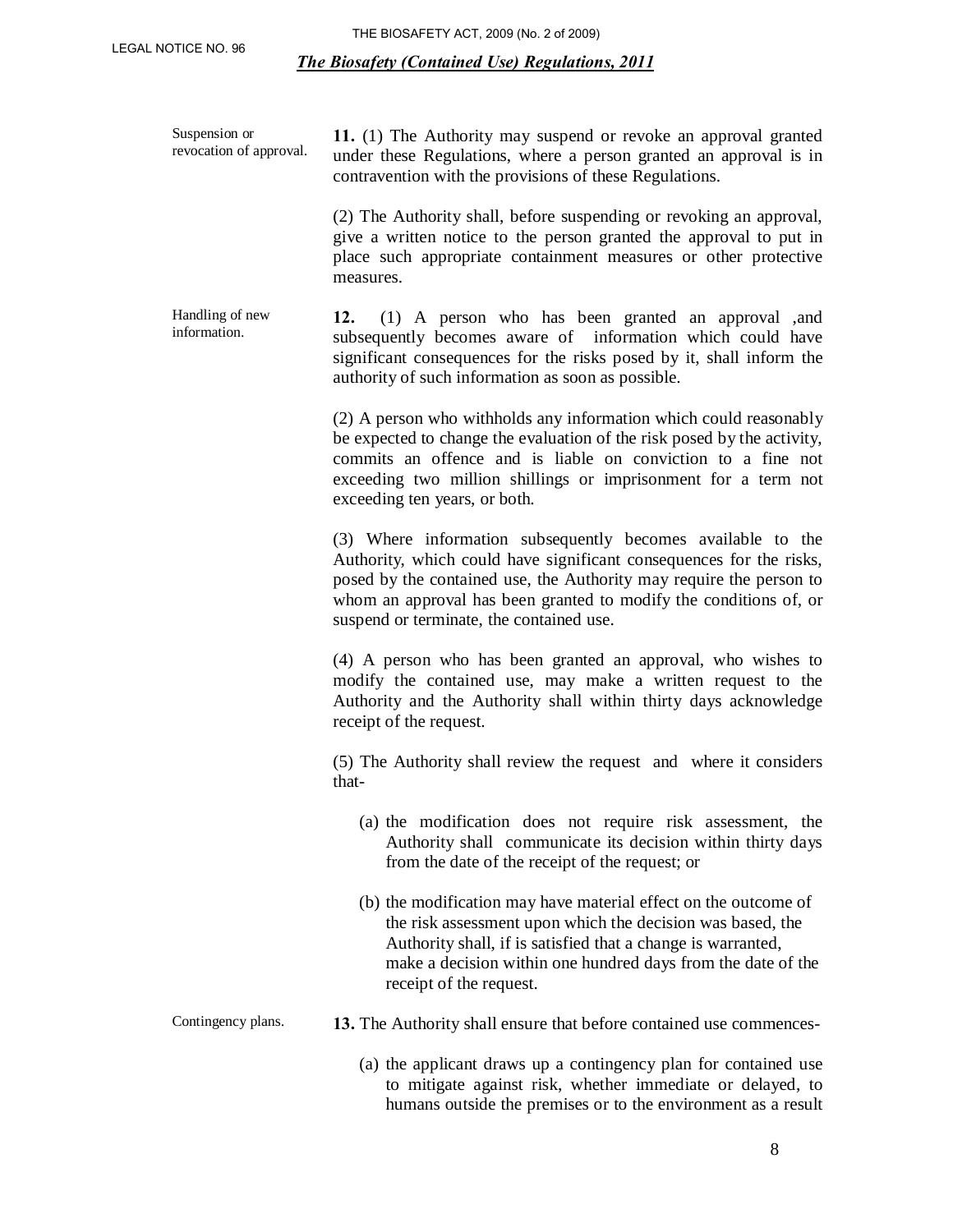Suspension or revocation of approval.

**11.** (1) The Authority may suspend or revoke an approval granted under these Regulations, where a person granted an approval is in contravention with the provisions of these Regulations.

(2) The Authority shall, before suspending or revoking an approval, give a written notice to the person granted the approval to put in place such appropriate containment measures or other protective measures.

Handling of new information.

**12.** (1) A person who has been granted an approval ,and subsequently becomes aware of information which could have significant consequences for the risks posed by it, shall inform the authority of such information as soon as possible.

(2) A person who withholds any information which could reasonably be expected to change the evaluation of the risk posed by the activity, commits an offence and is liable on conviction to a fine not exceeding two million shillings or imprisonment for a term not exceeding ten years, or both.

(3) Where information subsequently becomes available to the Authority, which could have significant consequences for the risks, posed by the contained use, the Authority may require the person to whom an approval has been granted to modify the conditions of, or suspend or terminate, the contained use.

(4) A person who has been granted an approval, who wishes to modify the contained use, may make a written request to the Authority and the Authority shall within thirty days acknowledge receipt of the request.

(5) The Authority shall review the request and where it considers that-

(a) the modification does not require risk assessment, the Authority shall communicate its decision within thirty days from the date of the receipt of the request; or

(b) the modification may have material effect on the outcome of the risk assessment upon which the decision was based, the Authority shall, if is satisfied that a change is warranted, make a decision within one hundred days from the date of the receipt of the request.

Contingency plans.

**13.** The Authority shall ensure that before contained use commences-

(a) the applicant draws up a contingency plan for contained use to mitigate against risk, whether immediate or delayed, to humans outside the premises or to the environment as a result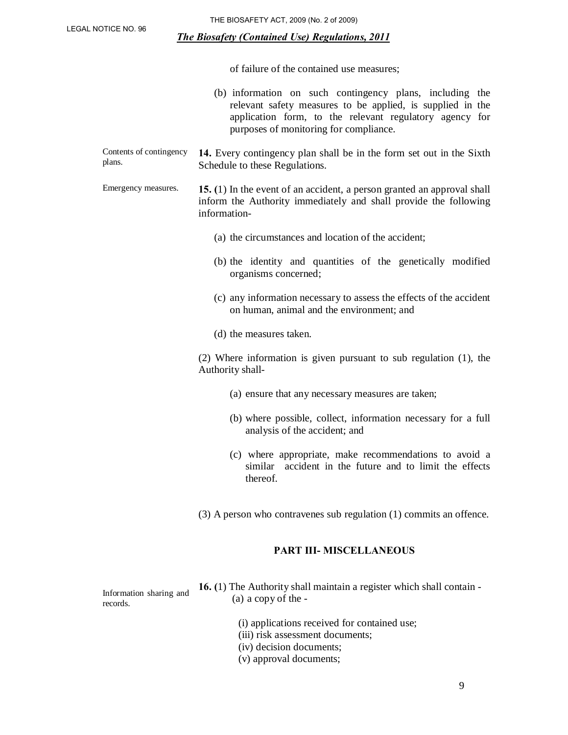of failure of the contained use measures;

(b) information on such contingency plans, including the relevant safety measures to be applied, is supplied in the application form, to the relevant regulatory agency for purposes of monitoring for compliance.

Contents of contingency plans.

**14.** Every contingency plan shall be in the form set out in the Sixth Schedule to these Regulations.

Emergency measures.

**15. (**1) In the event of an accident, a person granted an approval shall inform the Authority immediately and shall provide the following information-

(a) the circumstances and location of the accident;

(b) the identity and quantities of the genetically modified organisms concerned;

(c) any information necessary to assess the effects of the accident on human, animal and the environment; and

(d) the measures taken.

(2) Where information is given pursuant to sub regulation (1), the Authority shall-

(a) ensure that any necessary measures are taken;

(b) where possible, collect, information necessary for a full analysis of the accident; and

(c) where appropriate, make recommendations to avoid a similar accident in the future and to limit the effects thereof.

(3) A person who contravenes sub regulation (1) commits an offence.

## PART III- MISCELLANEOUS

Information sharing and records.

**16. (**1) The Authority shall maintain a register which shall contain -

(a) a copy of the -

(i) applications received for contained use;
(iii) risk assessment documents;
(iv) decision documents;
(v) approval documents;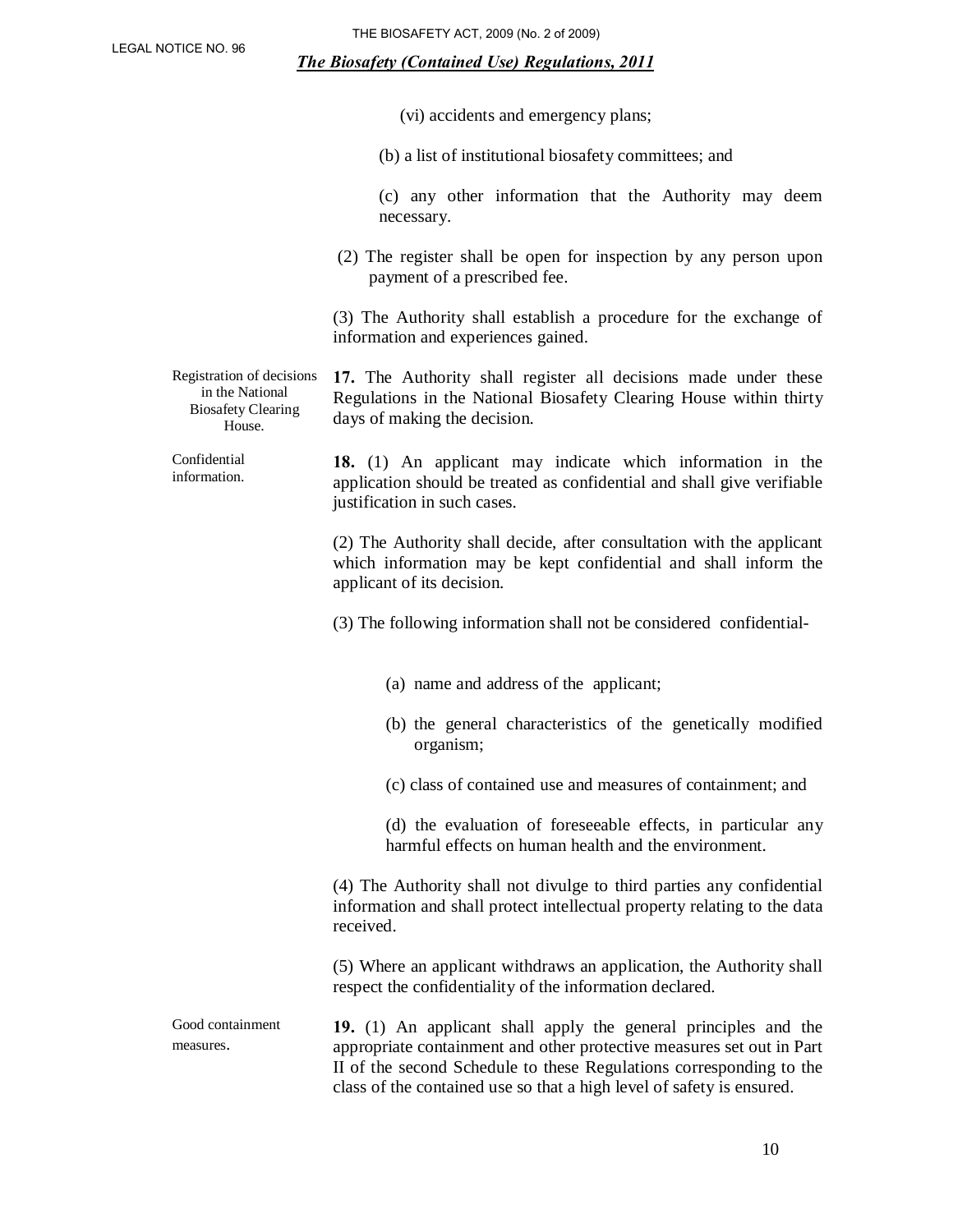(vi) accidents and emergency plans;

(b) a list of institutional biosafety committees; and

(c) any other information that the Authority may deem necessary.

(2) The register shall be open for inspection by any person upon payment of a prescribed fee.

(3) The Authority shall establish a procedure for the exchange of information and experiences gained.

Registration of decisions in the National Biosafety Clearing House.

**17.** The Authority shall register all decisions made under these Regulations in the National Biosafety Clearing House within thirty days of making the decision.

Confidential information.

**18.** (1) An applicant may indicate which information in the application should be treated as confidential and shall give verifiable justification in such cases.

(2) The Authority shall decide, after consultation with the applicant which information may be kept confidential and shall inform the applicant of its decision.

(3) The following information shall not be considered confidential-

(a) name and address of the applicant;

(b) the general characteristics of the genetically modified organism;

(c) class of contained use and measures of containment; and

(d) the evaluation of foreseeable effects, in particular any harmful effects on human health and the environment.

(4) The Authority shall not divulge to third parties any confidential information and shall protect intellectual property relating to the data received.

(5) Where an applicant withdraws an application, the Authority shall respect the confidentiality of the information declared.

Good containment measures.

**19.** (1) An applicant shall apply the general principles and the appropriate containment and other protective measures set out in Part II of the second Schedule to these Regulations corresponding to the class of the contained use so that a high level of safety is ensured.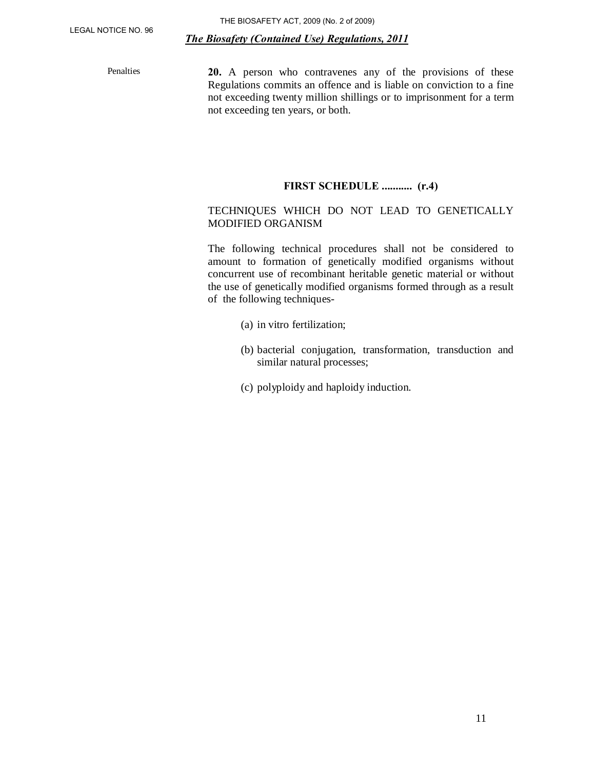Penalties

**20.** A person who contravenes any of the provisions of these Regulations commits an offence and is liable on conviction to a fine not exceeding twenty million shillings or to imprisonment for a term not exceeding ten years, or both.

## FIRST SCHEDULE ........... (r.4)

TECHNIQUES WHICH DO NOT LEAD TO GENETICALLY MODIFIED ORGANISM

The following technical procedures shall not be considered to amount to formation of genetically modified organisms without concurrent use of recombinant heritable genetic material or without the use of genetically modified organisms formed through as a result of the following techniques-

(a) in vitro fertilization;

(b) bacterial conjugation, transformation, transduction and similar natural processes;

(c) polyploidy and haploidy induction.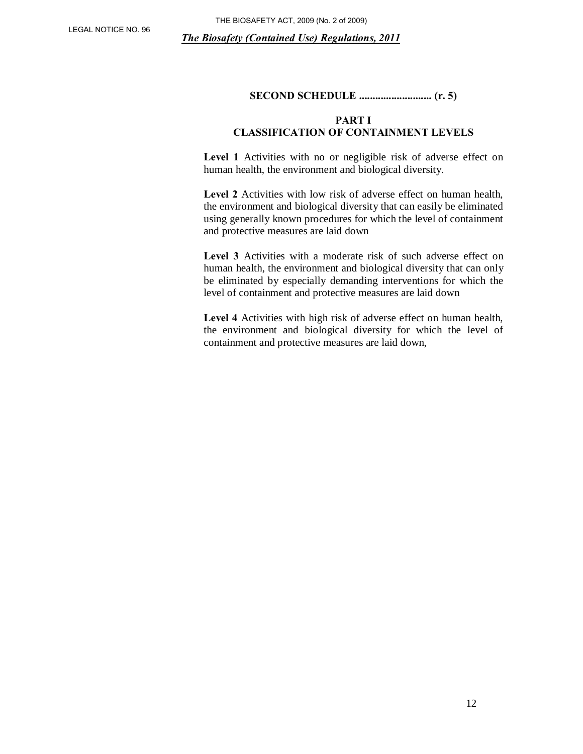**SECOND SCHEDULE ........................... (r. 5)**

**PART I**
**CLASSIFICATION OF CONTAINMENT LEVELS**

**Level 1** Activities with no or negligible risk of adverse effect on human health, the environment and biological diversity.

**Level 2** Activities with low risk of adverse effect on human health, the environment and biological diversity that can easily be eliminated using generally known procedures for which the level of containment and protective measures are laid down

**Level 3** Activities with a moderate risk of such adverse effect on human health, the environment and biological diversity that can only be eliminated by especially demanding interventions for which the level of containment and protective measures are laid down

**Level 4** Activities with high risk of adverse effect on human health, the environment and biological diversity for which the level of containment and protective measures are laid down,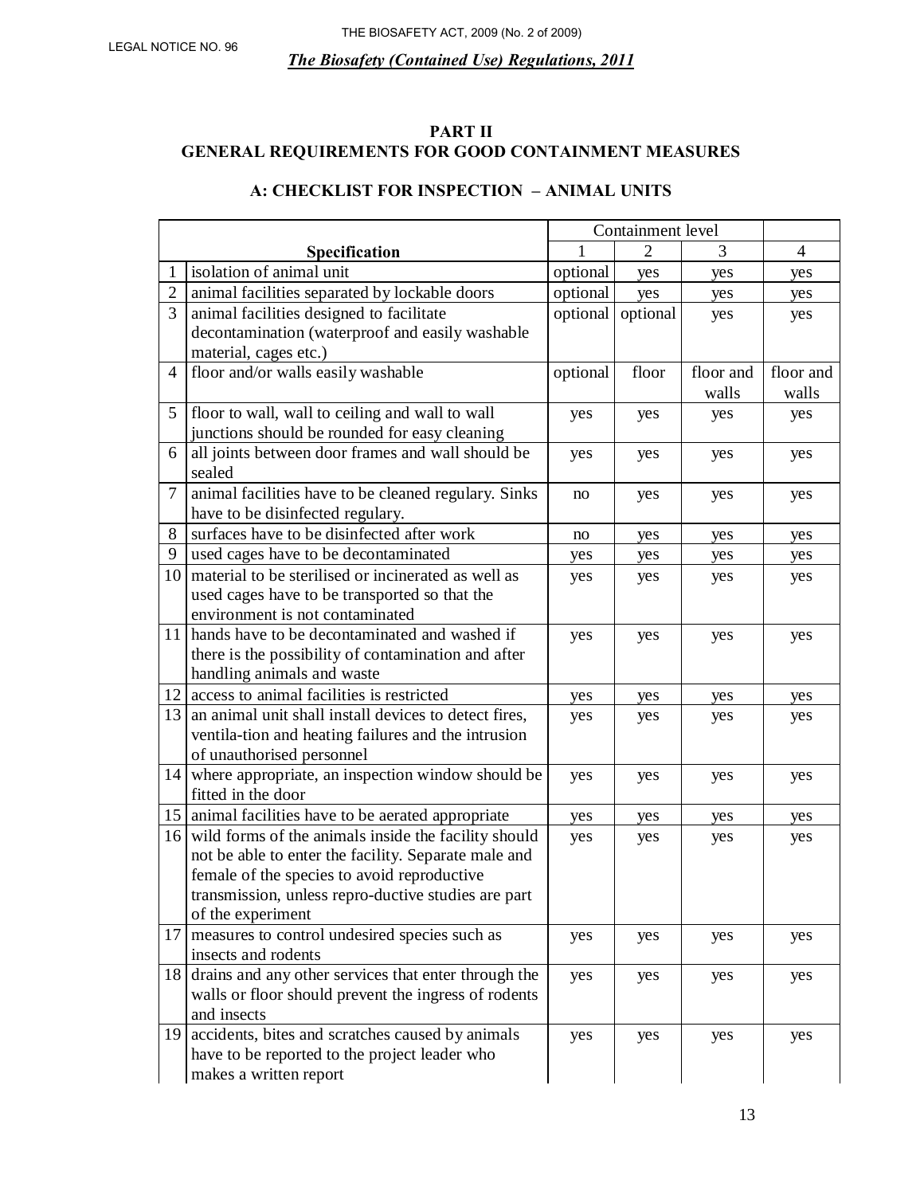## PART II
## GENERAL REQUIREMENTS FOR GOOD CONTAINMENT MEASURES

### A: CHECKLIST FOR INSPECTION – ANIMAL UNITS

| | Specification | Containment level | | | |
|---|---|---|---|---|---|
| | | 1 | 2 | 3 | 4 |
| 1 | isolation of animal unit | optional | yes | yes | yes |
| 2 | animal facilities separated by lockable doors | optional | yes | yes | yes |
| 3 | animal facilities designed to facilitate decontamination (waterproof and easily washable material, cages etc.) | optional | optional | yes | yes |
| 4 | floor and/or walls easily washable | optional | floor | floor and walls | floor and walls |
| 5 | floor to wall, wall to ceiling and wall to wall junctions should be rounded for easy cleaning | yes | yes | yes | yes |
| 6 | all joints between door frames and wall should be sealed | yes | yes | yes | yes |
| 7 | animal facilities have to be cleaned regulary. Sinks have to be disinfected regulary. | no | yes | yes | yes |
| 8 | surfaces have to be disinfected after work | no | yes | yes | yes |
| 9 | used cages have to be decontaminated | yes | yes | yes | yes |
| 10 | material to be sterilised or incinerated as well as used cages have to be transported so that the environment is not contaminated | yes | yes | yes | yes |
| 11 | hands have to be decontaminated and washed if there is the possibility of contamination and after handling animals and waste | yes | yes | yes | yes |
| 12 | access to animal facilities is restricted | yes | yes | yes | yes |
| 13 | an animal unit shall install devices to detect fires, ventila-tion and heating failures and the intrusion of unauthorised personnel | yes | yes | yes | yes |
| 14 | where appropriate, an inspection window should be fitted in the door | yes | yes | yes | yes |
| 15 | animal facilities have to be aerated appropriate | yes | yes | yes | yes |
| 16 | wild forms of the animals inside the facility should not be able to enter the facility. Separate male and female of the species to avoid reproductive transmission, unless repro-ductive studies are part of the experiment | yes | yes | yes | yes |
| 17 | measures to control undesired species such as insects and rodents | yes | yes | yes | yes |
| 18 | drains and any other services that enter through the walls or floor should prevent the ingress of rodents and insects | yes | yes | yes | yes |
| 19 | accidents, bites and scratches caused by animals have to be reported to the project leader who makes a written report | yes | yes | yes | yes |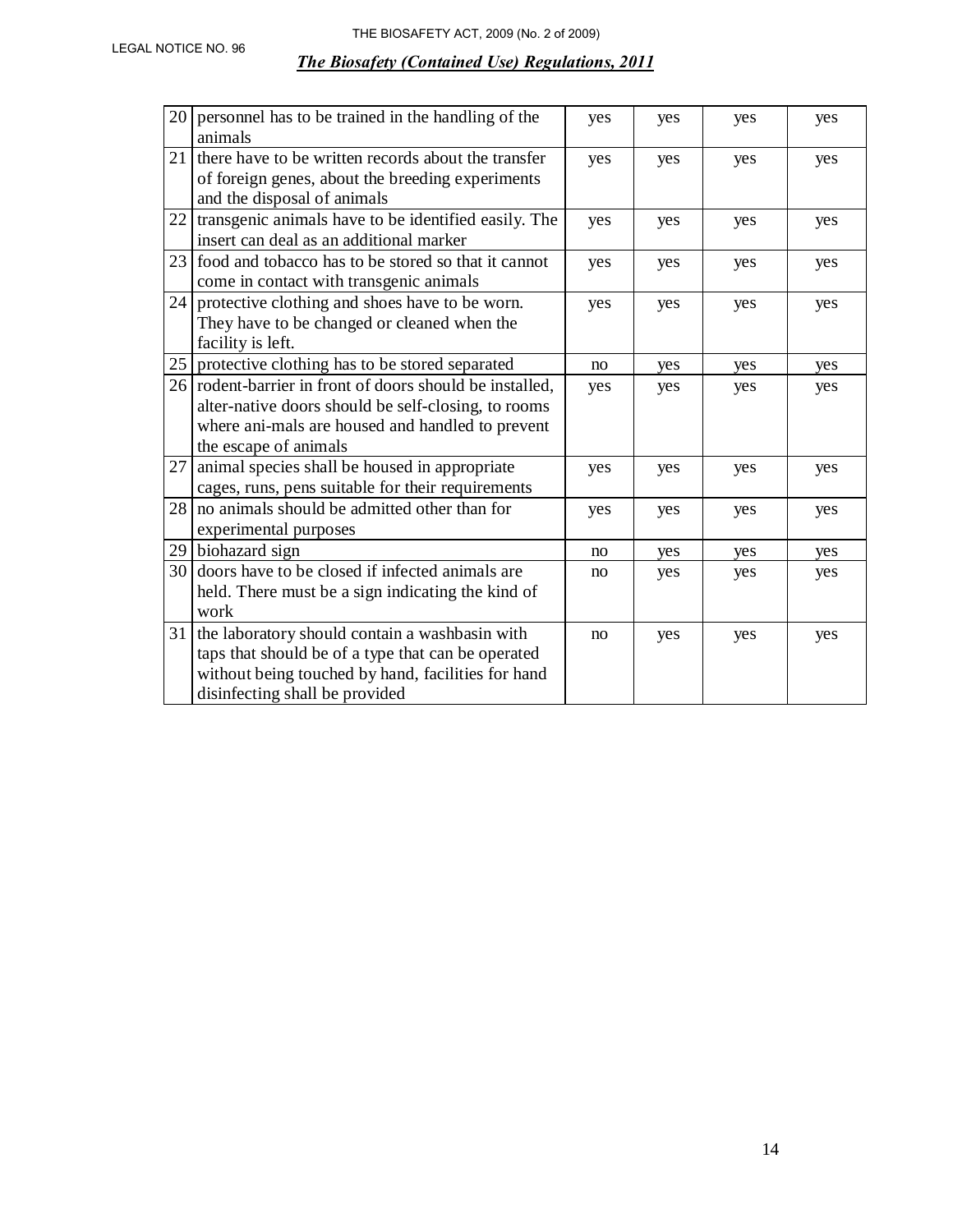| 20 | personnel has to be trained in the handling of the animals | yes | yes | yes | yes |
|---|---|---|---|---|---|
| 21 | there have to be written records about the transfer of foreign genes, about the breeding experiments and the disposal of animals | yes | yes | yes | yes |
| 22 | transgenic animals have to be identified easily. The insert can deal as an additional marker | yes | yes | yes | yes |
| 23 | food and tobacco has to be stored so that it cannot come in contact with transgenic animals | yes | yes | yes | yes |
| 24 | protective clothing and shoes have to be worn. They have to be changed or cleaned when the facility is left. | yes | yes | yes | yes |
| 25 | protective clothing has to be stored separated | no | yes | yes | yes |
| 26 | rodent-barrier in front of doors should be installed, alter-native doors should be self-closing, to rooms where ani-mals are housed and handled to prevent the escape of animals | yes | yes | yes | yes |
| 27 | animal species shall be housed in appropriate cages, runs, pens suitable for their requirements | yes | yes | yes | yes |
| 28 | no animals should be admitted other than for experimental purposes | yes | yes | yes | yes |
| 29 | biohazard sign | no | yes | yes | yes |
| 30 | doors have to be closed if infected animals are held. There must be a sign indicating the kind of work | no | yes | yes | yes |
| 31 | the laboratory should contain a washbasin with taps that should be of a type that can be operated without being touched by hand, facilities for hand disinfecting shall be provided | no | yes | yes | yes |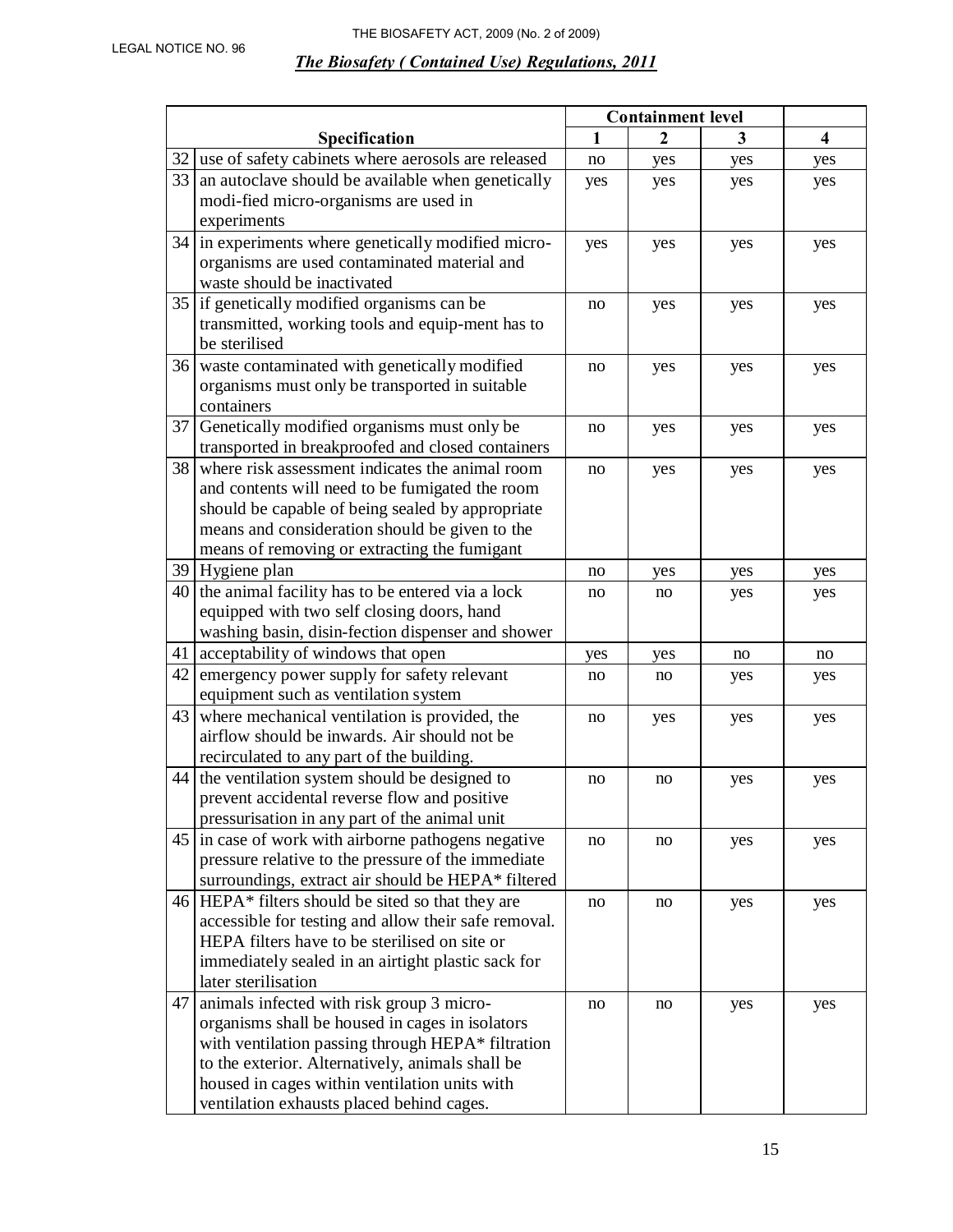| | Specification | Containment level | | | |
|---|---|---|---|---|---|
| | | 1 | 2 | 3 | 4 |
| 32 | use of safety cabinets where aerosols are released | no | yes | yes | yes |
| 33 | an autoclave should be available when genetically modi-fied micro-organisms are used in experiments | yes | yes | yes | yes |
| 34 | in experiments where genetically modified micro-organisms are used contaminated material and waste should be inactivated | yes | yes | yes | yes |
| 35 | if genetically modified organisms can be transmitted, working tools and equip-ment has to be sterilised | no | yes | yes | yes |
| 36 | waste contaminated with genetically modified organisms must only be transported in suitable containers | no | yes | yes | yes |
| 37 | Genetically modified organisms must only be transported in breakproofed and closed containers | no | yes | yes | yes |
| 38 | where risk assessment indicates the animal room and contents will need to be fumigated the room should be capable of being sealed by appropriate means and consideration should be given to the means of removing or extracting the fumigant | no | yes | yes | yes |
| 39 | Hygiene plan | no | yes | yes | yes |
| 40 | the animal facility has to be entered via a lock equipped with two self closing doors, hand washing basin, disin-fection dispenser and shower | no | no | yes | yes |
| 41 | acceptability of windows that open | yes | yes | no | no |
| 42 | emergency power supply for safety relevant equipment such as ventilation system | no | no | yes | yes |
| 43 | where mechanical ventilation is provided, the airflow should be inwards. Air should not be recirculated to any part of the building. | no | yes | yes | yes |
| 44 | the ventilation system should be designed to prevent accidental reverse flow and positive pressurisation in any part of the animal unit | no | no | yes | yes |
| 45 | in case of work with airborne pathogens negative pressure relative to the pressure of the immediate surroundings, extract air should be HEPA* filtered | no | no | yes | yes |
| 46 | HEPA* filters should be sited so that they are accessible for testing and allow their safe removal. HEPA filters have to be sterilised on site or immediately sealed in an airtight plastic sack for later sterilisation | no | no | yes | yes |
| 47 | animals infected with risk group 3 micro-organisms shall be housed in cages in isolators with ventilation passing through HEPA* filtration to the exterior. Alternatively, animals shall be housed in cages within ventilation units with ventilation exhausts placed behind cages. | no | no | yes | yes |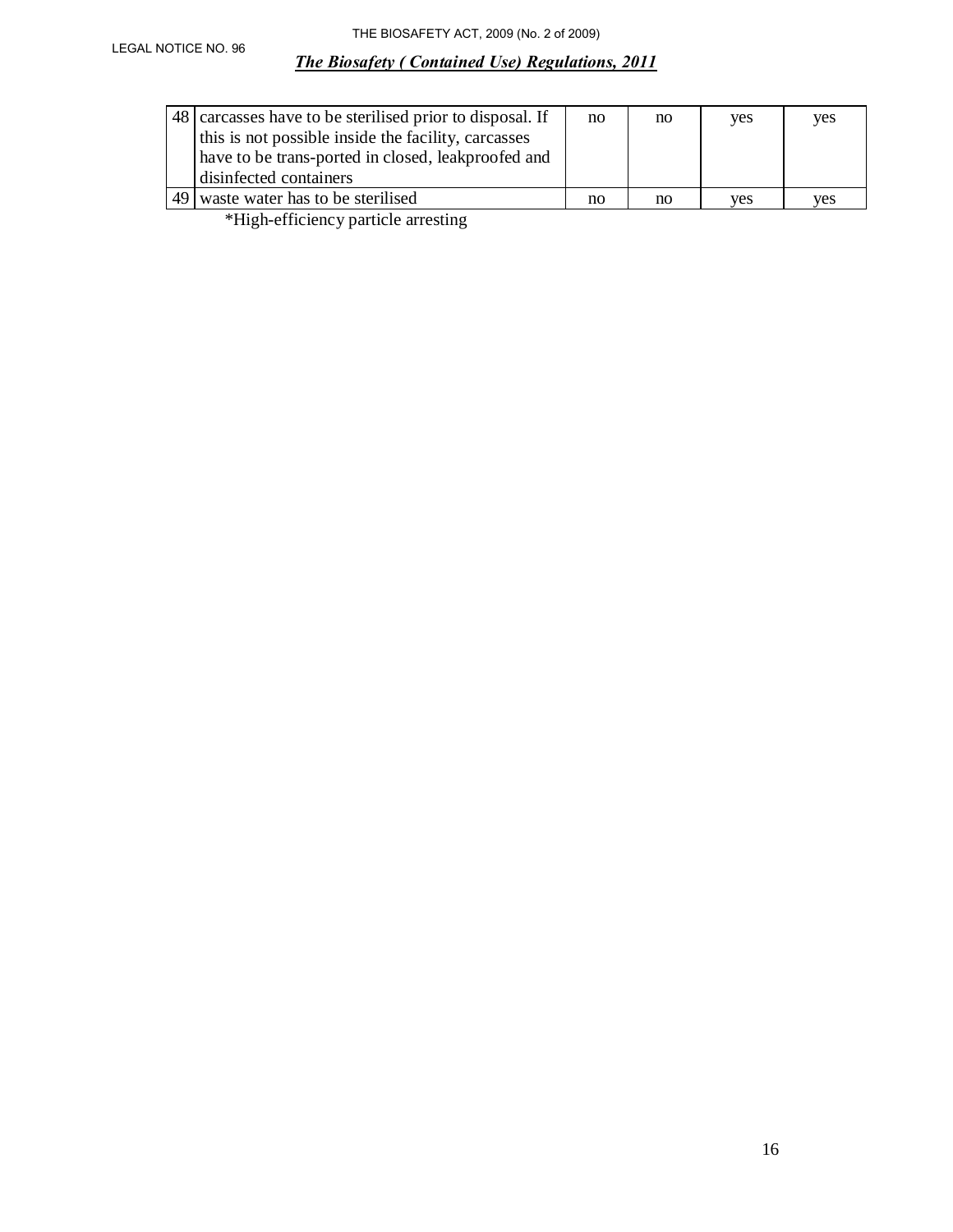| 48 | carcasses have to be sterilised prior to disposal. If this is not possible inside the facility, carcasses have to be trans-ported in closed, leakproofed and disinfected containers | no | no | yes | yes |
|---|---|---|---|---|---|
| 49 | waste water has to be sterilised | no | no | yes | yes |

*High-efficiency particle arresting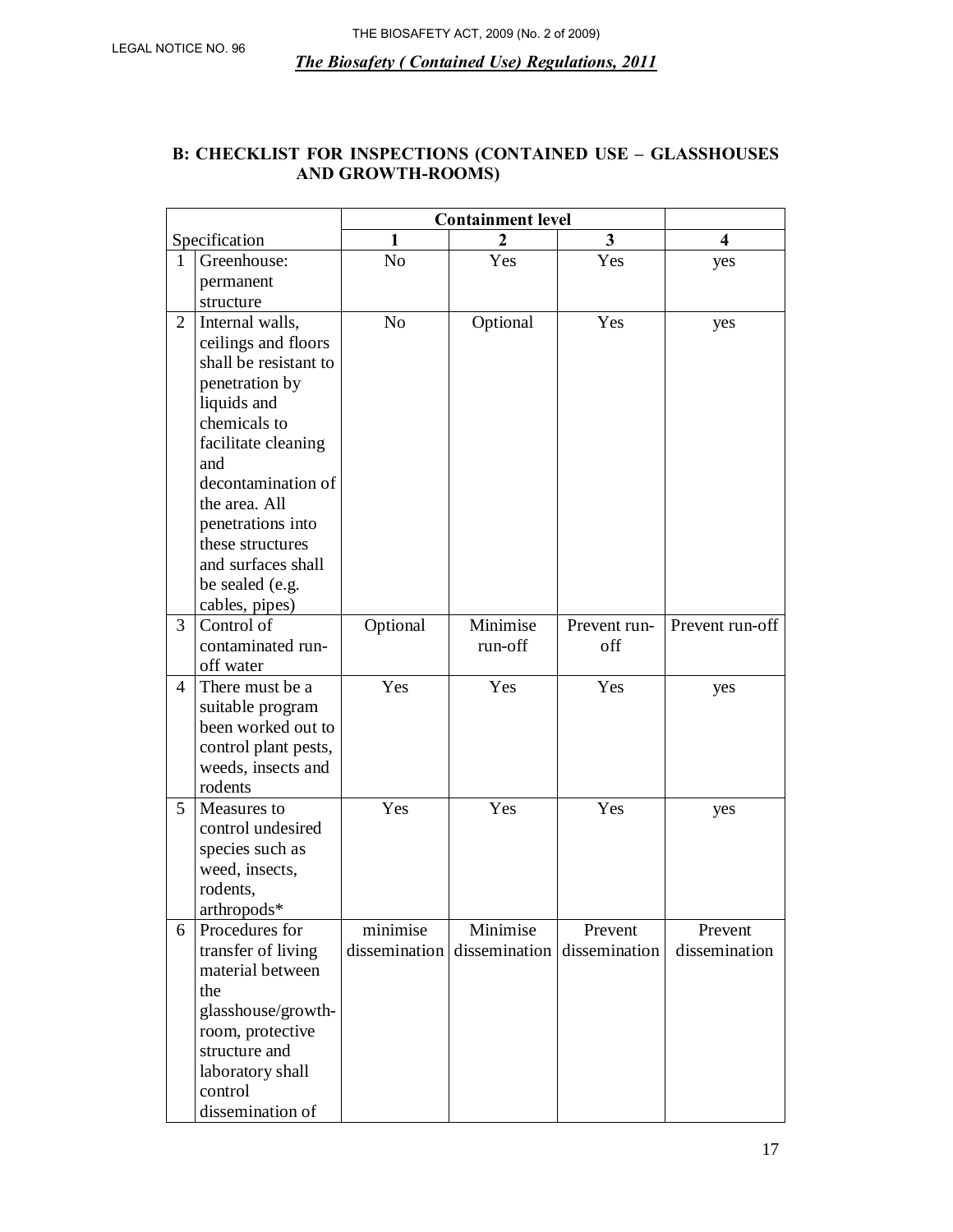## B: CHECKLIST FOR INSPECTIONS (CONTAINED USE – GLASSHOUSES AND GROWTH-ROOMS)

| | Specification | Containment level | | | |
|---|---|---|---|---|---|
| | | 1 | 2 | 3 | 4 |
| 1 | Greenhouse: permanent structure | No | Yes | Yes | yes |
| 2 | Internal walls, ceilings and floors shall be resistant to penetration by liquids and chemicals to facilitate cleaning and decontamination of the area. All penetrations into these structures and surfaces shall be sealed (e.g. cables, pipes) | No | Optional | Yes | yes |
| 3 | Control of contaminated run-off water | Optional | Minimise run-off | Prevent run-off | Prevent run-off |
| 4 | There must be a suitable program been worked out to control plant pests, weeds, insects and rodents | Yes | Yes | Yes | yes |
| 5 | Measures to control undesired species such as weed, insects, rodents, arthropods* | Yes | Yes | Yes | yes |
| 6 | Procedures for transfer of living material between the glasshouse/growth-room, protective structure and laboratory shall control dissemination of | minimise dissemination | Minimise dissemination | Prevent dissemination | Prevent dissemination |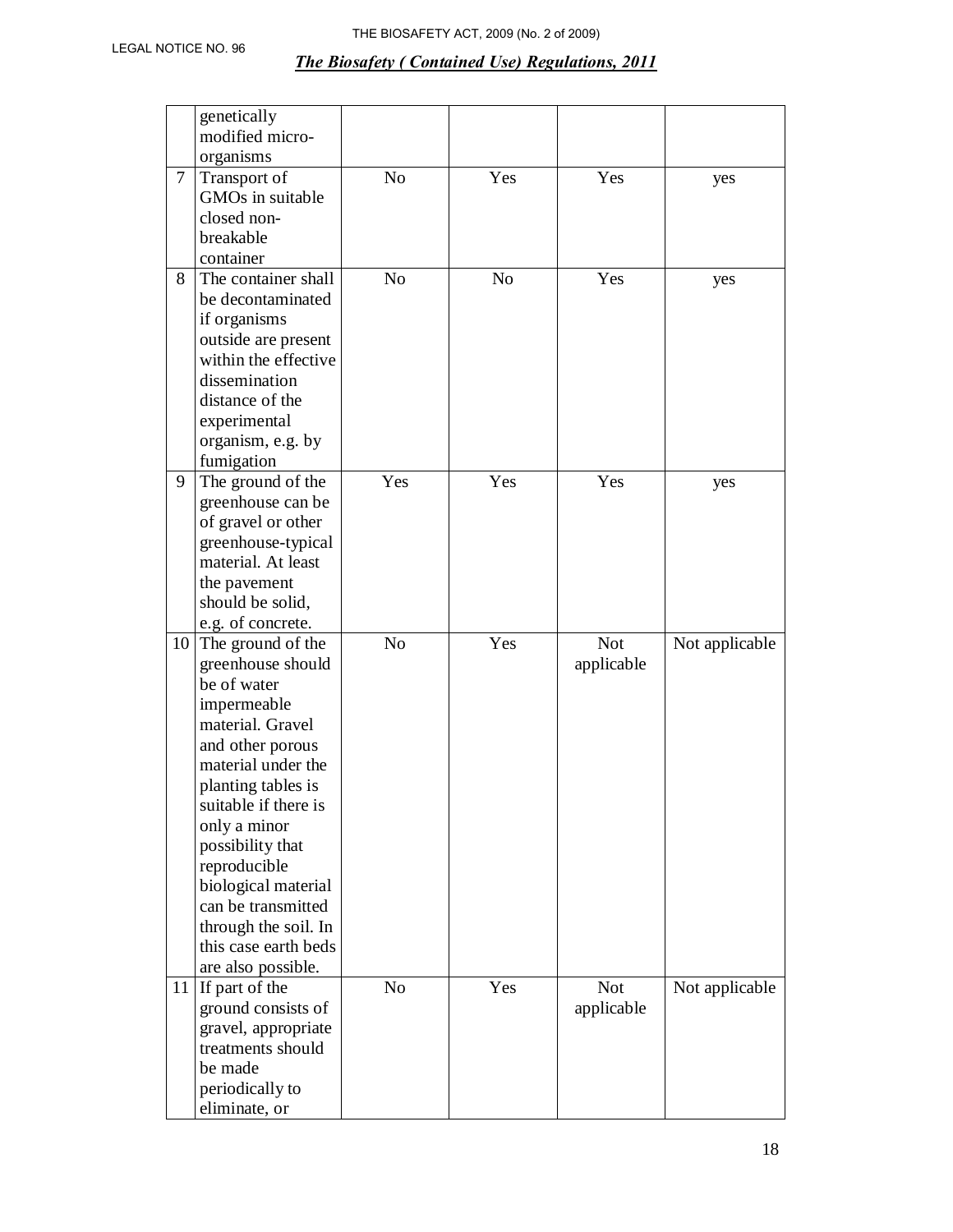| | | | | | |
|---|---|---|---|---|---|
| | genetically modified micro-organisms | | | | |
| 7 | Transport of GMOs in suitable closed non-breakable container | No | Yes | Yes | yes |
| 8 | The container shall be decontaminated if organisms outside are present within the effective dissemination distance of the experimental organism, e.g. by fumigation | No | No | Yes | yes |
| 9 | The ground of the greenhouse can be of gravel or other greenhouse-typical material. At least the pavement should be solid, e.g. of concrete. | Yes | Yes | Yes | yes |
| 10 | The ground of the greenhouse should be of water impermeable material. Gravel and other porous material under the planting tables is suitable if there is only a minor possibility that reproducible biological material can be transmitted through the soil. In this case earth beds are also possible. | No | Yes | Not applicable | Not applicable |
| 11 | If part of the ground consists of gravel, appropriate treatments should be made periodically to eliminate, or | No | Yes | Not applicable | Not applicable |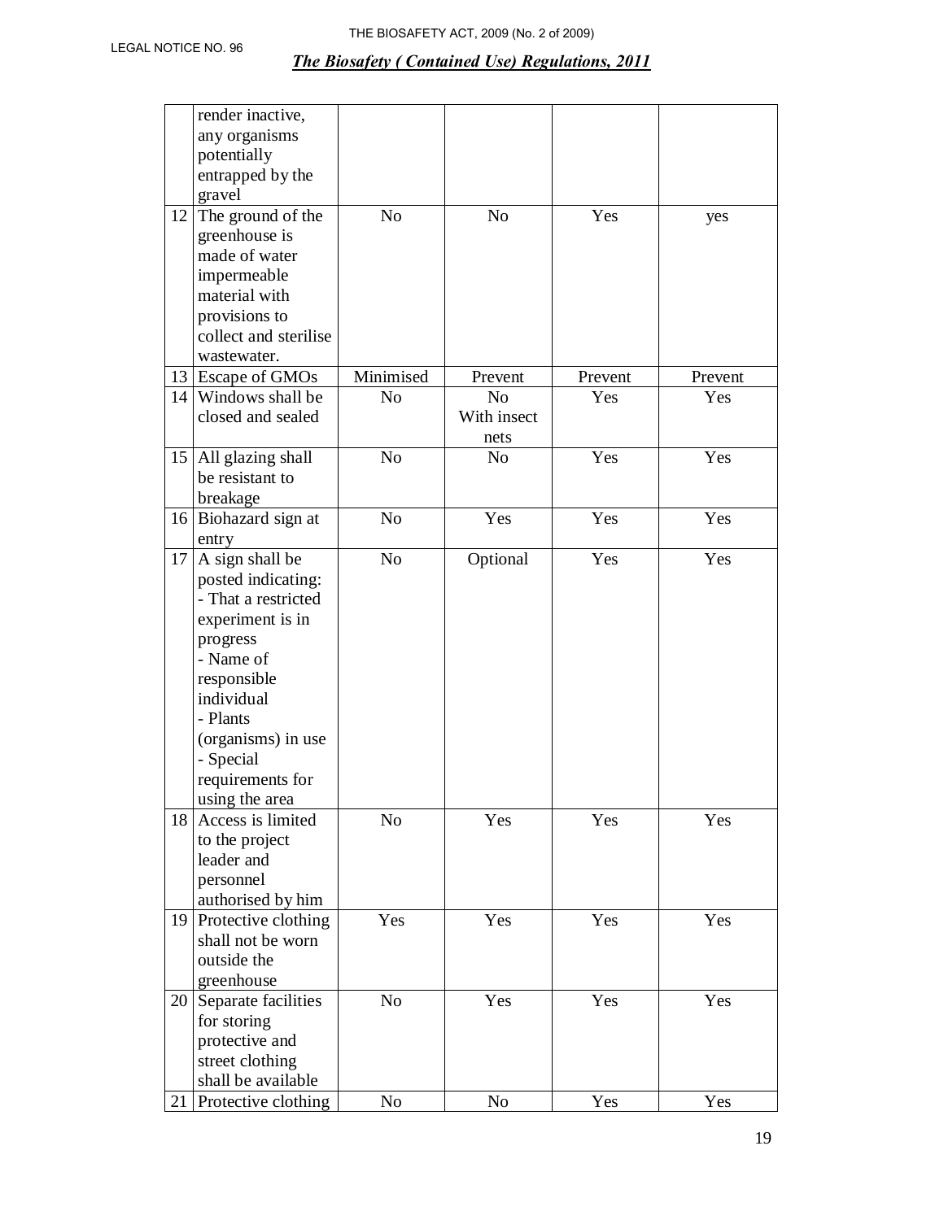| | | | | | |
|---|---|---|---|---|---|
| | render inactive, any organisms potentially entrapped by the gravel | | | | |
| 12 | The ground of the greenhouse is made of water impermeable material with provisions to collect and sterilise wastewater. | No | No | Yes | yes |
| 13 | Escape of GMOs | Minimised | Prevent | Prevent | Prevent |
| 14 | Windows shall be closed and sealed | No | No With insect nets | Yes | Yes |
| 15 | All glazing shall be resistant to breakage | No | No | Yes | Yes |
| 16 | Biohazard sign at entry | No | Yes | Yes | Yes |
| 17 | A sign shall be posted indicating: - That a restricted experiment is in progress - Name of responsible individual - Plants (organisms) in use - Special requirements for using the area | No | Optional | Yes | Yes |
| 18 | Access is limited to the project leader and personnel authorised by him | No | Yes | Yes | Yes |
| 19 | Protective clothing shall not be worn outside the greenhouse | Yes | Yes | Yes | Yes |
| 20 | Separate facilities for storing protective and street clothing shall be available | No | Yes | Yes | Yes |
| 21 | Protective clothing | No | No | Yes | Yes |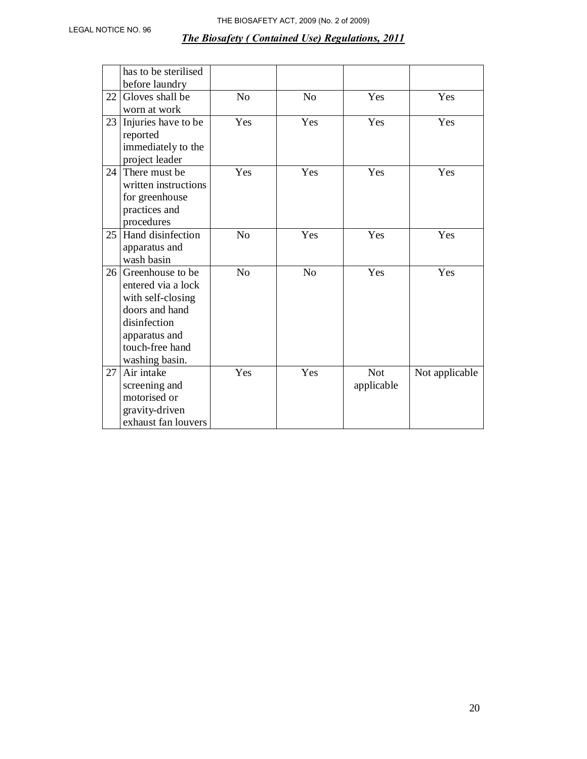|  |  |  |  |  |  |
|---|---|---|---|---|---|
|  | has to be sterilised before laundry |  |  |  |  |
| 22 | Gloves shall be worn at work | No | No | Yes | Yes |
| 23 | Injuries have to be reported immediately to the project leader | Yes | Yes | Yes | Yes |
| 24 | There must be written instructions for greenhouse practices and procedures | Yes | Yes | Yes | Yes |
| 25 | Hand disinfection apparatus and wash basin | No | Yes | Yes | Yes |
| 26 | Greenhouse to be entered via a lock with self-closing doors and hand disinfection apparatus and touch-free hand washing basin. | No | No | Yes | Yes |
| 27 | Air intake screening and motorised or gravity-driven exhaust fan louvers | Yes | Yes | Not applicable | Not applicable |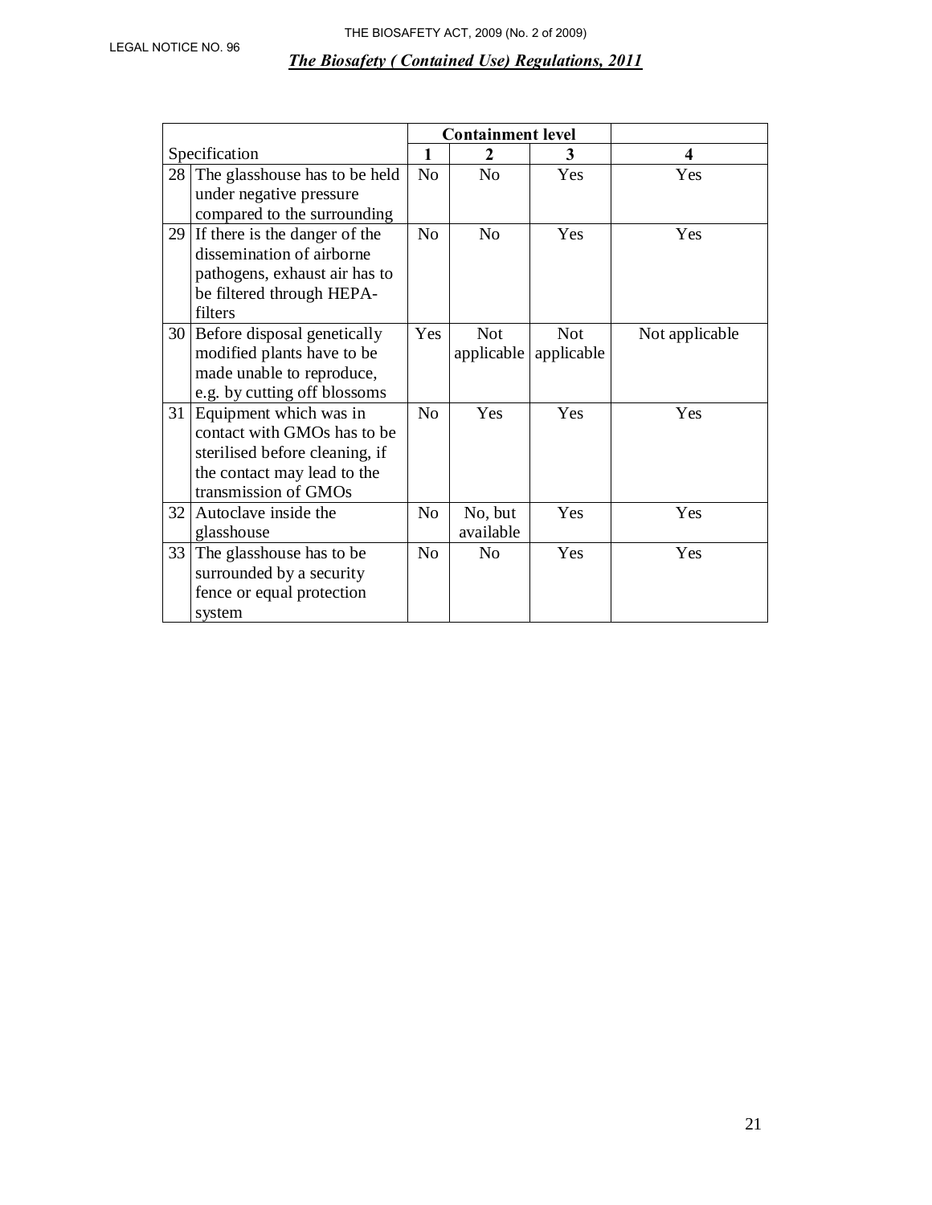| Specification | | Containment level | | | |
|---|---|---|---|---|---|
| | | 1 | 2 | 3 | 4 |
| 28 | The glasshouse has to be held under negative pressure compared to the surrounding | No | No | Yes | Yes |
| 29 | If there is the danger of the dissemination of airborne pathogens, exhaust air has to be filtered through HEPA-filters | No | No | Yes | Yes |
| 30 | Before disposal genetically modified plants have to be made unable to reproduce, e.g. by cutting off blossoms | Yes | Not applicable | Not applicable | Not applicable |
| 31 | Equipment which was in contact with GMOs has to be sterilised before cleaning, if the contact may lead to the transmission of GMOs | No | Yes | Yes | Yes |
| 32 | Autoclave inside the glasshouse | No | No, but available | Yes | Yes |
| 33 | The glasshouse has to be surrounded by a security fence or equal protection system | No | No | Yes | Yes |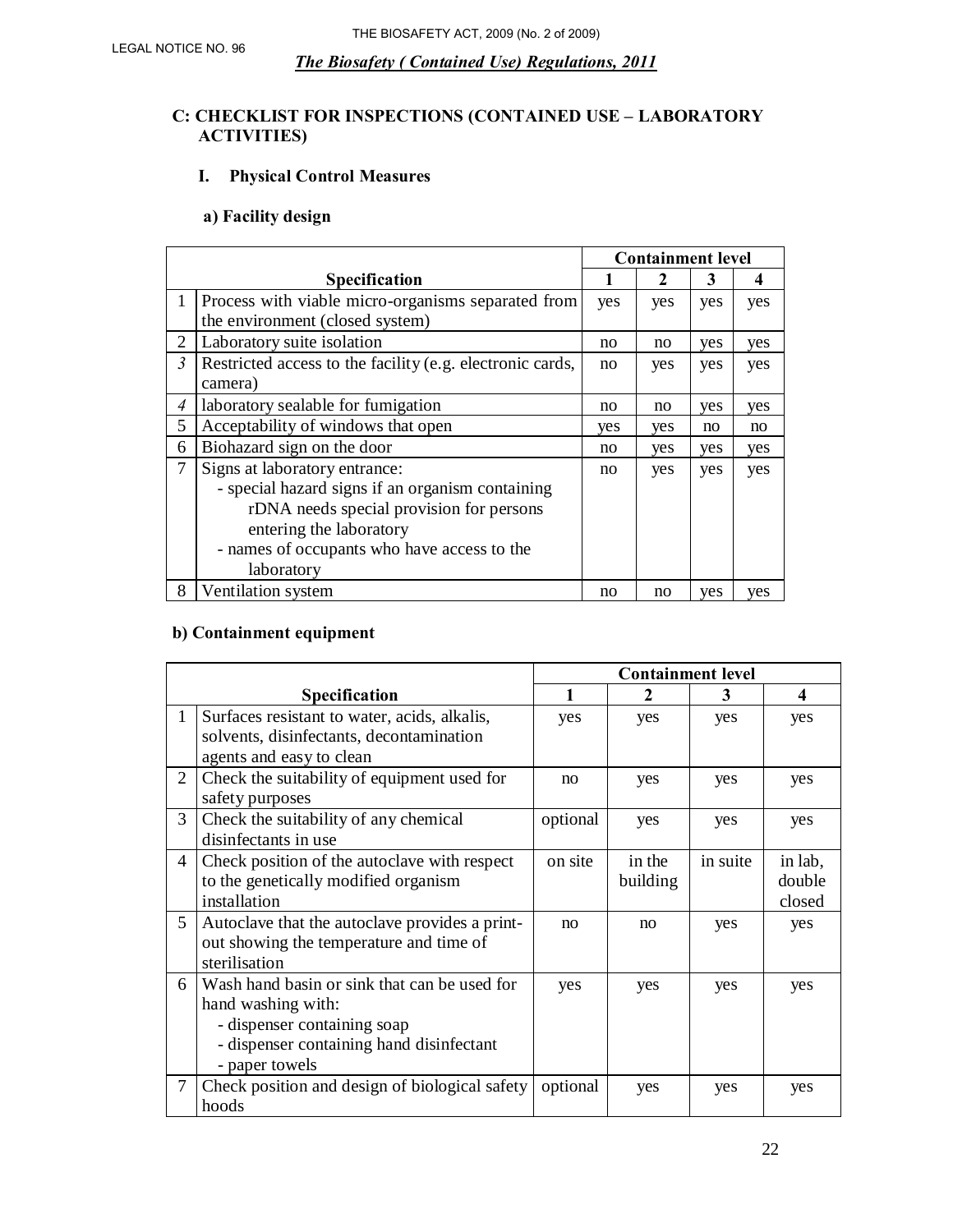## C: CHECKLIST FOR INSPECTIONS (CONTAINED USE – LABORATORY ACTIVITIES)

### I. Physical Control Measures

#### a) Facility design

| | Specification | Containment level | | | |
|---|---|---|---|---|---|
| | | 1 | 2 | 3 | 4 |
| 1 | Process with viable micro-organisms separated from the environment (closed system) | yes | yes | yes | yes |
| 2 | Laboratory suite isolation | no | no | yes | yes |
| *3* | Restricted access to the facility (e.g. electronic cards, camera) | no | yes | yes | yes |
| *4* | laboratory sealable for fumigation | no | no | yes | yes |
| 5 | Acceptability of windows that open | yes | yes | no | no |
| 6 | Biohazard sign on the door | no | yes | yes | yes |
| 7 | Signs at laboratory entrance:<br>- special hazard signs if an organism containing rDNA needs special provision for persons entering the laboratory<br>- names of occupants who have access to the laboratory | no | yes | yes | yes |
| 8 | Ventilation system | no | no | yes | yes |

#### b) Containment equipment

| | Specification | Containment level | | | |
|---|---|---|---|---|---|
| | | 1 | 2 | 3 | 4 |
| 1 | Surfaces resistant to water, acids, alkalis, solvents, disinfectants, decontamination agents and easy to clean | yes | yes | yes | yes |
| 2 | Check the suitability of equipment used for safety purposes | no | yes | yes | yes |
| 3 | Check the suitability of any chemical disinfectants in use | optional | yes | yes | yes |
| 4 | Check position of the autoclave with respect to the genetically modified organism installation | on site | in the building | in suite | in lab, double closed |
| 5 | Autoclave that the autoclave provides a print-out showing the temperature and time of sterilisation | no | no | yes | yes |
| 6 | Wash hand basin or sink that can be used for hand washing with:<br>- dispenser containing soap<br>- dispenser containing hand disinfectant<br>- paper towels | yes | yes | yes | yes |
| 7 | Check position and design of biological safety hoods | optional | yes | yes | yes |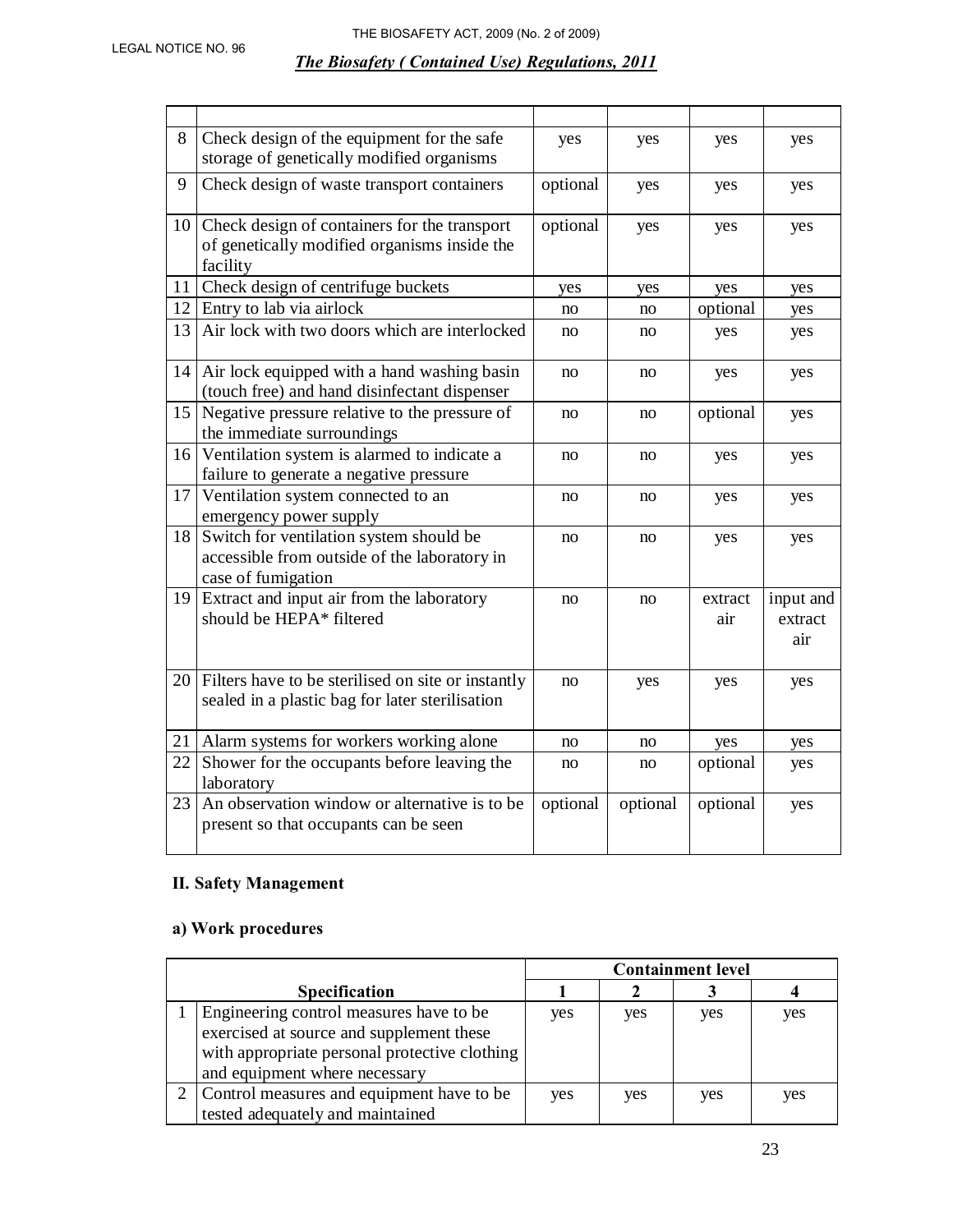| | | | | | |
|---|---|---|---|---|---|
| 8 | Check design of the equipment for the safe storage of genetically modified organisms | yes | yes | yes | yes |
| 9 | Check design of waste transport containers | optional | yes | yes | yes |
| 10 | Check design of containers for the transport of genetically modified organisms inside the facility | optional | yes | yes | yes |
| 11 | Check design of centrifuge buckets | yes | yes | yes | yes |
| 12 | Entry to lab via airlock | no | no | optional | yes |
| 13 | Air lock with two doors which are interlocked | no | no | yes | yes |
| 14 | Air lock equipped with a hand washing basin (touch free) and hand disinfectant dispenser | no | no | yes | yes |
| 15 | Negative pressure relative to the pressure of the immediate surroundings | no | no | optional | yes |
| 16 | Ventilation system is alarmed to indicate a failure to generate a negative pressure | no | no | yes | yes |
| 17 | Ventilation system connected to an emergency power supply | no | no | yes | yes |
| 18 | Switch for ventilation system should be accessible from outside of the laboratory in case of fumigation | no | no | yes | yes |
| 19 | Extract and input air from the laboratory should be HEPA* filtered | no | no | extract air | input and extract air |
| 20 | Filters have to be sterilised on site or instantly sealed in a plastic bag for later sterilisation | no | yes | yes | yes |
| 21 | Alarm systems for workers working alone | no | no | yes | yes |
| 22 | Shower for the occupants before leaving the laboratory | no | no | optional | yes |
| 23 | An observation window or alternative is to be present so that occupants can be seen | optional | optional | optional | yes |

## II. Safety Management

### a) Work procedures

| | Specification | Containment level | | | |
|---|---|---|---|---|---|
| | | 1 | 2 | 3 | 4 |
| 1 | Engineering control measures have to be exercised at source and supplement these with appropriate personal protective clothing and equipment where necessary | yes | yes | yes | yes |
| 2 | Control measures and equipment have to be tested adequately and maintained | yes | yes | yes | yes |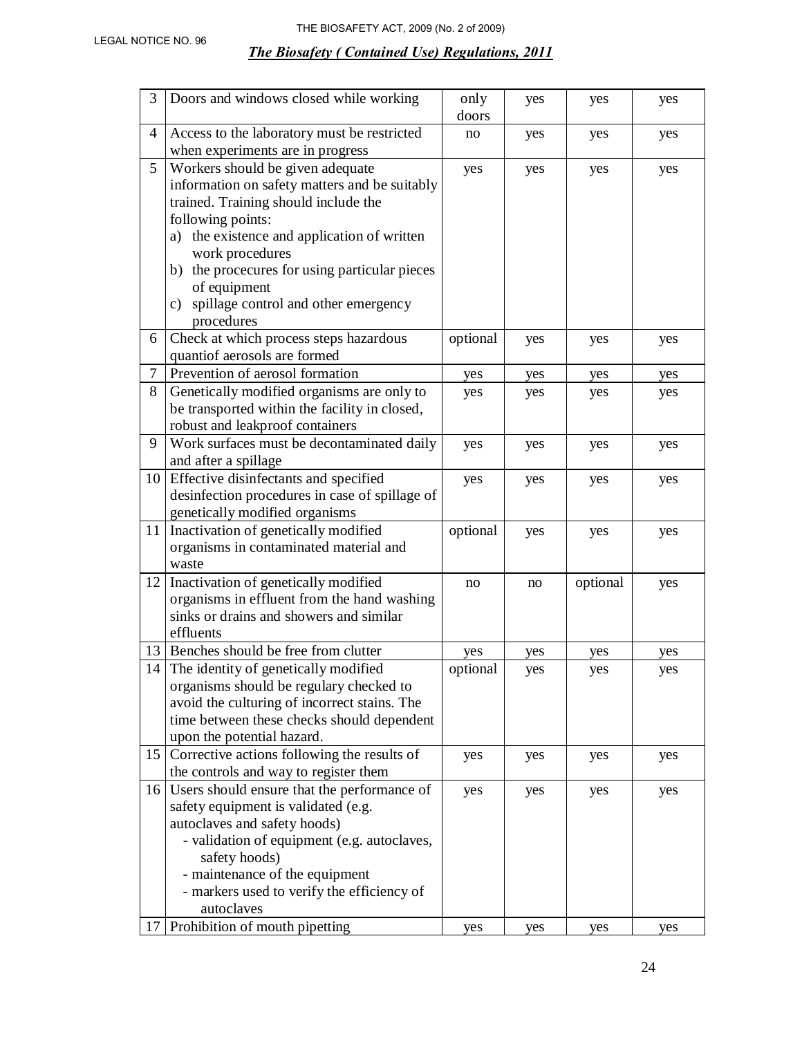| 3 | Doors and windows closed while working | only doors | yes | yes | yes |
|---|---|---|---|---|---|
| 4 | Access to the laboratory must be restricted when experiments are in progress | no | yes | yes | yes |
| 5 | Workers should be given adequate information on safety matters and be suitably trained. Training should include the following points: a) the existence and application of written work procedures b) the procecures for using particular pieces of equipment c) spillage control and other emergency procedures | yes | yes | yes | yes |
| 6 | Check at which process steps hazardous quantiof aerosols are formed | optional | yes | yes | yes |
| 7 | Prevention of aerosol formation | yes | yes | yes | yes |
| 8 | Genetically modified organisms are only to be transported within the facility in closed, robust and leakproof containers | yes | yes | yes | yes |
| 9 | Work surfaces must be decontaminated daily and after a spillage | yes | yes | yes | yes |
| 10 | Effective disinfectants and specified desinfection procedures in case of spillage of genetically modified organisms | yes | yes | yes | yes |
| 11 | Inactivation of genetically modified organisms in contaminated material and waste | optional | yes | yes | yes |
| 12 | Inactivation of genetically modified organisms in effluent from the hand washing sinks or drains and showers and similar effluents | no | no | optional | yes |
| 13 | Benches should be free from clutter | yes | yes | yes | yes |
| 14 | The identity of genetically modified organisms should be regulary checked to avoid the culturing of incorrect stains. The time between these checks should dependent upon the potential hazard. | optional | yes | yes | yes |
| 15 | Corrective actions following the results of the controls and way to register them | yes | yes | yes | yes |
| 16 | Users should ensure that the performance of safety equipment is validated (e.g. autoclaves and safety hoods) - validation of equipment (e.g. autoclaves, safety hoods) - maintenance of the equipment - markers used to verify the efficiency of autoclaves | yes | yes | yes | yes |
| 17 | Prohibition of mouth pipetting | yes | yes | yes | yes |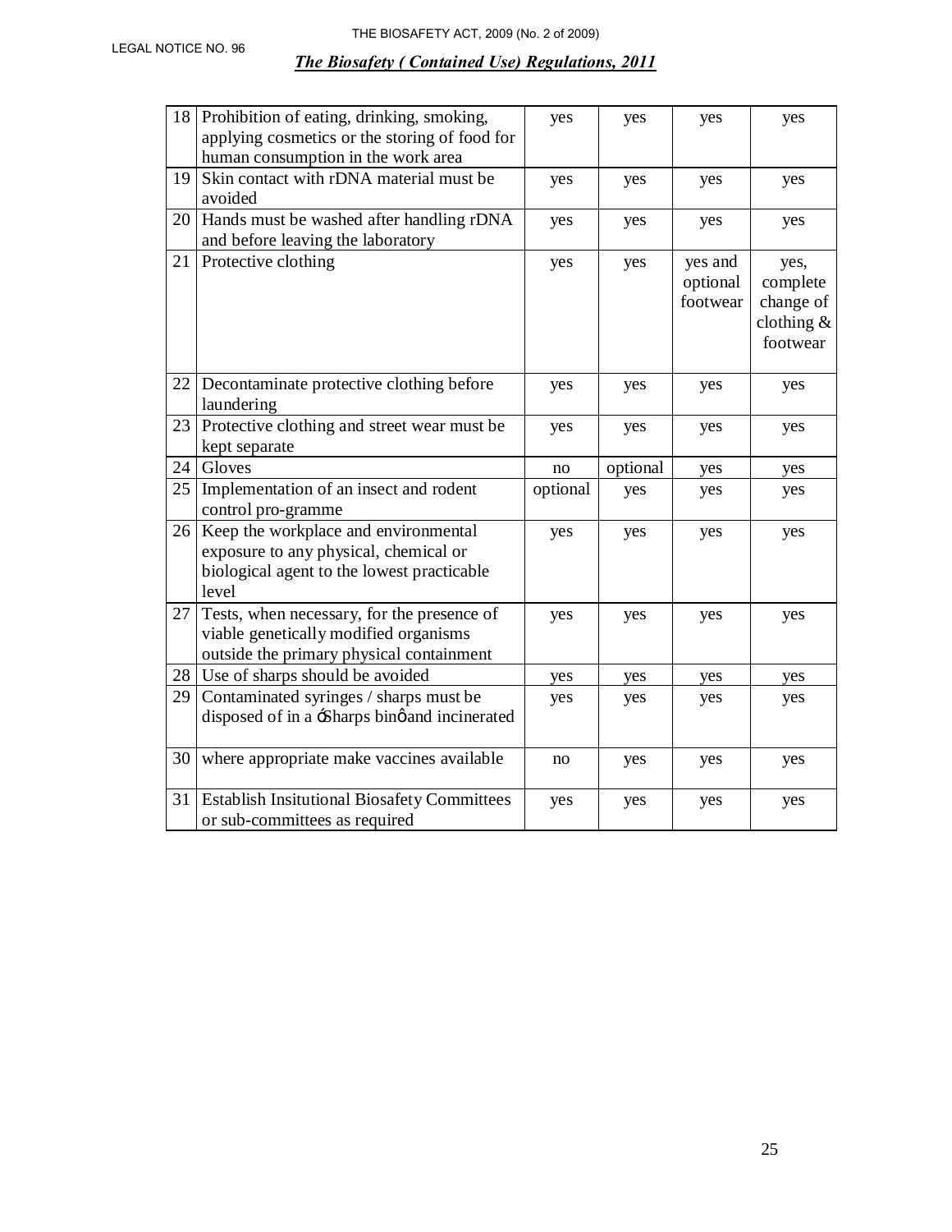| 18 | Prohibition of eating, drinking, smoking, applying cosmetics or the storing of food for human consumption in the work area | yes | yes | yes | yes |
|---|---|---|---|---|---|
| 19 | Skin contact with rDNA material must be avoided | yes | yes | yes | yes |
| 20 | Hands must be washed after handling rDNA and before leaving the laboratory | yes | yes | yes | yes |
| 21 | Protective clothing | yes | yes | yes and optional footwear | yes, complete change of clothing & footwear |
| 22 | Decontaminate protective clothing before laundering | yes | yes | yes | yes |
| 23 | Protective clothing and street wear must be kept separate | yes | yes | yes | yes |
| 24 | Gloves | no | optional | yes | yes |
| 25 | Implementation of an insect and rodent control pro-gramme | optional | yes | yes | yes |
| 26 | Keep the workplace and environmental exposure to any physical, chemical or biological agent to the lowest practicable level | yes | yes | yes | yes |
| 27 | Tests, when necessary, for the presence of viable genetically modified organisms outside the primary physical containment | yes | yes | yes | yes |
| 28 | Use of sharps should be avoided | yes | yes | yes | yes |
| 29 | Contaminated syringes / sharps must be disposed of in a ‘Sharps bin’ and incinerated | yes | yes | yes | yes |
| 30 | where appropriate make vaccines available | no | yes | yes | yes |
| 31 | Establish Insitutional Biosafety Committees or sub-committees as required | yes | yes | yes | yes |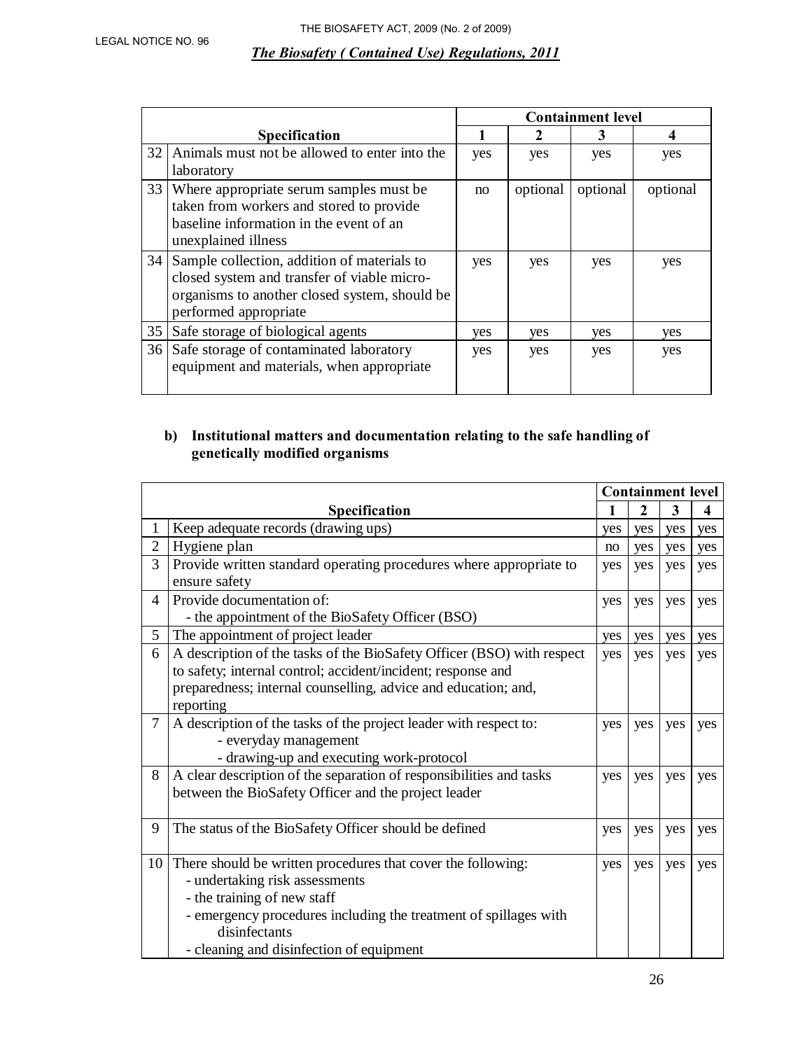| | Specification | Containment level | | | |
|---|---|---|---|---|---|
| | | 1 | 2 | 3 | 4 |
| 32 | Animals must not be allowed to enter into the laboratory | yes | yes | yes | yes |
| 33 | Where appropriate serum samples must be taken from workers and stored to provide baseline information in the event of an unexplained illness | no | optional | optional | optional |
| 34 | Sample collection, addition of materials to closed system and transfer of viable micro-organisms to another closed system, should be performed appropriate | yes | yes | yes | yes |
| 35 | Safe storage of biological agents | yes | yes | yes | yes |
| 36 | Safe storage of contaminated laboratory equipment and materials, when appropriate | yes | yes | yes | yes |

**b) Institutional matters and documentation relating to the safe handling of genetically modified organisms**

| | Specification | Containment level | | | |
|---|---|---|---|---|---|
| | | 1 | 2 | 3 | 4 |
| 1 | Keep adequate records (drawing ups) | yes | yes | yes | yes |
| 2 | Hygiene plan | no | yes | yes | yes |
| 3 | Provide written standard operating procedures where appropriate to ensure safety | yes | yes | yes | yes |
| 4 | Provide documentation of:<br>- the appointment of the BioSafety Officer (BSO) | yes | yes | yes | yes |
| 5 | The appointment of project leader | yes | yes | yes | yes |
| 6 | A description of the tasks of the BioSafety Officer (BSO) with respect to safety; internal control; accident/incident; response and preparedness; internal counselling, advice and education; and, reporting | yes | yes | yes | yes |
| 7 | A description of the tasks of the project leader with respect to:<br>- everyday management<br>- drawing-up and executing work-protocol | yes | yes | yes | yes |
| 8 | A clear description of the separation of responsibilities and tasks between the BioSafety Officer and the project leader | yes | yes | yes | yes |
| 9 | The status of the BioSafety Officer should be defined | yes | yes | yes | yes |
| 10 | There should be written procedures that cover the following:<br>- undertaking risk assessments<br>- the training of new staff<br>- emergency procedures including the treatment of spillages with disinfectants<br>- cleaning and disinfection of equipment | yes | yes | yes | yes |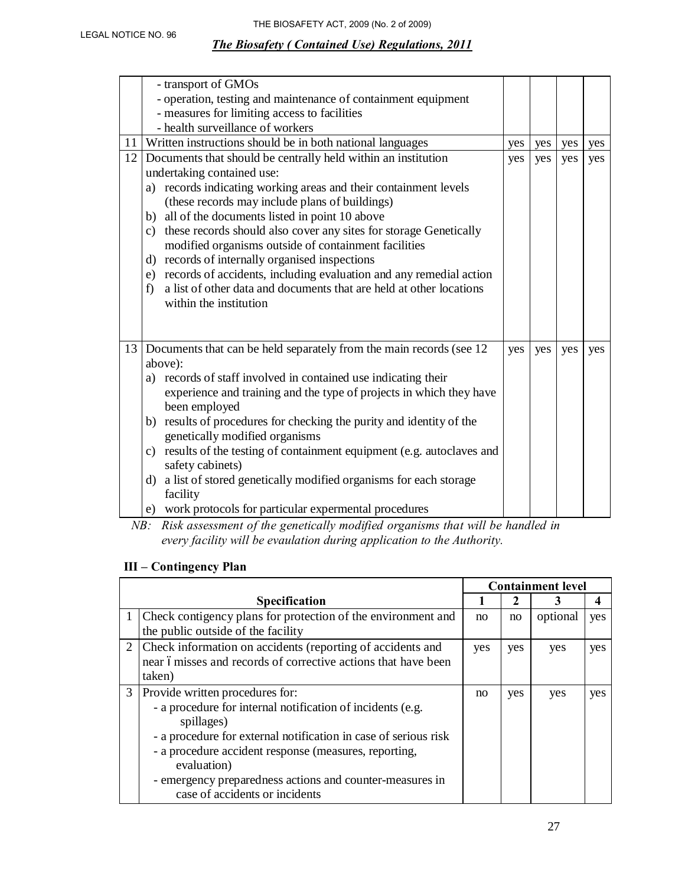|  |  |  |  |  |  |
|---|---|---|---|---|---|
|  | - transport of GMOs<br>- operation, testing and maintenance of containment equipment<br>- measures for limiting access to facilities<br>- health surveillance of workers |  |  |  |  |
| 11 | Written instructions should be in both national languages | yes | yes | yes | yes |
| 12 | Documents that should be centrally held within an institution undertaking contained use:<br>a) records indicating working areas and their containment levels (these records may include plans of buildings)<br>b) all of the documents listed in point 10 above<br>c) these records should also cover any sites for storage Genetically modified organisms outside of containment facilities<br>d) records of internally organised inspections<br>e) records of accidents, including evaluation and any remedial action<br>f) a list of other data and documents that are held at other locations within the institution | yes | yes | yes | yes |
| 13 | Documents that can be held separately from the main records (see 12 above):<br>a) records of staff involved in contained use indicating their experience and training and the type of projects in which they have been employed<br>b) results of procedures for checking the purity and identity of the genetically modified organisms<br>c) results of the testing of containment equipment (e.g. autoclaves and safety cabinets)<br>d) a list of stored genetically modified organisms for each storage facility<br>e) work protocols for particular expermental procedures | yes | yes | yes | yes |

*NB: Risk assessment of the genetically modified organisms that will be handled in every facility will be evaulation during application to the Authority.*

## III – Contingency Plan

|  | **Specification** | **Containment level** |  |  |  |
|---|---|---|---|---|---|
|  |  | **1** | **2** | **3** | **4** |
| 1 | Check contigency plans for protection of the environment and the public outside of the facility | no | no | optional | yes |
| 2 | Check information on accidents (reporting of accidents and near – misses and records of corrective actions that have been taken) | yes | yes | yes | yes |
| 3 | Provide written procedures for:<br>- a procedure for internal notification of incidents (e.g. spillages)<br>- a procedure for external notification in case of serious risk<br>- a procedure accident response (measures, reporting, evaluation)<br>- emergency preparedness actions and counter-measures in case of accidents or incidents | no | yes | yes | yes |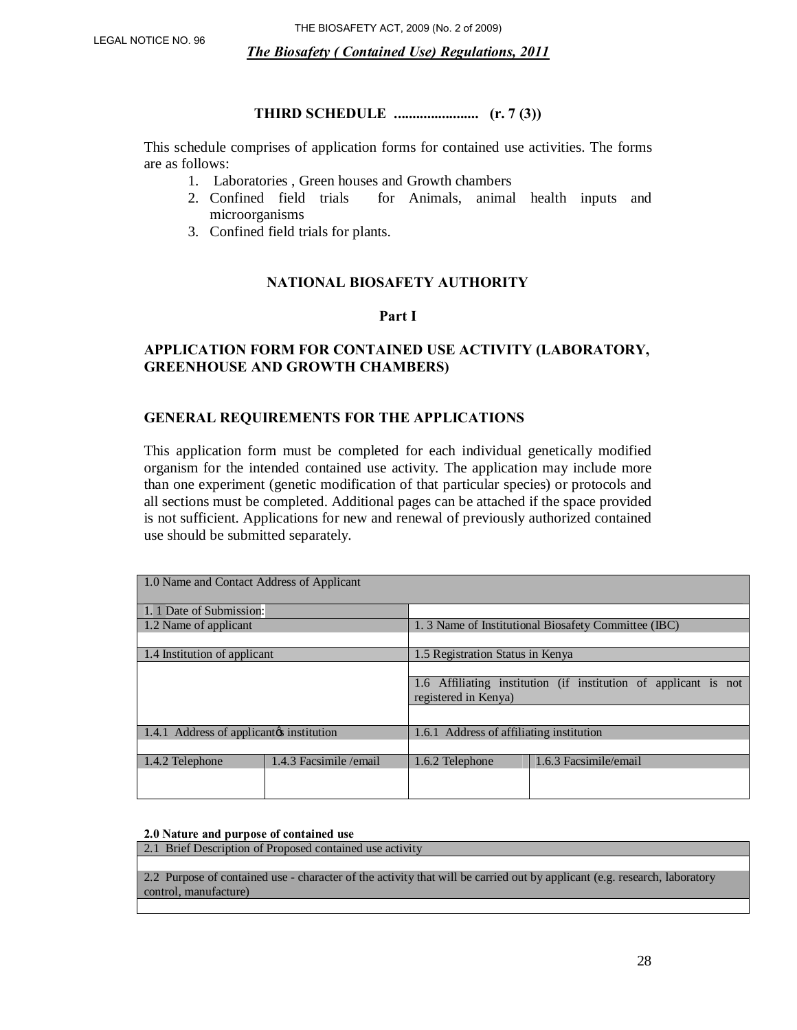# THIRD SCHEDULE ....................... (r. 7 (3))

This schedule comprises of application forms for contained use activities. The forms are as follows:

1. Laboratories , Green houses and Growth chambers
2. Confined field trials for Animals, animal health inputs and microorganisms
3. Confined field trials for plants.

## NATIONAL BIOSAFETY AUTHORITY

### Part I

### APPLICATION FORM FOR CONTAINED USE ACTIVITY (LABORATORY, GREENHOUSE AND GROWTH CHAMBERS)

### GENERAL REQUIREMENTS FOR THE APPLICATIONS

This application form must be completed for each individual genetically modified organism for the intended contained use activity. The application may include more than one experiment (genetic modification of that particular species) or protocols and all sections must be completed. Additional pages can be attached if the space provided is not sufficient. Applications for new and renewal of previously authorized contained use should be submitted separately.

| 1.0 Name and Contact Address of Applicant | | | |
|---|---|---|---|
| 1. 1 Date of Submission: | | | |
| 1.2 Name of applicant | | 1. 3 Name of Institutional Biosafety Committee (IBC) | |
| | | | |
| 1.4 Institution of applicant | | 1.5 Registration Status in Kenya | |
| | | | |
| | | 1.6 Affiliating institution (if institution of applicant is not registered in Kenya) | |
| | | | |
| 1.4.1 Address of applicant's institution | | 1.6.1 Address of affiliating institution | |
| | | | |
| 1.4.2 Telephone | 1.4.3 Facsimile /email | 1.6.2 Telephone | 1.6.3 Facsimile/email |
| | | | |

**2.0 Nature and purpose of contained use**

| 2.1 Brief Description of Proposed contained use activity |
|---|
| |
| 2.2 Purpose of contained use - character of the activity that will be carried out by applicant (e.g. research, laboratory control, manufacture) |
| |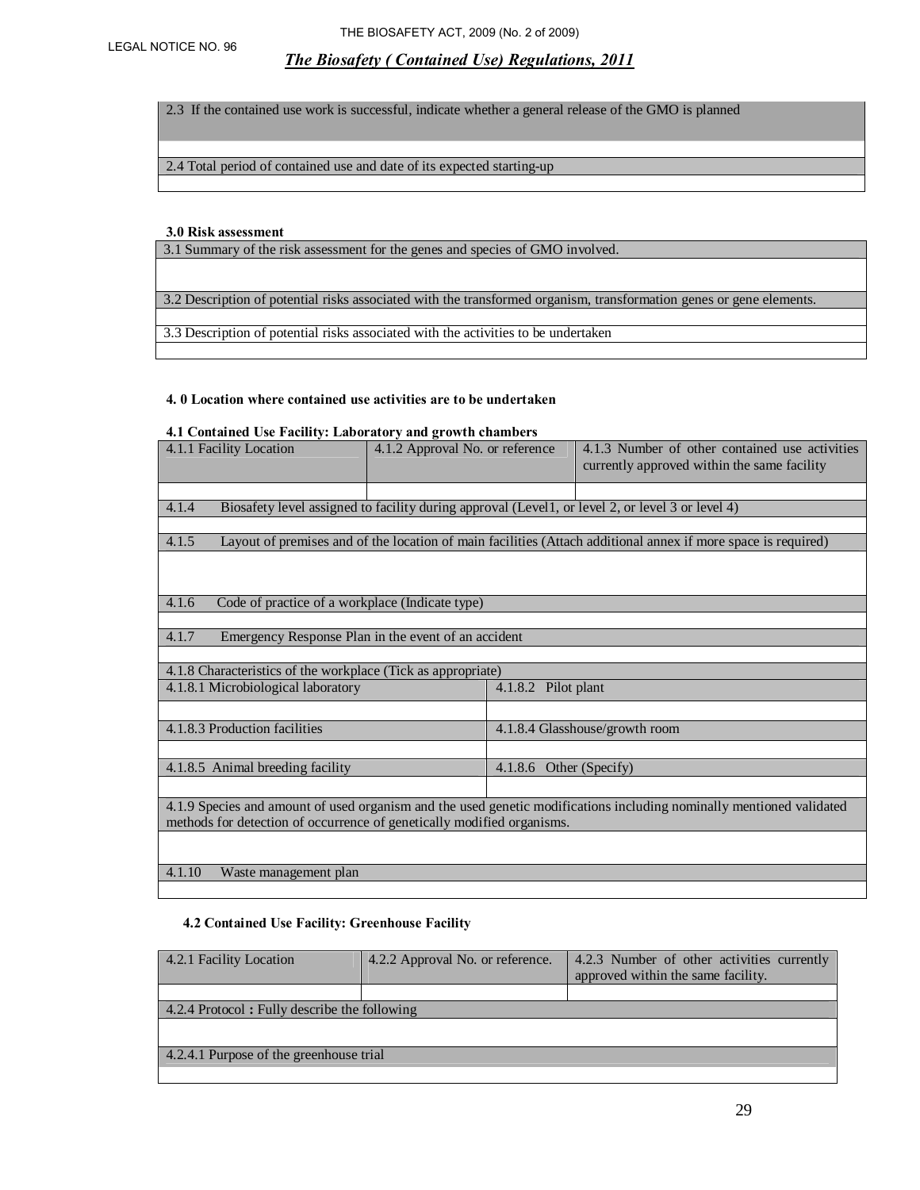| 2.3 If the contained use work is successful, indicate whether a general release of the GMO is planned |
|---|
| |
| 2.4 Total period of contained use and date of its expected starting-up |
| |

**3.0 Risk assessment**

| 3.1 Summary of the risk assessment for the genes and species of GMO involved. |
|---|
| |
| 3.2 Description of potential risks associated with the transformed organism, transformation genes or gene elements. |
| |
| 3.3 Description of potential risks associated with the activities to be undertaken |
| |

**4. 0 Location where contained use activities are to be undertaken**

**4.1 Contained Use Facility: Laboratory and growth chambers**

| 4.1.1 Facility Location | 4.1.2 Approval No. or reference | 4.1.3 Number of other contained use activities currently approved within the same facility |
|---|---|---|
| | | |
| 4.1.4 Biosafety level assigned to facility during approval (Level1, or level 2, or level 3 or level 4) | | |
| | | |
| 4.1.5 Layout of premises and of the location of main facilities (Attach additional annex if more space is required) | | |
| | | |
| 4.1.6 Code of practice of a workplace (Indicate type) | | |
| | | |
| 4.1.7 Emergency Response Plan in the event of an accident | | |
| | | |
| 4.1.8 Characteristics of the workplace (Tick as appropriate) | | |
| 4.1.8.1 Microbiological laboratory | 4.1.8.2 Pilot plant | |
| | | |
| 4.1.8.3 Production facilities | 4.1.8.4 Glasshouse/growth room | |
| | | |
| 4.1.8.5 Animal breeding facility | 4.1.8.6 Other (Specify) | |
| | | |
| 4.1.9 Species and amount of used organism and the used genetic modifications including nominally mentioned validated methods for detection of occurrence of genetically modified organisms. | | |
| | | |
| 4.1.10 Waste management plan | | |
| | | |

**4.2 Contained Use Facility: Greenhouse Facility**

| 4.2.1 Facility Location | 4.2.2 Approval No. or reference. | 4.2.3 Number of other activities currently approved within the same facility. |
|---|---|---|
| | | |
| 4.2.4 Protocol **:** Fully describe the following | | |
| | | |
| 4.2.4.1 Purpose of the greenhouse trial | | |
| | | |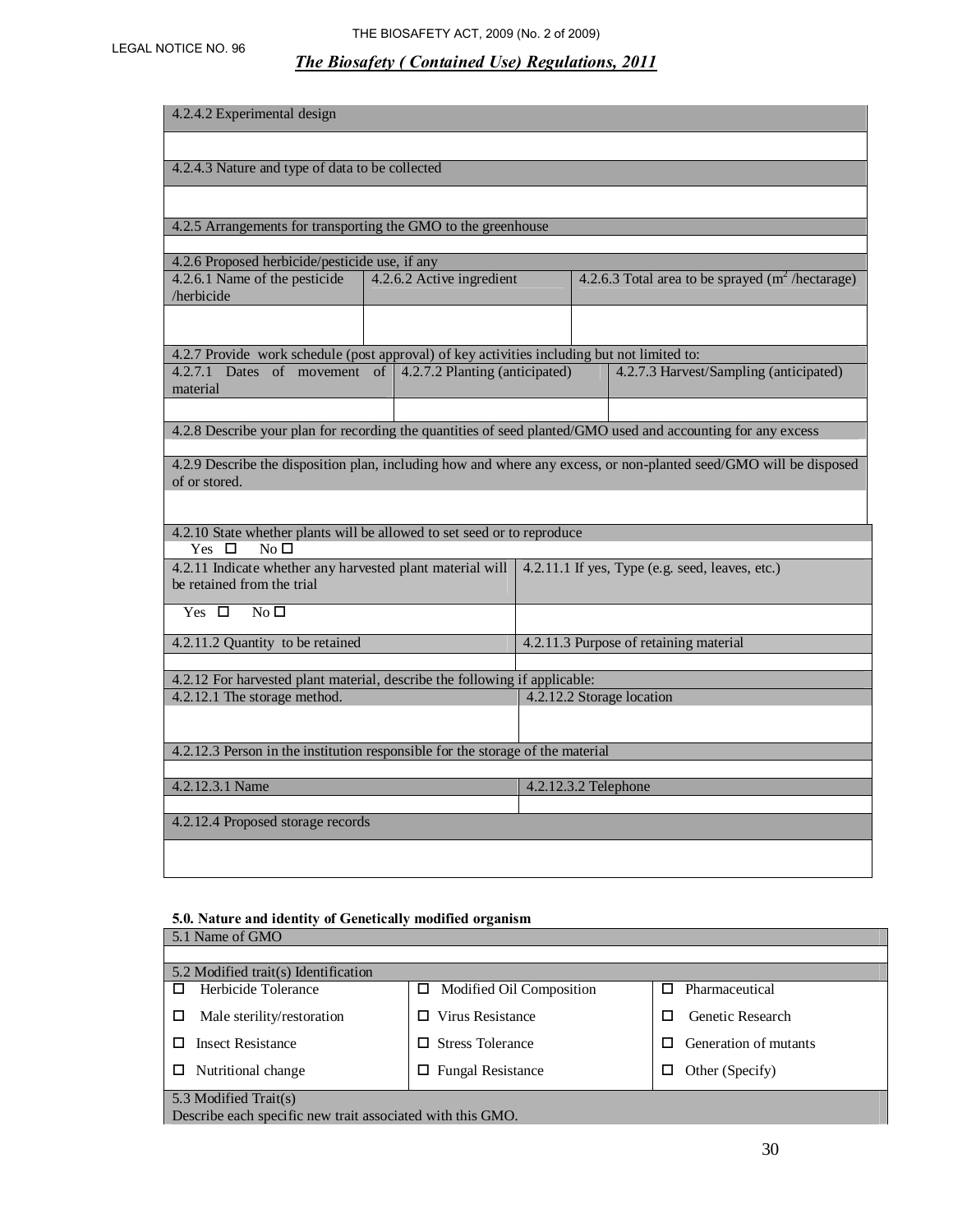| 4.2.4.2 Experimental design | | |
|---|---|---|
| | | |
| 4.2.4.3 Nature and type of data to be collected | | |
| | | |
| 4.2.5 Arrangements for transporting the GMO to the greenhouse | | |
| | | |
| 4.2.6 Proposed herbicide/pesticide use, if any | | |
| 4.2.6.1 Name of the pesticide /herbicide | 4.2.6.2 Active ingredient | 4.2.6.3 Total area to be sprayed ($m^2$ /hectarage) |
| | | |
| 4.2.7 Provide work schedule (post approval) of key activities including but not limited to: | | |
| 4.2.7.1 Dates of movement of material | 4.2.7.2 Planting (anticipated) | 4.2.7.3 Harvest/Sampling (anticipated) |
| | | |
| 4.2.8 Describe your plan for recording the quantities of seed planted/GMO used and accounting for any excess | | |
| | | |
| 4.2.9 Describe the disposition plan, including how and where any excess, or non-planted seed/GMO will be disposed of or stored. | | |
| | | |

| 4.2.10 State whether plants will be allowed to set seed or to reproduce | |
|---|---|
| Yes ☐ No ☐ | |
| 4.2.11 Indicate whether any harvested plant material will be retained from the trial | 4.2.11.1 If yes, Type (e.g. seed, leaves, etc.) |
| Yes ☐ No ☐ | |
| 4.2.11.2 Quantity to be retained | 4.2.11.3 Purpose of retaining material |
| | |
| 4.2.12 For harvested plant material, describe the following if applicable: | |
| 4.2.12.1 The storage method. | 4.2.12.2 Storage location |
| | |
| 4.2.12.3 Person in the institution responsible for the storage of the material | |
| | |
| 4.2.12.3.1 Name | 4.2.12.3.2 Telephone |
| | |
| 4.2.12.4 Proposed storage records | |
| | |

**5.0. Nature and identity of Genetically modified organism**

| 5.1 Name of GMO | | |
|---|---|---|
| | | |
| 5.2 Modified trait(s) Identification | | |
| ☐ Herbicide Tolerance | ☐ Modified Oil Composition | ☐ Pharmaceutical |
| ☐ Male sterility/restoration | ☐ Virus Resistance | ☐ Genetic Research |
| ☐ Insect Resistance | ☐ Stress Tolerance | ☐ Generation of mutants |
| ☐ Nutritional change | ☐ Fungal Resistance | ☐ Other (Specify) |
| 5.3 Modified Trait(s)<br>Describe each specific new trait associated with this GMO. | | |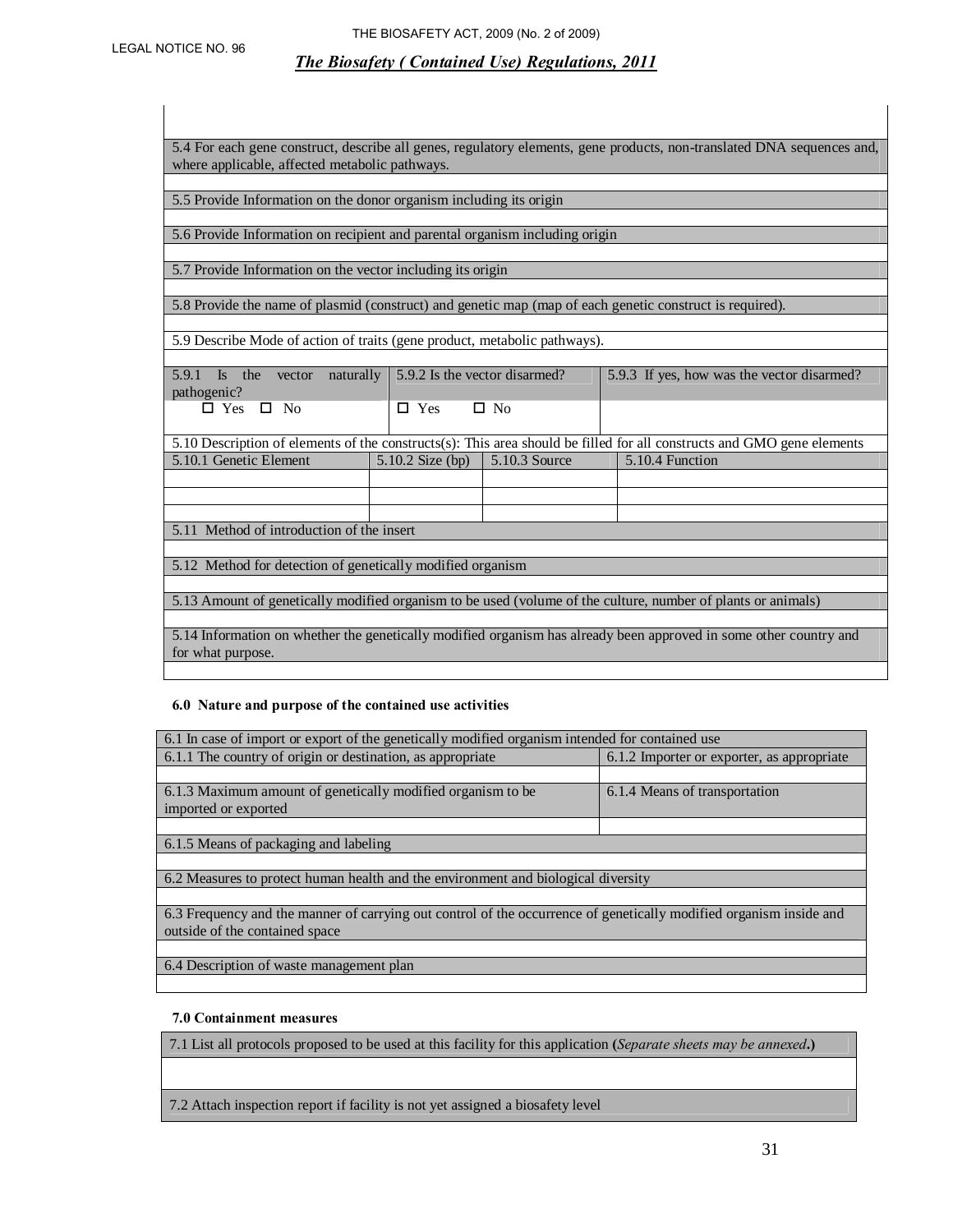| 5.4 For each gene construct, describe all genes, regulatory elements, gene products, non-translated DNA sequences and, where applicable, affected metabolic pathways. |
|---|
| |
| 5.5 Provide Information on the donor organism including its origin |
| |
| 5.6 Provide Information on recipient and parental organism including origin |
| |
| 5.7 Provide Information on the vector including its origin |
| |
| 5.8 Provide the name of plasmid (construct) and genetic map (map of each genetic construct is required). |
| |
| 5.9 Describe Mode of action of traits (gene product, metabolic pathways). |
| |

| 5.9.1 Is the vector naturally pathogenic? | 5.9.2 Is the vector disarmed? | 5.9.3 If yes, how was the vector disarmed? |
|---|---|---|
| ☐ Yes ☐ No | ☐ Yes ☐ No | |

| 5.10 Description of elements of the constructs(s): This area should be filled for all constructs and GMO gene elements | | | |
|---|---|---|---|
| 5.10.1 Genetic Element | 5.10.2 Size (bp) | 5.10.3 Source | 5.10.4 Function |
| | | | |
| | | | |
| | | | |

| 5.11 Method of introduction of the insert |
|---|
| |
| 5.12 Method for detection of genetically modified organism |
| |
| 5.13 Amount of genetically modified organism to be used (volume of the culture, number of plants or animals) |
| |
| 5.14 Information on whether the genetically modified organism has already been approved in some other country and for what purpose. |
| |

**6.0 Nature and purpose of the contained use activities**

| 6.1 In case of import or export of the genetically modified organism intended for contained use | |
|---|---|
| 6.1.1 The country of origin or destination, as appropriate | 6.1.2 Importer or exporter, as appropriate |
| | |
| 6.1.3 Maximum amount of genetically modified organism to be imported or exported | 6.1.4 Means of transportation |
| | |
| 6.1.5 Means of packaging and labeling | |
| | |
| 6.2 Measures to protect human health and the environment and biological diversity | |
| | |
| 6.3 Frequency and the manner of carrying out control of the occurrence of genetically modified organism inside and outside of the contained space | |
| | |
| 6.4 Description of waste management plan | |
| | |

**7.0 Containment measures**

| 7.1 List all protocols proposed to be used at this facility for this application **(***Separate sheets may be annexed***.)** |
|---|
| |
| 7.2 Attach inspection report if facility is not yet assigned a biosafety level |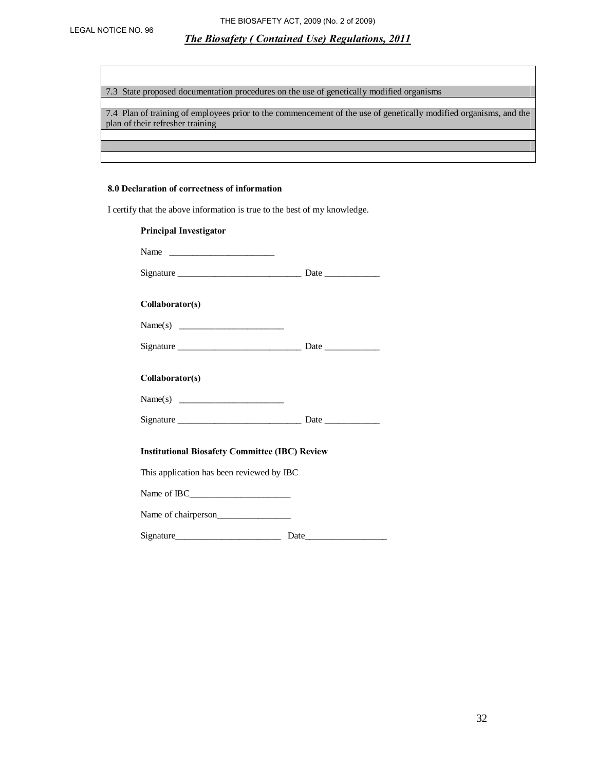| |
|---|
| |
| 7.3 State proposed documentation procedures on the use of genetically modified organisms |
| |
| 7.4 Plan of training of employees prior to the commencement of the use of genetically modified organisms, and the plan of their refresher training |
| |
| |
| |

**8.0 Declaration of correctness of information**

I certify that the above information is true to the best of my knowledge.

**Principal Investigator**

Name _______________________

Signature ___________________________ Date ____________

**Collaborator(s)**

Name(s) _______________________

Signature ___________________________ Date ____________

**Collaborator(s)**

Name(s) _______________________

Signature ___________________________ Date ____________

**Institutional Biosafety Committee (IBC) Review**

This application has been reviewed by IBC

Name of IBC______________________

Name of chairperson________________

Signature_______________________ Date_________________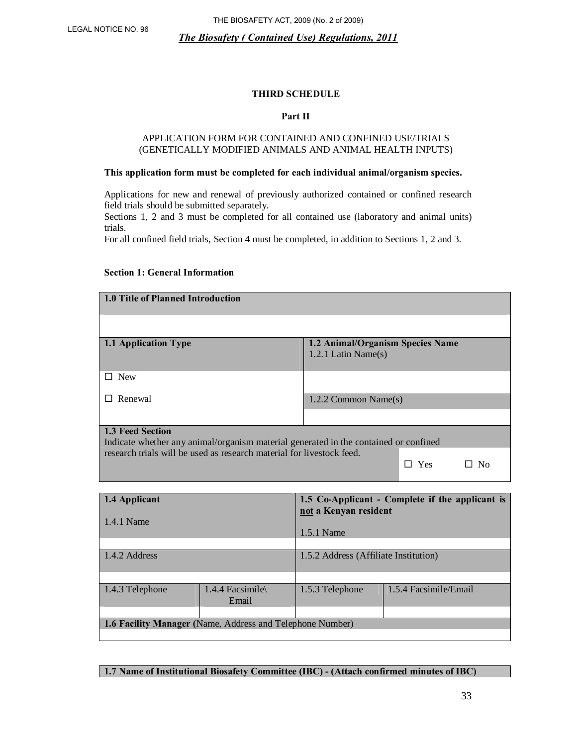THE BIOSAFETY ACT, 2009 (No. 2 of 2009)

LEGAL NOTICE NO. 96

***The Biosafety ( Contained Use) Regulations, 2011***

**THIRD SCHEDULE**

**Part II**

APPLICATION FORM FOR CONTAINED AND CONFINED USE/TRIALS
(GENETICALLY MODIFIED ANIMALS AND ANIMAL HEALTH INPUTS)

**This application form must be completed for each individual animal/organism species.**

Applications for new and renewal of previously authorized contained or confined research field trials should be submitted separately.
Sections 1, 2 and 3 must be completed for all contained use (laboratory and animal units) trials.
For all confined field trials, Section 4 must be completed, in addition to Sections 1, 2 and 3.

**Section 1: General Information**

| **1.0 Title of Planned Introduction** | | |
|---|---|---|
| | | |
| **1.1 Application Type** | **1.2 Animal/Organism Species Name** 1.2.1 Latin Name(s) | |
| ☐ New | | |
| ☐ Renewal | 1.2.2 Common Name(s) | |
| | | |
| **1.3 Feed Section** Indicate whether any animal/organism material generated in the contained or confined research trials will be used as research material for livestock feed. | ☐ Yes | ☐ No |

| **1.4 Applicant** 1.4.1 Name | | **1.5 Co-Applicant - Complete if the applicant is not a Kenyan resident** 1.5.1 Name | |
|---|---|---|---|
| | | | |
| 1.4.2 Address | | 1.5.2 Address (Affiliate Institution) | |
| | | | |
| 1.4.3 Telephone | 1.4.4 Facsimile\ Email | 1.5.3 Telephone | 1.5.4 Facsimile/Email |
| | | | |
| **1.6 Facility Manager (**Name, Address and Telephone Number) | | | |
| | | | |

| **1.7 Name of Institutional Biosafety Committee (IBC) - (Attach confirmed minutes of IBC)** |
|---|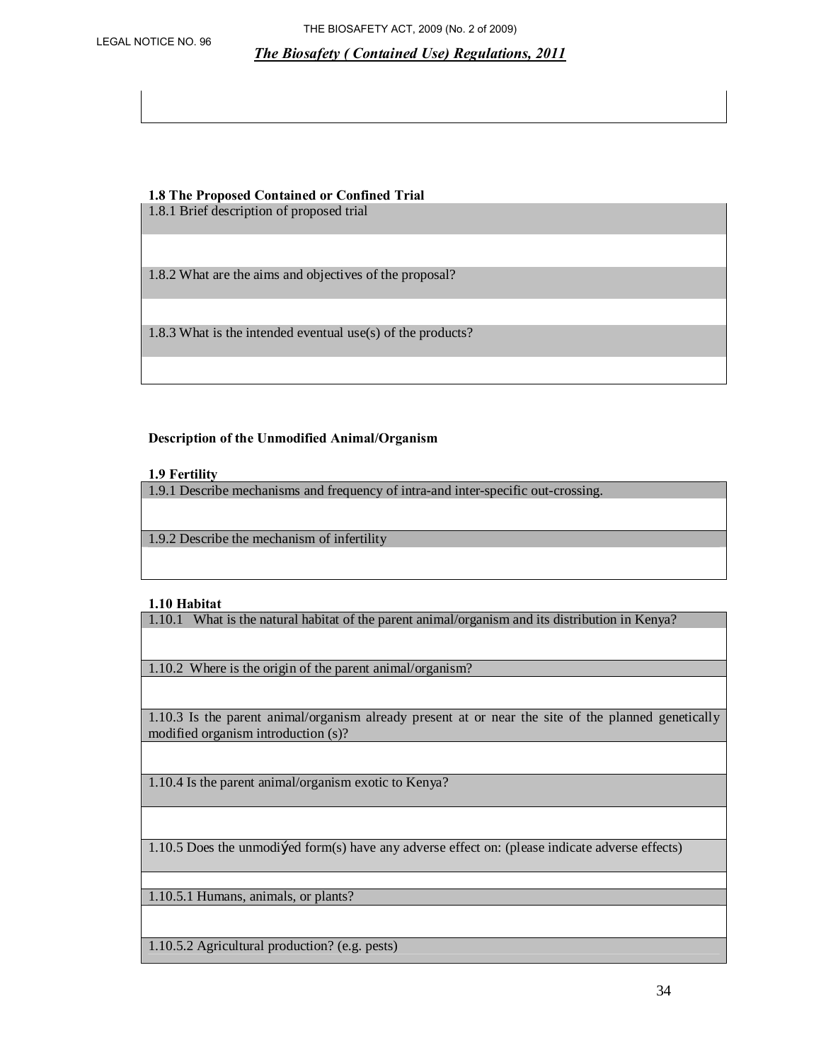### 1.8 The Proposed Contained or Confined Trial

| 1.8.1 Brief description of proposed trial |
|---|
| |
| 1.8.2 What are the aims and objectives of the proposal? |
| |
| 1.8.3 What is the intended eventual use(s) of the products? |
| |

**Description of the Unmodified Animal/Organism**

### 1.9 Fertility

| 1.9.1 Describe mechanisms and frequency of intra-and inter-specific out-crossing. |
|---|
| |
| 1.9.2 Describe the mechanism of infertility |
| |

### 1.10 Habitat

| 1.10.1 What is the natural habitat of the parent animal/organism and its distribution in Kenya? |
|---|
| |
| 1.10.2 Where is the origin of the parent animal/organism? |
| |
| 1.10.3 Is the parent animal/organism already present at or near the site of the planned genetically modified organism introduction (s)? |
| |
| 1.10.4 Is the parent animal/organism exotic to Kenya? |
| |
| 1.10.5 Does the unmodiÿed form(s) have any adverse effect on: (please indicate adverse effects) |
| |
| 1.10.5.1 Humans, animals, or plants? |
| |
| 1.10.5.2 Agricultural production? (e.g. pests) |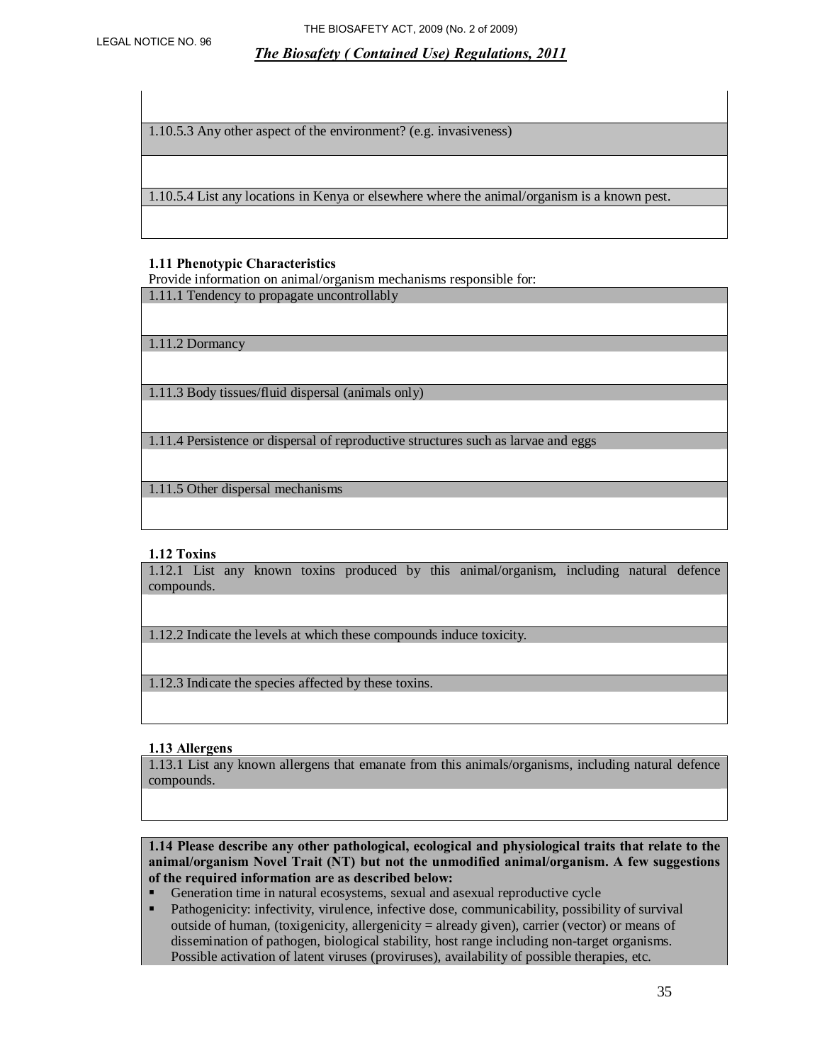1.10.5.3 Any other aspect of the environment? (e.g. invasiveness)

1.10.5.4 List any locations in Kenya or elsewhere where the animal/organism is a known pest.

**1.11 Phenotypic Characteristics**

Provide information on animal/organism mechanisms responsible for:

1.11.1 Tendency to propagate uncontrollably

1.11.2 Dormancy

1.11.3 Body tissues/fluid dispersal (animals only)

1.11.4 Persistence or dispersal of reproductive structures such as larvae and eggs

1.11.5 Other dispersal mechanisms

**1.12 Toxins**

1.12.1 List any known toxins produced by this animal/organism, including natural defence compounds.

1.12.2 Indicate the levels at which these compounds induce toxicity.

1.12.3 Indicate the species affected by these toxins.

**1.13 Allergens**

1.13.1 List any known allergens that emanate from this animals/organisms, including natural defence compounds.

**1.14 Please describe any other pathological, ecological and physiological traits that relate to the animal/organism Novel Trait (NT) but not the unmodified animal/organism. A few suggestions of the required information are as described below:**

- Generation time in natural ecosystems, sexual and asexual reproductive cycle
- Pathogenicity: infectivity, virulence, infective dose, communicability, possibility of survival outside of human, (toxigenicity, allergenicity = already given), carrier (vector) or means of dissemination of pathogen, biological stability, host range including non-target organisms. Possible activation of latent viruses (proviruses), availability of possible therapies, etc.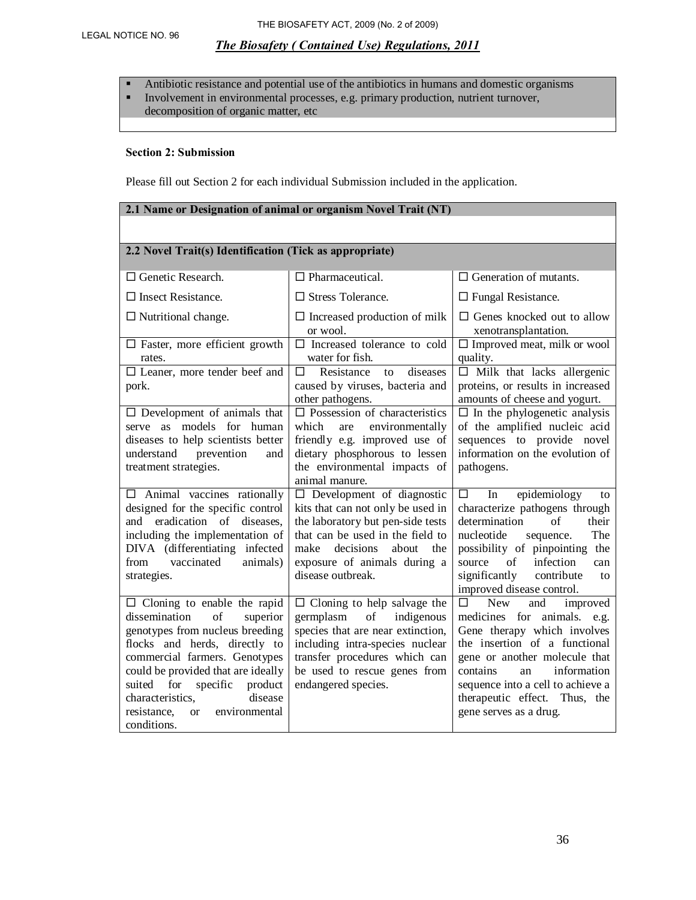- Antibiotic resistance and potential use of the antibiotics in humans and domestic organisms
- Involvement in environmental processes, e.g. primary production, nutrient turnover, decomposition of organic matter, etc

**Section 2: Submission**

Please fill out Section 2 for each individual Submission included in the application.

| **2.1 Name or Designation of animal or organism Novel Trait (NT)** | | |
|---|---|---|
| | | |
| **2.2 Novel Trait(s) Identification (Tick as appropriate)** | | |
| ☐ Genetic Research. | ☐ Pharmaceutical. | ☐ Generation of mutants. |
| ☐ Insect Resistance. | ☐ Stress Tolerance. | ☐ Fungal Resistance. |
| ☐ Nutritional change. | ☐ Increased production of milk or wool. | ☐ Genes knocked out to allow xenotransplantation. |
| ☐ Faster, more efficient growth rates. | ☐ Increased tolerance to cold water for fish. | ☐ Improved meat, milk or wool quality. |
| ☐ Leaner, more tender beef and pork. | ☐ Resistance to diseases caused by viruses, bacteria and other pathogens. | ☐ Milk that lacks allergenic proteins, or results in increased amounts of cheese and yogurt. |
| ☐ Development of animals that serve as models for human diseases to help scientists better understand prevention and treatment strategies. | ☐ Possession of characteristics which are environmentally friendly e.g. improved use of dietary phosphorous to lessen the environmental impacts of animal manure. | ☐ In the phylogenetic analysis of the amplified nucleic acid sequences to provide novel information on the evolution of pathogens. |
| ☐ Animal vaccines rationally designed for the specific control and eradication of diseases, including the implementation of DIVA (differentiating infected from vaccinated animals) strategies. | ☐ Development of diagnostic kits that can not only be used in the laboratory but pen-side tests that can be used in the field to make decisions about the exposure of animals during a disease outbreak. | ☐ In epidemiology to characterize pathogens through determination of their nucleotide sequence. The possibility of pinpointing the source of infection can significantly contribute to improved disease control. |
| ☐ Cloning to enable the rapid dissemination of superior genotypes from nucleus breeding flocks and herds, directly to commercial farmers. Genotypes could be provided that are ideally suited for specific product characteristics, disease resistance, or environmental conditions. | ☐ Cloning to help salvage the germplasm of indigenous species that are near extinction, including intra-species nuclear transfer procedures which can be used to rescue genes from endangered species. | ☐ New and improved medicines for animals. e.g. Gene therapy which involves the insertion of a functional gene or another molecule that contains an information sequence into a cell to achieve a therapeutic effect. Thus, the gene serves as a drug. |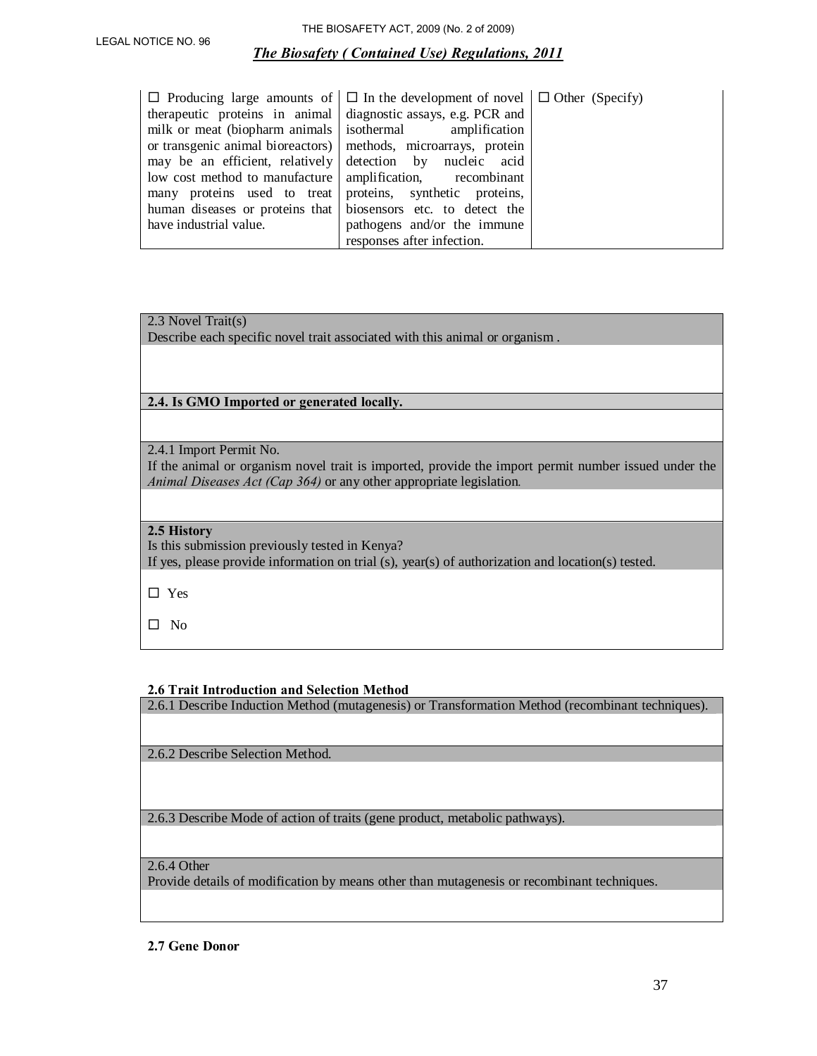| ☐ Producing large amounts of therapeutic proteins in animal milk or meat (biopharm animals or transgenic animal bioreactors) may be an efficient, relatively low cost method to manufacture many proteins used to treat human diseases or proteins that have industrial value. | ☐ In the development of novel diagnostic assays, e.g. PCR and isothermal amplification methods, microarrays, protein detection by nucleic acid amplification, recombinant proteins, synthetic proteins, biosensors etc. to detect the pathogens and/or the immune responses after infection. | ☐ Other (Specify) |
|---|---|---|

| 2.3 Novel Trait(s)<br>Describe each specific novel trait associated with this animal or organism . |
|---|
| |
| **2.4. Is GMO Imported or generated locally.** |
| |
| 2.4.1 Import Permit No.<br>If the animal or organism novel trait is imported, provide the import permit number issued under the *Animal Diseases Act (Cap 364)* or any other appropriate legislation. |
| |
| **2.5 History**<br>Is this submission previously tested in Kenya?<br>If yes, please provide information on trial (s), year(s) of authorization and location(s) tested. |
| ☐ Yes<br><br>☐ No |

**2.6 Trait Introduction and Selection Method**

| 2.6.1 Describe Induction Method (mutagenesis) or Transformation Method (recombinant techniques). |
|---|
| |
| 2.6.2 Describe Selection Method. |
| |
| 2.6.3 Describe Mode of action of traits (gene product, metabolic pathways). |
| |
| 2.6.4 Other<br>Provide details of modification by means other than mutagenesis or recombinant techniques. |
| |

**2.7 Gene Donor**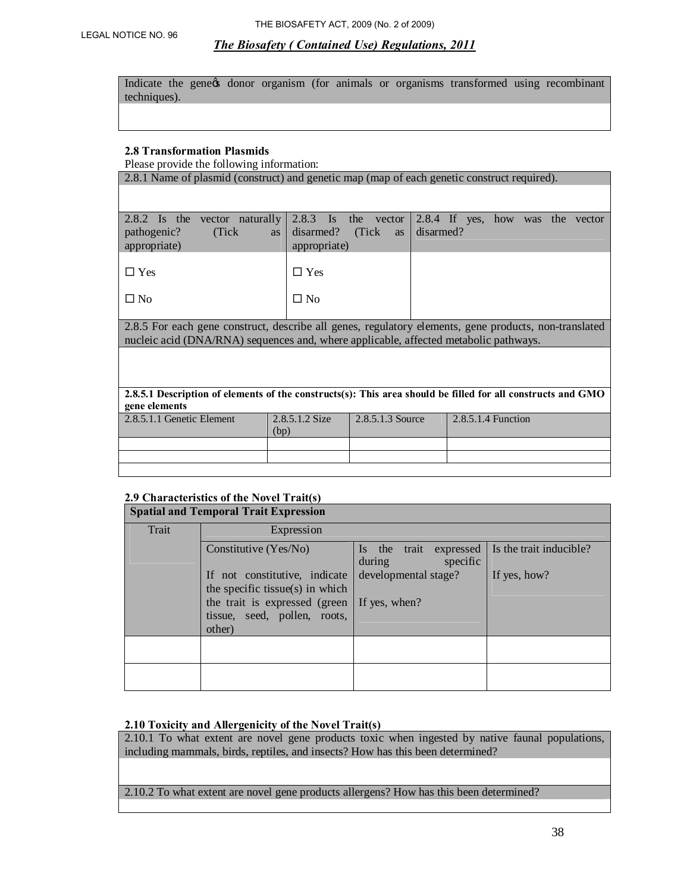| Indicate the geneǭs donor organism (for animals or organisms transformed using recombinant techniques). |
|---|
| |

**2.8 Transformation Plasmids**

Please provide the following information:

| 2.8.1 Name of plasmid (construct) and genetic map (map of each genetic construct required). | | |
|---|---|---|
| | | |
| 2.8.2 Is the vector naturally pathogenic? (Tick as appropriate) | 2.8.3 Is the vector disarmed? (Tick as appropriate) | 2.8.4 If yes, how was the vector disarmed? |
| ☐ Yes<br>☐ No | ☐ Yes<br>☐ No | |
| 2.8.5 For each gene construct, describe all genes, regulatory elements, gene products, non-translated nucleic acid (DNA/RNA) sequences and, where applicable, affected metabolic pathways. | | |
| | | |

**2.8.5.1 Description of elements of the constructs(s): This area should be filled for all constructs and GMO gene elements**

| 2.8.5.1.1 Genetic Element | 2.8.5.1.2 Size (bp) | 2.8.5.1.3 Source | 2.8.5.1.4 Function |
|---|---|---|---|
| | | | |
| | | | |
| | | | |

**2.9 Characteristics of the Novel Trait(s)**

**Spatial and Temporal Trait Expression**

| Trait | Expression | | |
|---|---|---|---|
| | Constitutive (Yes/No)<br><br>If not constitutive, indicate the specific tissue(s) in which the trait is expressed (green tissue, seed, pollen, roots, other) | Is the trait expressed during specific developmental stage?<br><br>If yes, when? | Is the trait inducible?<br><br>If yes, how? |
| | | | |
| | | | |

**2.10 Toxicity and Allergenicity of the Novel Trait(s)**

| 2.10.1 To what extent are novel gene products toxic when ingested by native faunal populations, including mammals, birds, reptiles, and insects? How has this been determined? |
|---|
| |
| 2.10.2 To what extent are novel gene products allergens? How has this been determined? |
| |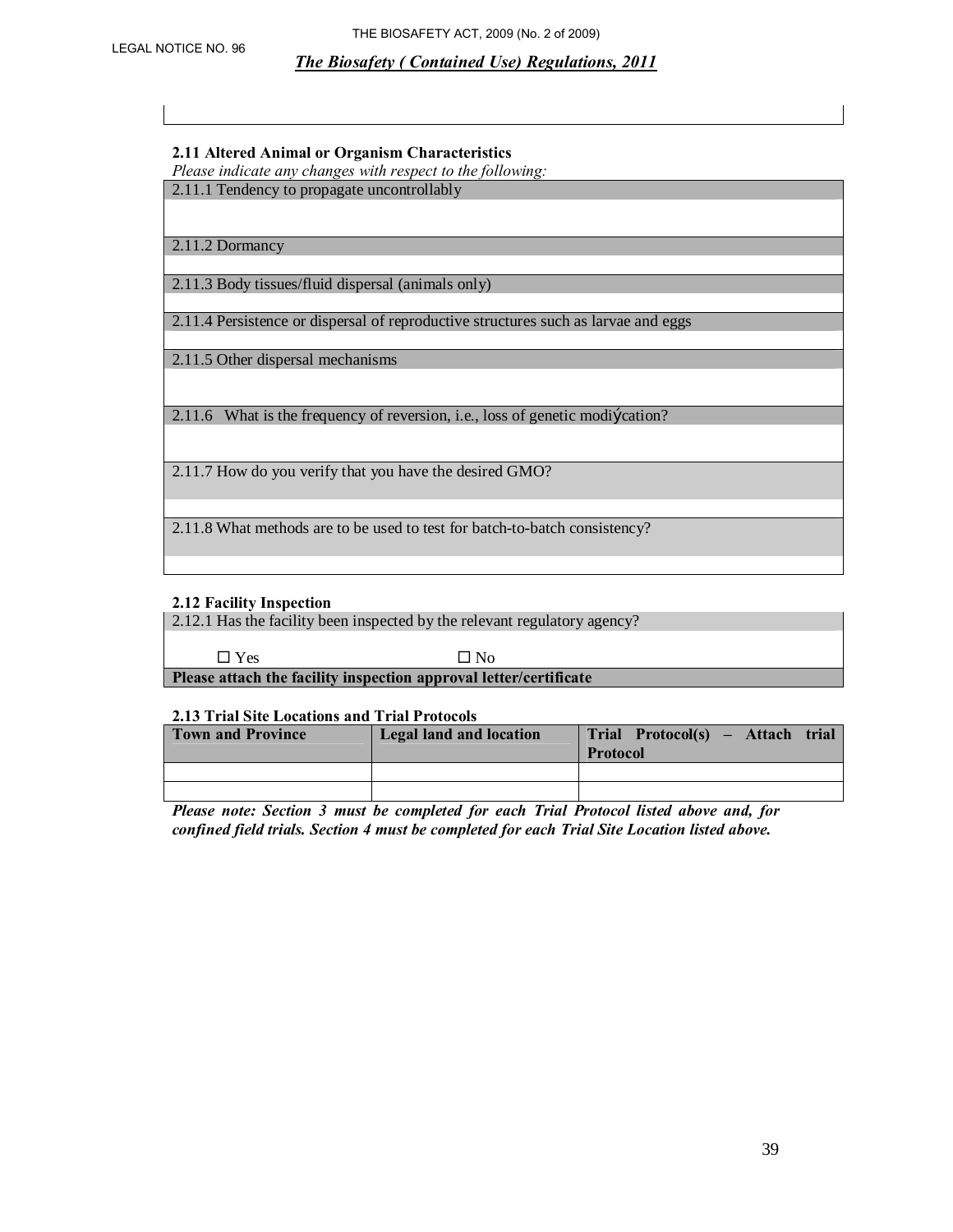**2.11 Altered Animal or Organism Characteristics**

*Please indicate any changes with respect to the following:*

| 2.11.1 Tendency to propagate uncontrollably |
|---|
| |
| 2.11.2 Dormancy |
| |
| 2.11.3 Body tissues/fluid dispersal (animals only) |
| |
| 2.11.4 Persistence or dispersal of reproductive structures such as larvae and eggs |
| |
| 2.11.5 Other dispersal mechanisms |
| |
| 2.11.6 What is the frequency of reversion, i.e., loss of genetic modification? |
| |
| 2.11.7 How do you verify that you have the desired GMO? |
| |
| 2.11.8 What methods are to be used to test for batch-to-batch consistency? |
| |

**2.12 Facility Inspection**

| 2.12.1 Has the facility been inspected by the relevant regulatory agency? |
|---|
| ☐ Yes ☐ No |
| **Please attach the facility inspection approval letter/certificate** |

**2.13 Trial Site Locations and Trial Protocols**

| Town and Province | Legal land and location | Trial Protocol(s) – Attach trial Protocol |
|---|---|---|
| | | |
| | | |

***Please note: Section 3 must be completed for each Trial Protocol listed above and, for confined field trials. Section 4 must be completed for each Trial Site Location listed above.***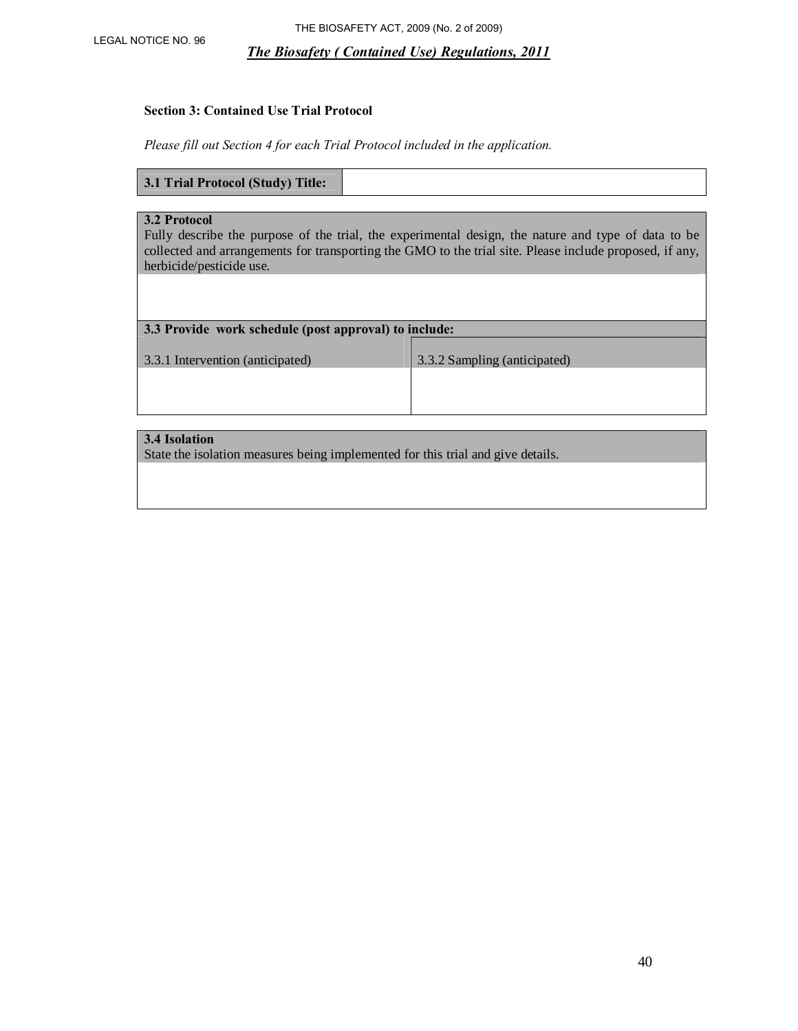**Section 3: Contained Use Trial Protocol**

*Please fill out Section 4 for each Trial Protocol included in the application.*

| **3.1 Trial Protocol (Study) Title:** | |
|---|---|

**3.2 Protocol**
Fully describe the purpose of the trial, the experimental design, the nature and type of data to be collected and arrangements for transporting the GMO to the trial site. Please include proposed, if any, herbicide/pesticide use.

**3.3 Provide work schedule (post approval) to include:**

| 3.3.1 Intervention (anticipated) | 3.3.2 Sampling (anticipated) |
|---|---|
| | |

**3.4 Isolation**
State the isolation measures being implemented for this trial and give details.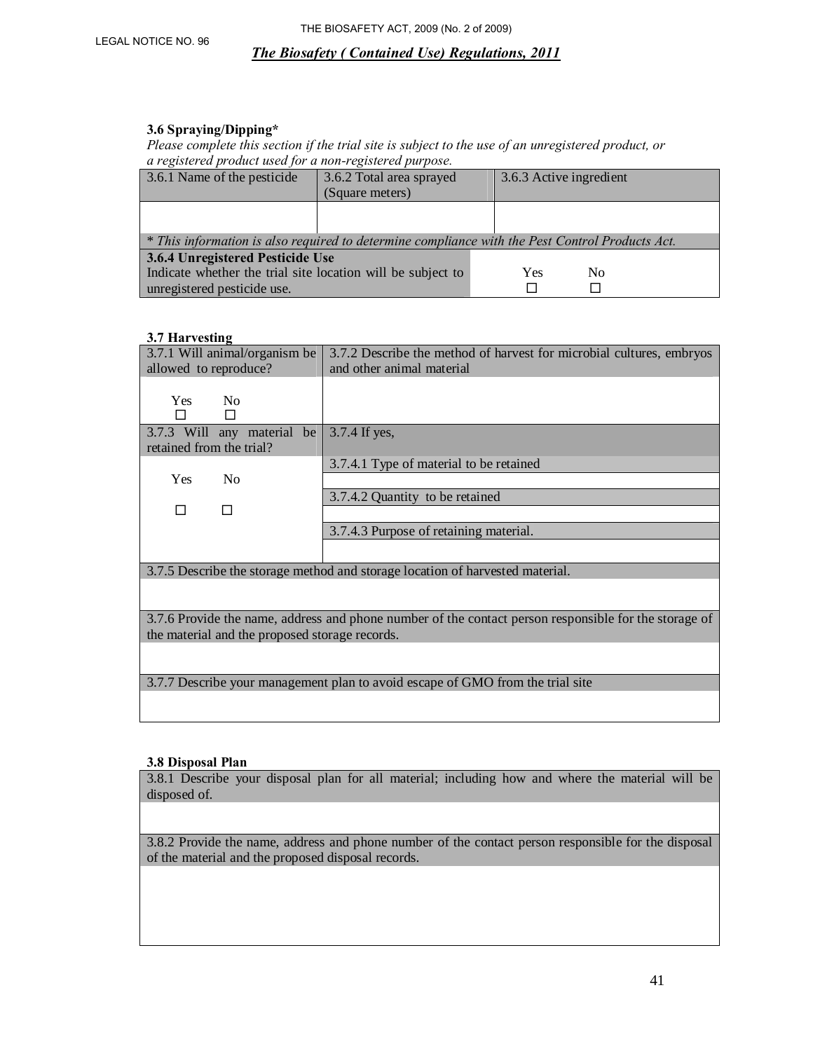### 3.6 Spraying/Dipping*

*Please complete this section if the trial site is subject to the use of an unregistered product, or a registered product used for a non-registered purpose.*

| 3.6.1 Name of the pesticide | 3.6.2 Total area sprayed (Square meters) | 3.6.3 Active ingredient |
|---|---|---|
| | | |
| *\* This information is also required to determine compliance with the Pest Control Products Act.* | | |
| **3.6.4 Unregistered Pesticide Use** Indicate whether the trial site location will be subject to unregistered pesticide use. | | Yes ☐ No ☐ |

### 3.7 Harvesting

| 3.7.1 Will animal/organism be allowed to reproduce? | 3.7.2 Describe the method of harvest for microbial cultures, embryos and other animal material |
|---|---|
| Yes ☐ No ☐ | |
| 3.7.3 Will any material be retained from the trial? | 3.7.4 If yes, |
| Yes ☐ No ☐ | 3.7.4.1 Type of material to be retained |
| | |
| | 3.7.4.2 Quantity to be retained |
| | |
| | 3.7.4.3 Purpose of retaining material. |
| | |
| 3.7.5 Describe the storage method and storage location of harvested material. | |
| | |
| 3.7.6 Provide the name, address and phone number of the contact person responsible for the storage of the material and the proposed storage records. | |
| | |
| 3.7.7 Describe your management plan to avoid escape of GMO from the trial site | |
| | |

### 3.8 Disposal Plan

| 3.8.1 Describe your disposal plan for all material; including how and where the material will be disposed of. |
|---|
| |
| 3.8.2 Provide the name, address and phone number of the contact person responsible for the disposal of the material and the proposed disposal records. |
| |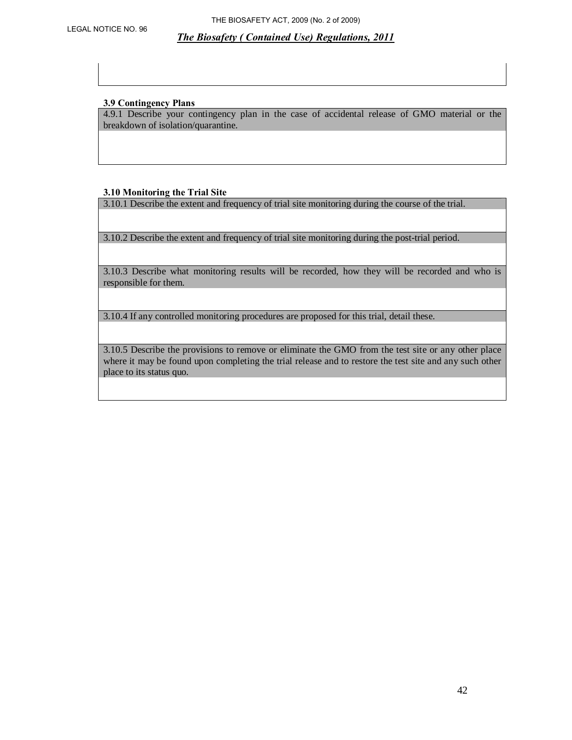**3.9 Contingency Plans**

| 4.9.1 Describe your contingency plan in the case of accidental release of GMO material or the breakdown of isolation/quarantine. |
|---|
| |

**3.10 Monitoring the Trial Site**

| 3.10.1 Describe the extent and frequency of trial site monitoring during the course of the trial. |
|---|
| |
| 3.10.2 Describe the extent and frequency of trial site monitoring during the post-trial period. |
| |
| 3.10.3 Describe what monitoring results will be recorded, how they will be recorded and who is responsible for them. |
| |
| 3.10.4 If any controlled monitoring procedures are proposed for this trial, detail these. |
| |
| 3.10.5 Describe the provisions to remove or eliminate the GMO from the test site or any other place where it may be found upon completing the trial release and to restore the test site and any such other place to its status quo. |
| |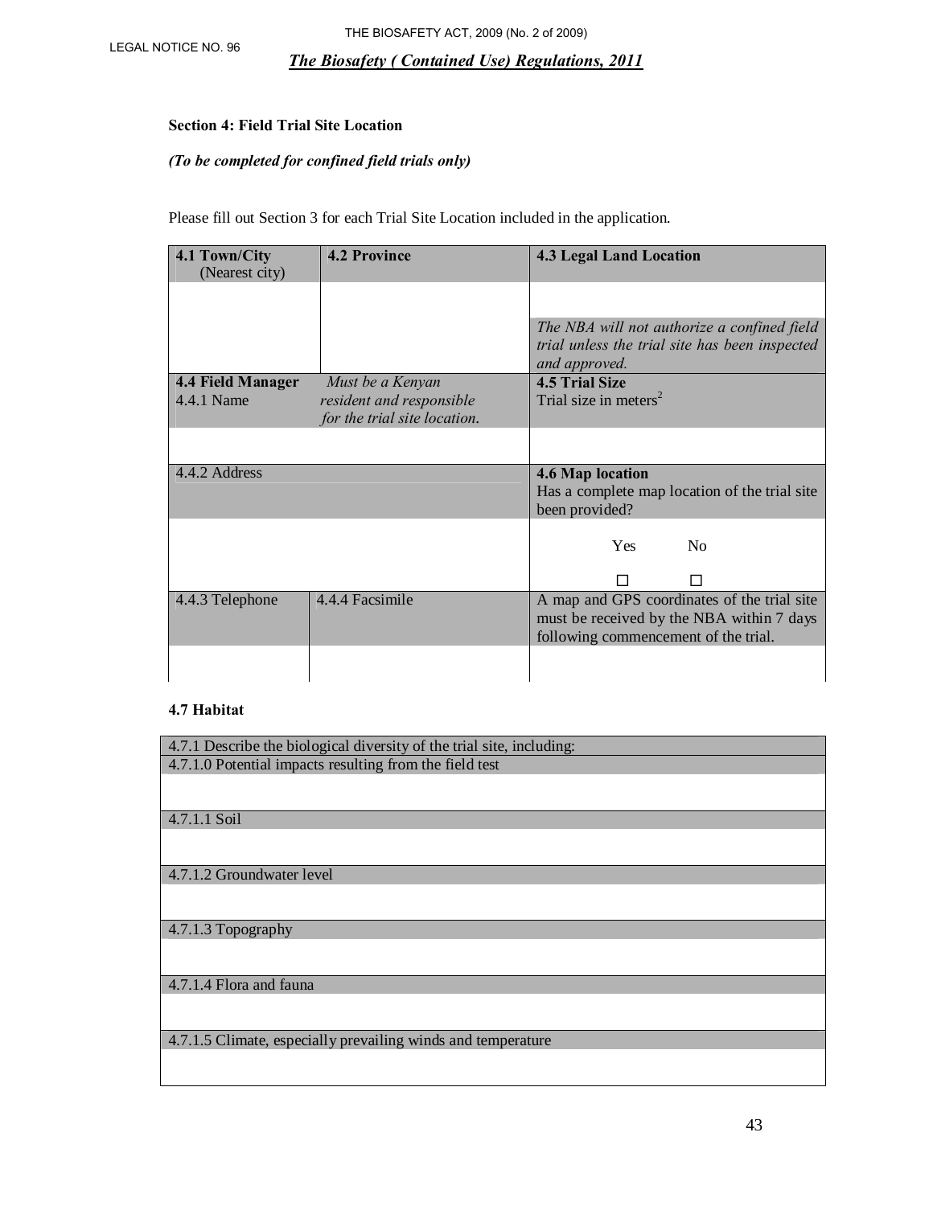**Section 4: Field Trial Site Location**

***(To be completed for confined field trials only)***

Please fill out Section 3 for each Trial Site Location included in the application.

| **4.1 Town/City** (Nearest city) | **4.2 Province** | **4.3 Legal Land Location** |
|---|---|---|
| | | *The NBA will not authorize a confined field trial unless the trial site has been inspected and approved.* |
| **4.4 Field Manager** 4.4.1 Name | *Must be a Kenyan resident and responsible for the trial site location.* | **4.5 Trial Size** Trial size in $meters^2$ |
| | | |
| 4.4.2 Address | | **4.6 Map location** Has a complete map location of the trial site been provided? |
| | | Yes ☐ No ☐ |
| 4.4.3 Telephone | 4.4.4 Facsimile | A map and GPS coordinates of the trial site must be received by the NBA within 7 days following commencement of the trial. |
| | | |

**4.7 Habitat**

| 4.7.1 Describe the biological diversity of the trial site, including: |
|---|
| 4.7.1.0 Potential impacts resulting from the field test |
| |
| 4.7.1.1 Soil |
| |
| 4.7.1.2 Groundwater level |
| |
| 4.7.1.3 Topography |
| |
| 4.7.1.4 Flora and fauna |
| |
| 4.7.1.5 Climate, especially prevailing winds and temperature |
| |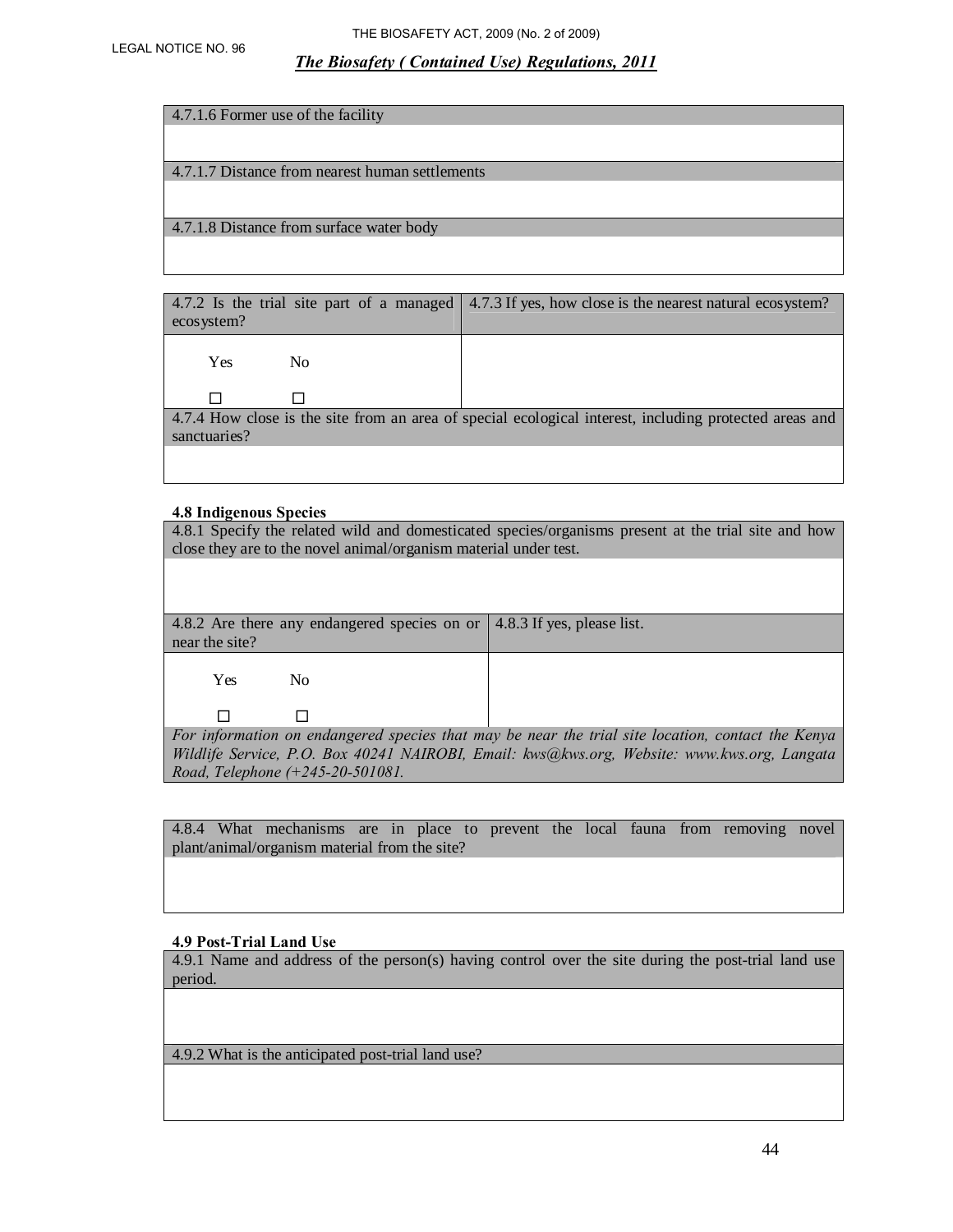| 4.7.1.6 Former use of the facility |
|---|
| |
| **4.7.1.7 Distance from nearest human settlements** |
| |
| **4.7.1.8 Distance from surface water body** |
| |

| 4.7.2 Is the trial site part of a managed ecosystem? | 4.7.3 If yes, how close is the nearest natural ecosystem? |
|---|---|
| Yes ☐ No ☐ | |
| 4.7.4 How close is the site from an area of special ecological interest, including protected areas and sanctuaries? | |
| | |

**4.8 Indigenous Species**

| 4.8.1 Specify the related wild and domesticated species/organisms present at the trial site and how close they are to the novel animal/organism material under test. | |
|---|---|
| | |
| 4.8.2 Are there any endangered species on or near the site? | 4.8.3 If yes, please list. |
| Yes ☐ No ☐ | |
| *For information on endangered species that may be near the trial site location, contact the Kenya Wildlife Service, P.O. Box 40241 NAIROBI, Email: kws@kws.org, Website: www.kws.org, Langata Road, Telephone (+245-20-501081.* | |

| 4.8.4 What mechanisms are in place to prevent the local fauna from removing novel plant/animal/organism material from the site? |
|---|
| |

**4.9 Post-Trial Land Use**

| 4.9.1 Name and address of the person(s) having control over the site during the post-trial land use period. |
|---|
| |
| **4.9.2 What is the anticipated post-trial land use?** |
| |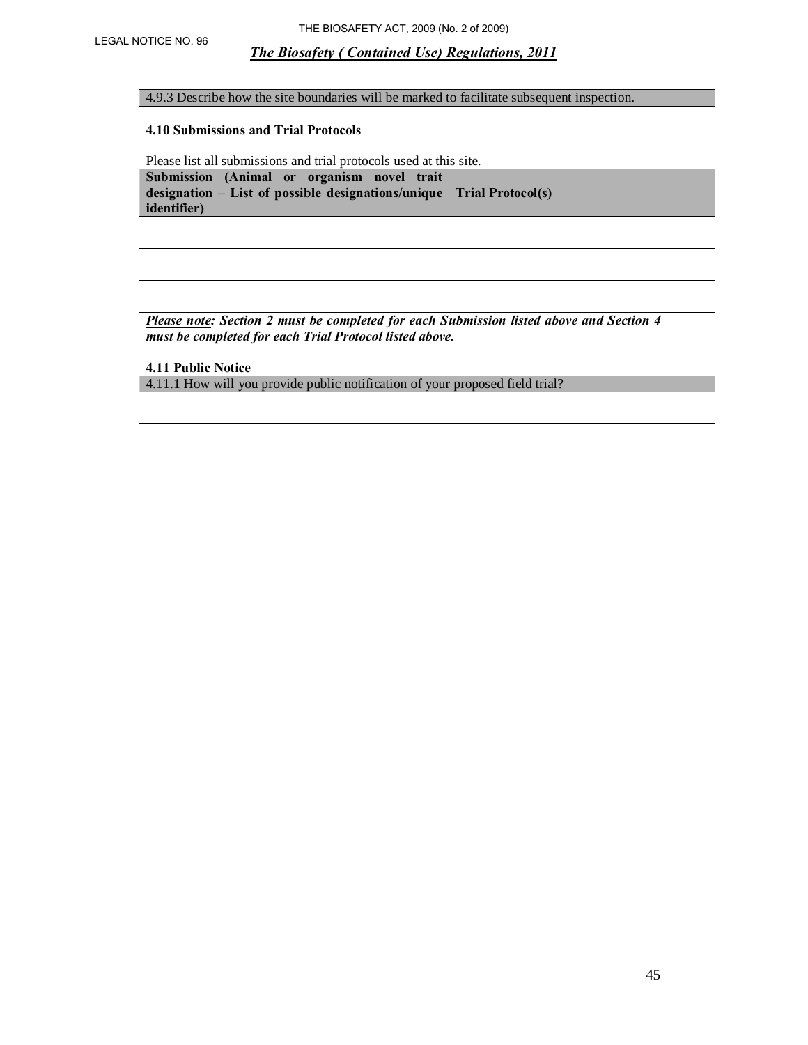4.9.3 Describe how the site boundaries will be marked to facilitate subsequent inspection.

**4.10 Submissions and Trial Protocols**

Please list all submissions and trial protocols used at this site.

| **Submission (Animal or organism novel trait designation – List of possible designations/unique identifier)** | **Trial Protocol(s)** |
|---|---|
| | |
| | |
| | |

***Please note:*** ***Section 2 must be completed for each Submission listed above and Section 4 must be completed for each Trial Protocol listed above.***

**4.11 Public Notice**

4.11.1 How will you provide public notification of your proposed field trial?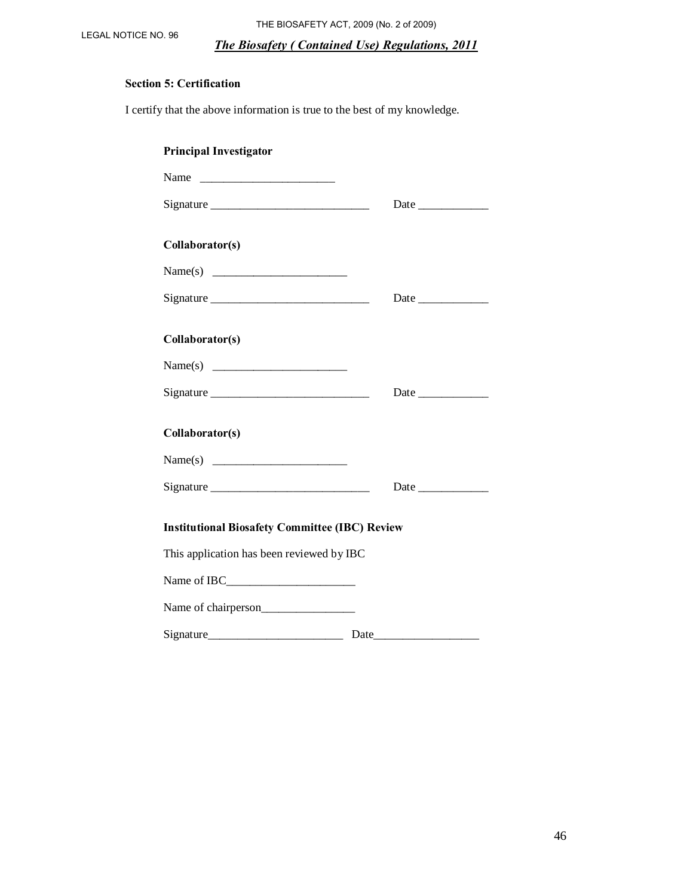**Section 5: Certification**

I certify that the above information is true to the best of my knowledge.

**Principal Investigator**

Name ________________________

Signature ____________________________ Date ____________

**Collaborator(s)**

Name(s) ________________________

Signature ____________________________ Date ____________

**Collaborator(s)**

Name(s) ________________________

Signature ____________________________ Date ____________

**Collaborator(s)**

Name(s) ________________________

Signature ____________________________ Date ____________

**Institutional Biosafety Committee (IBC) Review**

This application has been reviewed by IBC

Name of IBC_______________________

Name of chairperson________________

Signature________________________ Date__________________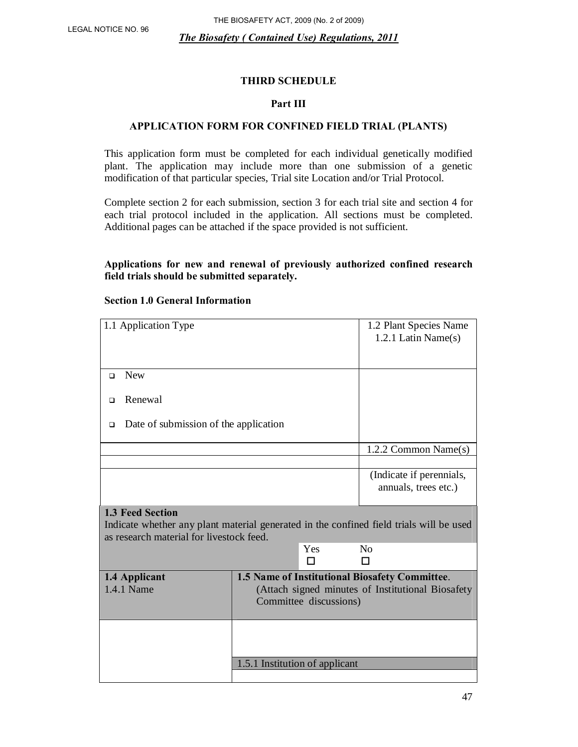THE BIOSAFETY ACT, 2009 (No. 2 of 2009)

LEGAL NOTICE NO. 96

***The Biosafety ( Contained Use) Regulations, 2011***

## THIRD SCHEDULE

### Part III

### APPLICATION FORM FOR CONFINED FIELD TRIAL (PLANTS)

This application form must be completed for each individual genetically modified plant. The application may include more than one submission of a genetic modification of that particular species, Trial site Location and/or Trial Protocol.

Complete section 2 for each submission, section 3 for each trial site and section 4 for each trial protocol included in the application. All sections must be completed. Additional pages can be attached if the space provided is not sufficient.

**Applications for new and renewal of previously authorized confined research field trials should be submitted separately.**

**Section 1.0 General Information**

| 1.1 Application Type | 1.2 Plant Species Name<br>1.2.1 Latin Name(s) |
|---|---|
| ❑ New<br>❑ Renewal<br>❑ Date of submission of the application | |
| | 1.2.2 Common Name(s) |
| | |
| | (Indicate if perennials, annuals, trees etc.) |

| **1.3 Feed Section**<br>Indicate whether any plant material generated in the confined field trials will be used as research material for livestock feed. | | |
|---|---|---|
| | Yes ☐ | No ☐ |

| **1.4 Applicant**<br>1.4.1 Name | **1.5 Name of Institutional Biosafety Committee**.<br>(Attach signed minutes of Institutional Biosafety Committee discussions) |
|---|---|
| | |
| | 1.5.1 Institution of applicant |
| | |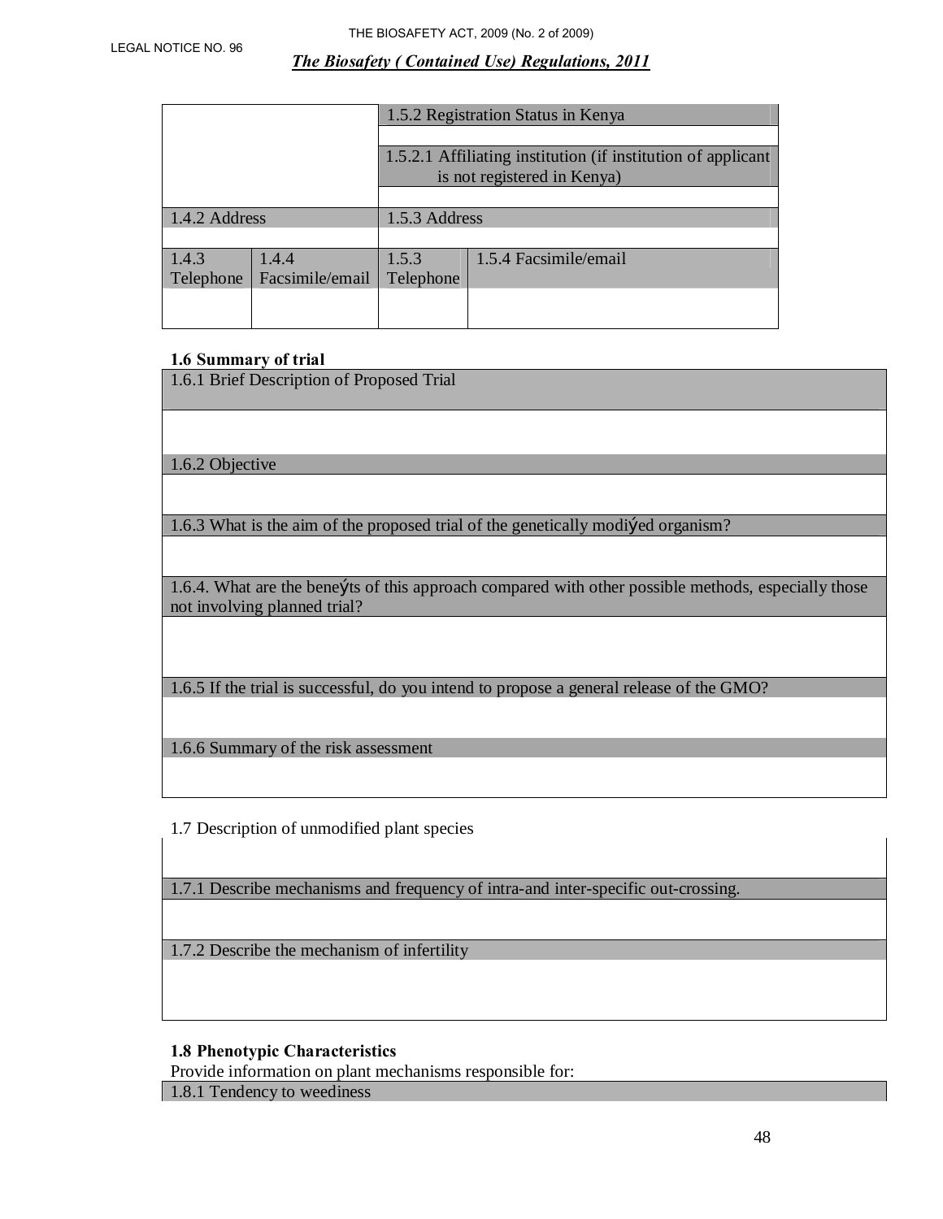| | | 1.5.2 Registration Status in Kenya | |
|---|---|---|---|
| | | | |
| | | 1.5.2.1 Affiliating institution (if institution of applicant is not registered in Kenya) | |
| | | | |
| 1.4.2 Address | | 1.5.3 Address | |
| | | | |
| 1.4.3 Telephone | 1.4.4 Facsimile/email | 1.5.3 Telephone | 1.5.4 Facsimile/email |
| | | | |

**1.6 Summary of trial**

| 1.6.1 Brief Description of Proposed Trial |
|---|
| |
| 1.6.2 Objective |
| |
| 1.6.3 What is the aim of the proposed trial of the genetically modiýed organism? |
| |
| 1.6.4. What are the beneýts of this approach compared with other possible methods, especially those not involving planned trial? |
| |
| 1.6.5 If the trial is successful, do you intend to propose a general release of the GMO? |
| |
| 1.6.6 Summary of the risk assessment |
| |

| 1.7 Description of unmodified plant species |
|---|
| |
| 1.7.1 Describe mechanisms and frequency of intra-and inter-specific out-crossing. |
| |
| 1.7.2 Describe the mechanism of infertility |
| |

**1.8 Phenotypic Characteristics**

Provide information on plant mechanisms responsible for:

| 1.8.1 Tendency to weediness |
|---|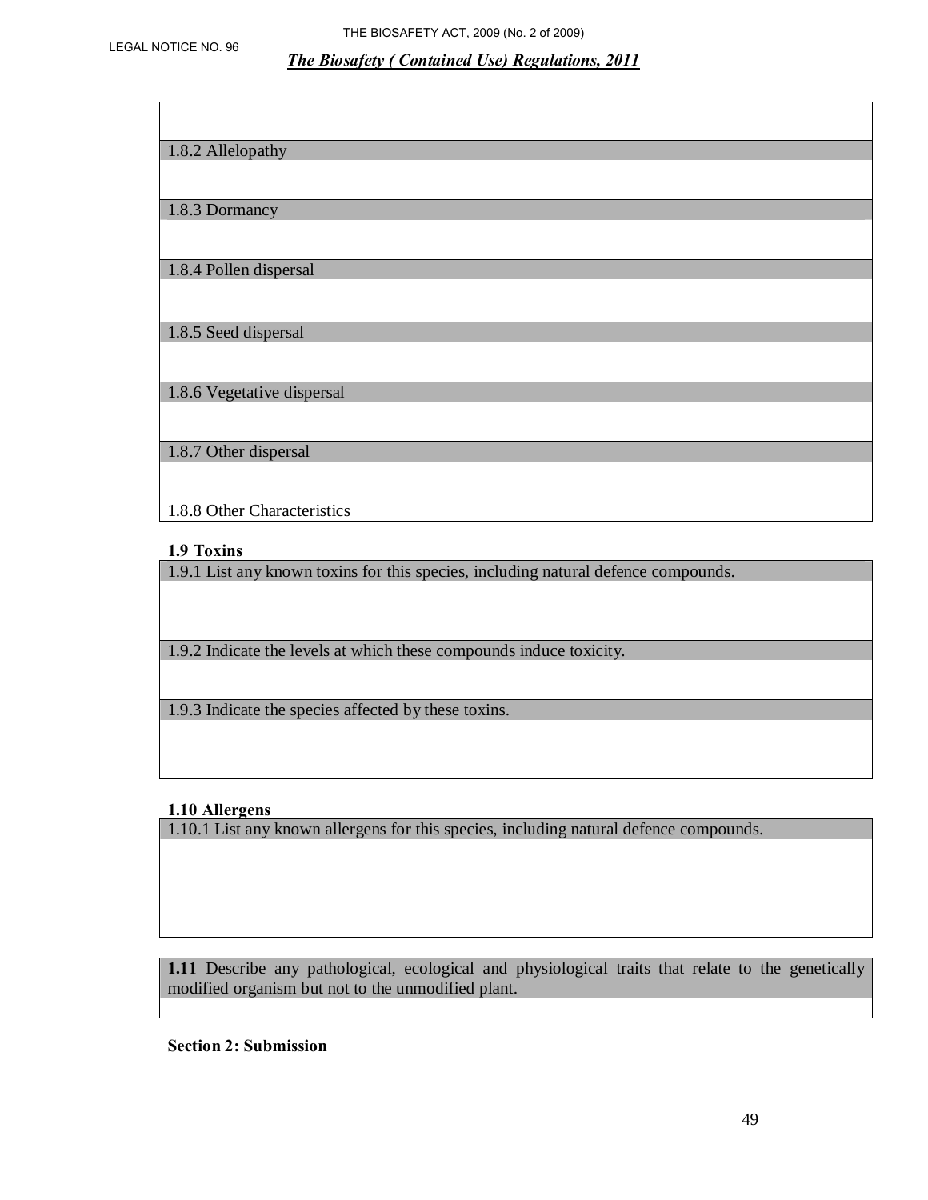1.8.2 Allelopathy

1.8.3 Dormancy

1.8.4 Pollen dispersal

1.8.5 Seed dispersal

1.8.6 Vegetative dispersal

1.8.7 Other dispersal

1.8.8 Other Characteristics

**1.9 Toxins**

1.9.1 List any known toxins for this species, including natural defence compounds.

1.9.2 Indicate the levels at which these compounds induce toxicity.

1.9.3 Indicate the species affected by these toxins.

**1.10 Allergens**

1.10.1 List any known allergens for this species, including natural defence compounds.

**1.11** Describe any pathological, ecological and physiological traits that relate to the genetically modified organism but not to the unmodified plant.

**Section 2: Submission**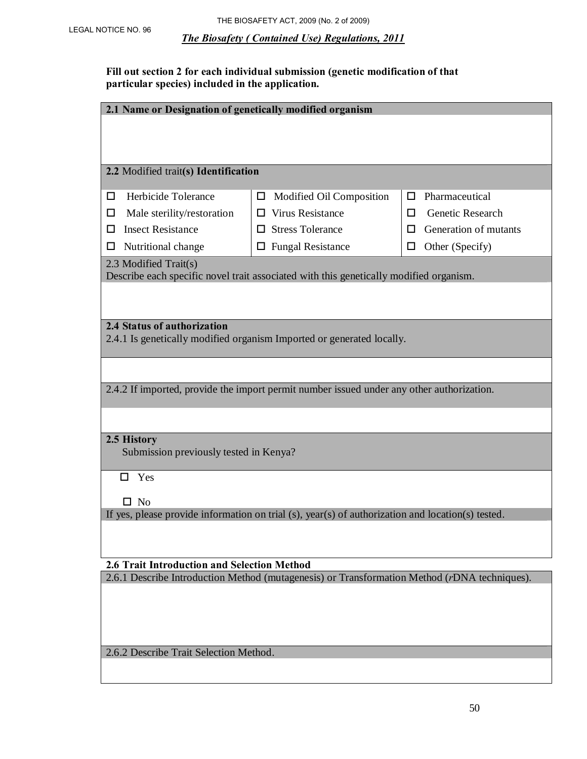**Fill out section 2 for each individual submission (genetic modification of that particular species) included in the application.**

**2.1 Name or Designation of genetically modified organism**

**2.2** Modified trait**(s) Identification**

| | | |
|---|---|---|
| ☐ Herbicide Tolerance | ☐ Modified Oil Composition | ☐ Pharmaceutical |
| ☐ Male sterility/restoration | ☐ Virus Resistance | ☐ Genetic Research |
| ☐ Insect Resistance | ☐ Stress Tolerance | ☐ Generation of mutants |
| ☐ Nutritional change | ☐ Fungal Resistance | ☐ Other (Specify) |

2.3 Modified Trait(s)
Describe each specific novel trait associated with this genetically modified organism.

**2.4 Status of authorization**

2.4.1 Is genetically modified organism Imported or generated locally.

2.4.2 If imported, provide the import permit number issued under any other authorization.

**2.5 History**

Submission previously tested in Kenya?

☐ Yes

☐ No

If yes, please provide information on trial (s), year(s) of authorization and location(s) tested.

**2.6 Trait Introduction and Selection Method**

2.6.1 Describe Introduction Method (mutagenesis) or Transformation Method (*r*DNA techniques).

2.6.2 Describe Trait Selection Method.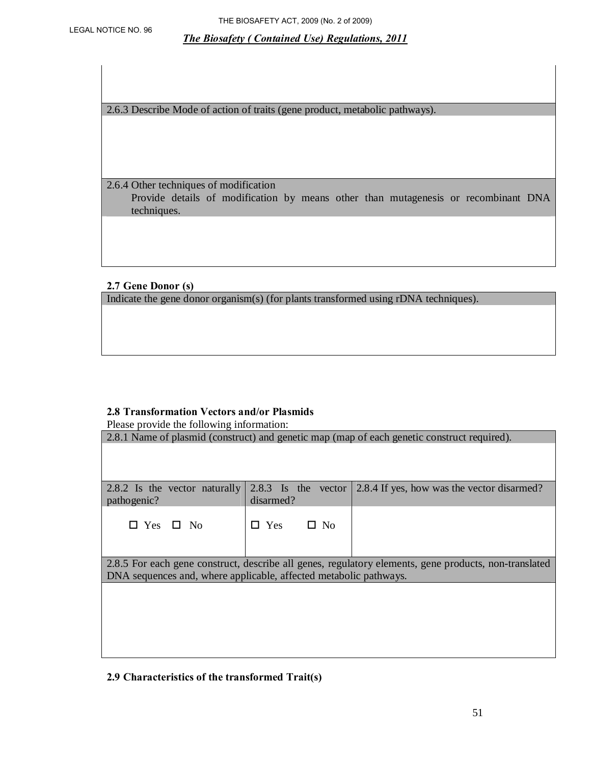2.6.3 Describe Mode of action of traits (gene product, metabolic pathways).

2.6.4 Other techniques of modification

Provide details of modification by means other than mutagenesis or recombinant DNA techniques.

**2.7 Gene Donor (s)**

Indicate the gene donor organism(s) (for plants transformed using rDNA techniques).

**2.8 Transformation Vectors and/or Plasmids**

Please provide the following information:

2.8.1 Name of plasmid (construct) and genetic map (map of each genetic construct required).

| 2.8.2 Is the vector naturally pathogenic? | 2.8.3 Is the vector disarmed? | 2.8.4 If yes, how was the vector disarmed? |
|---|---|---|
| ☐ Yes ☐ No | ☐ Yes ☐ No | |

2.8.5 For each gene construct, describe all genes, regulatory elements, gene products, non-translated DNA sequences and, where applicable, affected metabolic pathways.

**2.9 Characteristics of the transformed Trait(s)**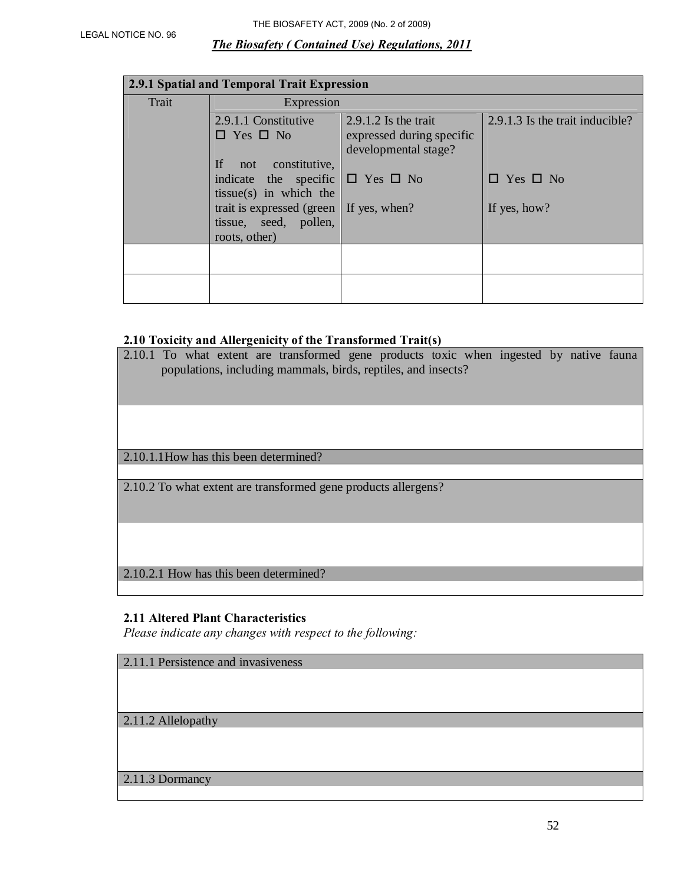| 2.9.1 Spatial and Temporal Trait Expression | | | |
|---|---|---|---|
| Trait | Expression | | |
| | 2.9.1.1 Constitutive ☐ Yes ☐ No<br><br>If not constitutive, indicate the specific tissue(s) in which the trait is expressed (green tissue, seed, pollen, roots, other) | 2.9.1.2 Is the trait expressed during specific developmental stage?<br><br>☐ Yes ☐ No<br><br>If yes, when? | 2.9.1.3 Is the trait inducible?<br><br>☐ Yes ☐ No<br><br>If yes, how? |
| | | | |
| | | | |

### 2.10 Toxicity and Allergenicity of the Transformed Trait(s)

| 2.10.1 To what extent are transformed gene products toxic when ingested by native fauna populations, including mammals, birds, reptiles, and insects? |
|---|
| |
| 2.10.1.1 How has this been determined? |
| |
| 2.10.2 To what extent are transformed gene products allergens? |
| |
| 2.10.2.1 How has this been determined? |
| |

### 2.11 Altered Plant Characteristics

*Please indicate any changes with respect to the following:*

| 2.11.1 Persistence and invasiveness |
|---|
| |
| 2.11.2 Allelopathy |
| |
| 2.11.3 Dormancy |
| |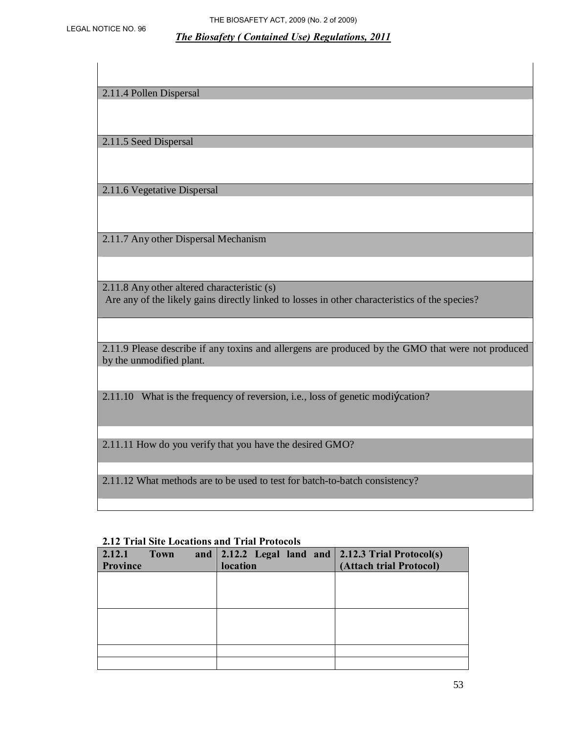2.11.4 Pollen Dispersal

2.11.5 Seed Dispersal

2.11.6 Vegetative Dispersal

2.11.7 Any other Dispersal Mechanism

2.11.8 Any other altered characteristic (s)
Are any of the likely gains directly linked to losses in other characteristics of the species?

2.11.9 Please describe if any toxins and allergens are produced by the GMO that were not produced by the unmodified plant.

2.11.10 What is the frequency of reversion, i.e., loss of genetic modification?

2.11.11 How do you verify that you have the desired GMO?

2.11.12 What methods are to be used to test for batch-to-batch consistency?

**2.12 Trial Site Locations and Trial Protocols**

| **2.12.1 Town and Province** | **2.12.2 Legal land and location** | **2.12.3 Trial Protocol(s) (Attach trial Protocol)** |
|---|---|---|
| | | |
| | | |
| | | |
| | | |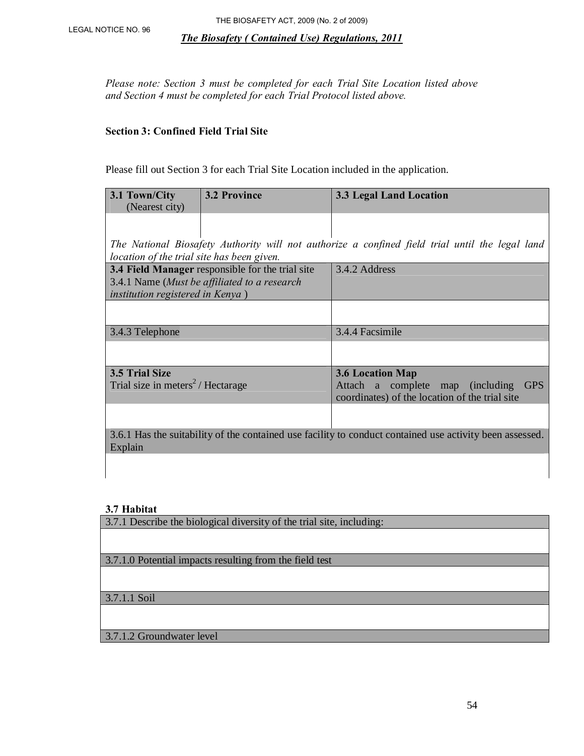*Please note: Section 3 must be completed for each Trial Site Location listed above and Section 4 must be completed for each Trial Protocol listed above.*

**Section 3: Confined Field Trial Site**

Please fill out Section 3 for each Trial Site Location included in the application.

| **3.1 Town/City** (Nearest city) | **3.2 Province** | **3.3 Legal Land Location** |
|---|---|---|
| | | |

*The National Biosafety Authority will not authorize a confined field trial until the legal land location of the trial site has been given.*

| **3.4 Field Manager** responsible for the trial site<br>3.4.1 Name (*Must be affiliated to a research institution registered in Kenya* ) | 3.4.2 Address |
|---|---|
| | |
| 3.4.3 Telephone | 3.4.4 Facsimile |
| | |
| **3.5 Trial Size**<br>Trial size in meters$^2$ / Hectarage | **3.6 Location Map**<br>Attach a complete map (including GPS coordinates) of the location of the trial site |
| | |
| 3.6.1 Has the suitability of the contained use facility to conduct contained use activity been assessed. Explain | |
| | |

**3.7 Habitat**

| 3.7.1 Describe the biological diversity of the trial site, including: |
|---|
| |
| 3.7.1.0 Potential impacts resulting from the field test |
| |
| 3.7.1.1 Soil |
| |
| 3.7.1.2 Groundwater level |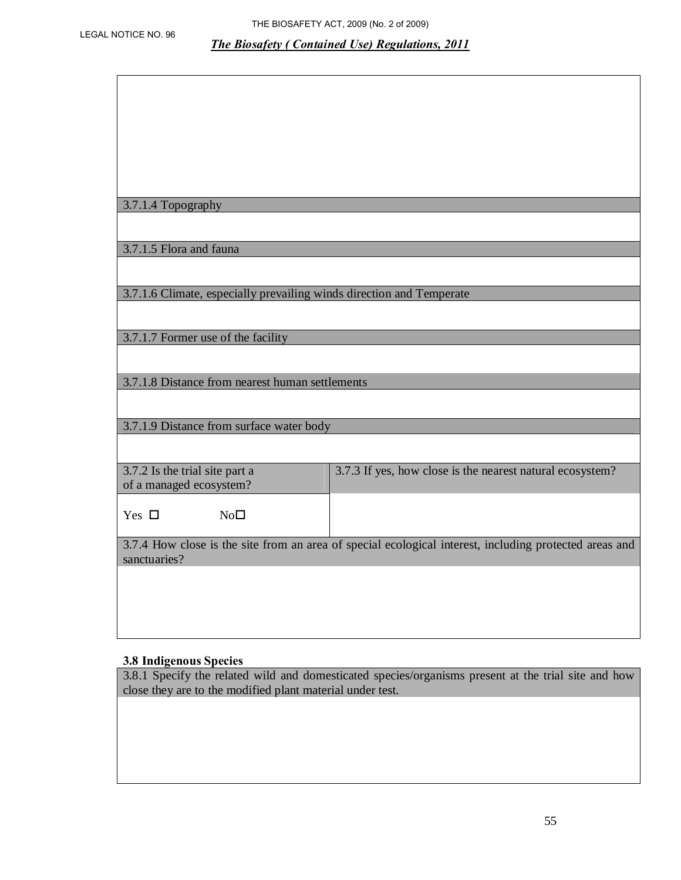| |
|---|
| |
| 3.7.1.4 Topography |
| |
| 3.7.1.5 Flora and fauna |
| |
| 3.7.1.6 Climate, especially prevailing winds direction and Temperate |
| |
| 3.7.1.7 Former use of the facility |
| |
| 3.7.1.8 Distance from nearest human settlements |
| |
| 3.7.1.9 Distance from surface water body |
| |

| 3.7.2 Is the trial site part a of a managed ecosystem? | 3.7.3 If yes, how close is the nearest natural ecosystem? |
|---|---|
| Yes ☐ No☐ | |

| 3.7.4 How close is the site from an area of special ecological interest, including protected areas and sanctuaries? |
|---|
| |

**3.8 Indigenous Species**

| 3.8.1 Specify the related wild and domesticated species/organisms present at the trial site and how close they are to the modified plant material under test. |
|---|
| |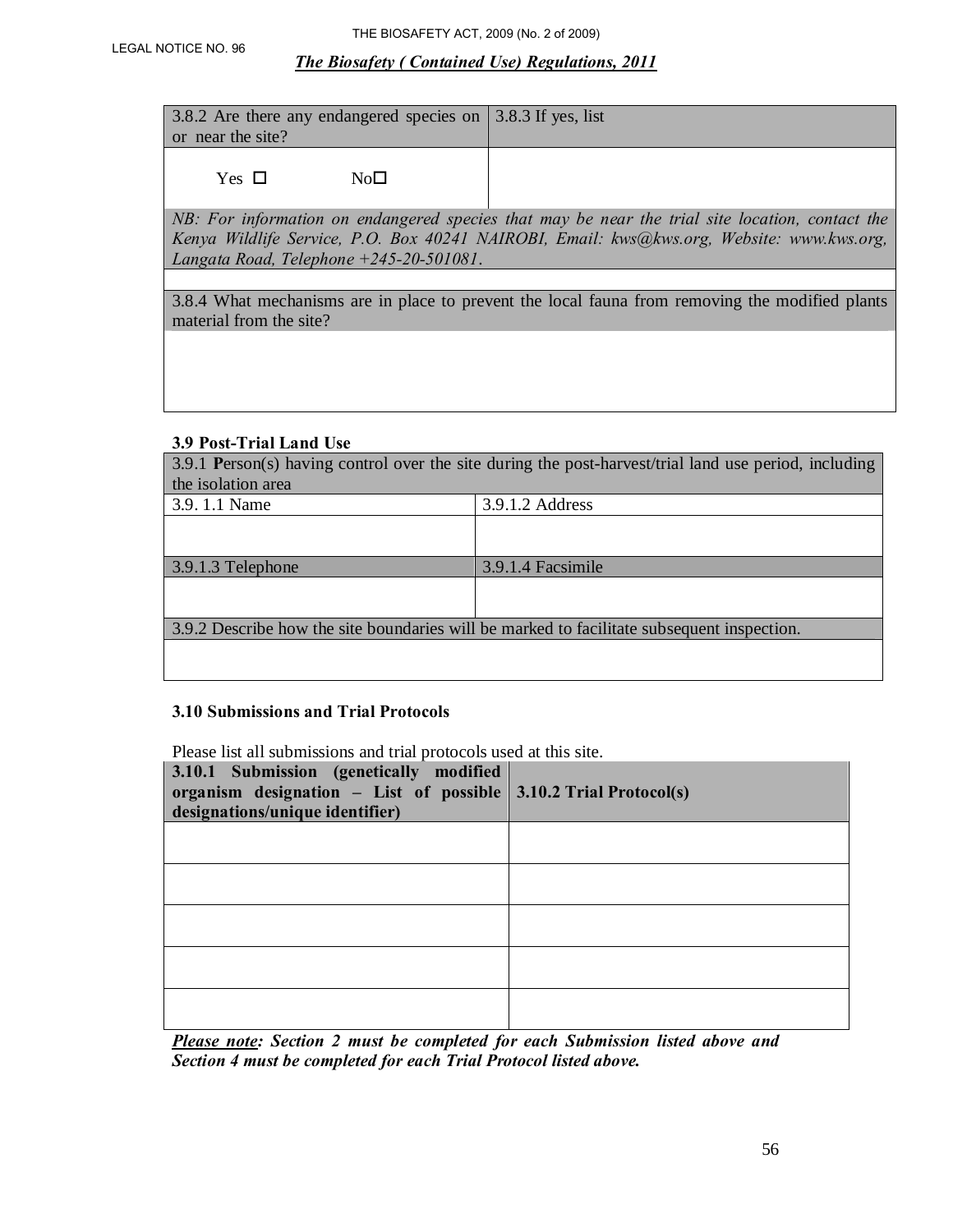| 3.8.2 Are there any endangered species on or near the site? | 3.8.3 If yes, list |
|---|---|
| Yes ☐ No☐ | |

*NB: For information on endangered species that may be near the trial site location, contact the Kenya Wildlife Service, P.O. Box 40241 NAIROBI, Email: kws@kws.org, Website: www.kws.org, Langata Road, Telephone +245-20-501081.*

| 3.8.4 What mechanisms are in place to prevent the local fauna from removing the modified plants material from the site? |
|---|
| |

**3.9 Post-Trial Land Use**

| 3.9.1 **P**erson(s) having control over the site during the post-harvest/trial land use period, including the isolation area | |
|---|---|
| 3.9. 1.1 Name | 3.9.1.2 Address |
| | |
| 3.9.1.3 Telephone | 3.9.1.4 Facsimile |
| | |
| 3.9.2 Describe how the site boundaries will be marked to facilitate subsequent inspection. | |
| | |

**3.10 Submissions and Trial Protocols**

Please list all submissions and trial protocols used at this site.

| **3.10.1 Submission (genetically modified organism designation – List of possible designations/unique identifier)** | **3.10.2 Trial Protocol(s)** |
|---|---|
| | |
| | |
| | |
| | |
| | |

***<u>Please note</u>: Section 2 must be completed for each Submission listed above and Section 4 must be completed for each Trial Protocol listed above.***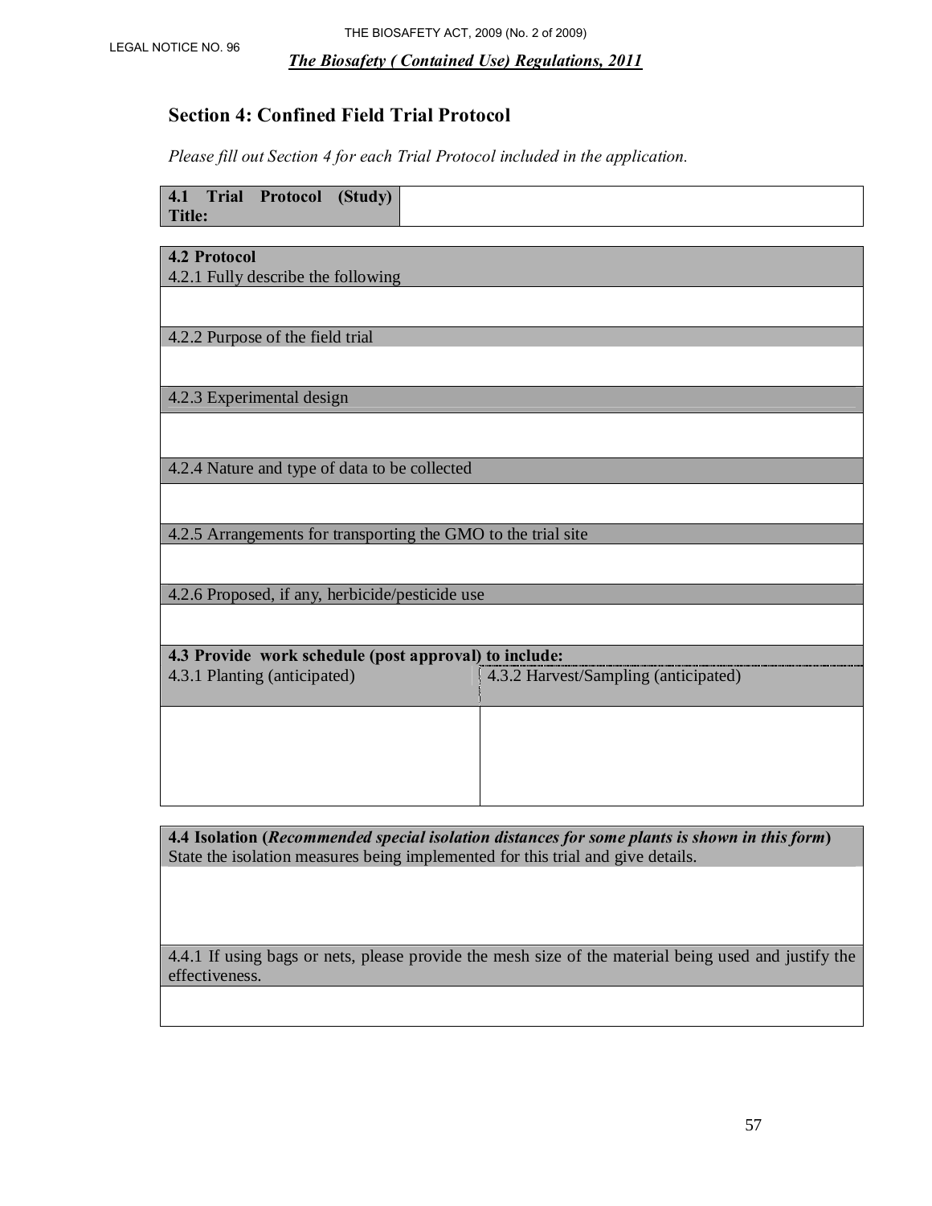## Section 4: Confined Field Trial Protocol

*Please fill out Section 4 for each Trial Protocol included in the application.*

| **4.1 Trial Protocol (Study) Title:** | |
|---|---|

| **4.2 Protocol**<br>4.2.1 Fully describe the following |
|---|
| |
| 4.2.2 Purpose of the field trial |
| |
| 4.2.3 Experimental design |
| |
| 4.2.4 Nature and type of data to be collected |
| |
| 4.2.5 Arrangements for transporting the GMO to the trial site |
| |
| 4.2.6 Proposed, if any, herbicide/pesticide use |
| |

| **4.3 Provide work schedule (post approval) to include:** | |
|---|---|
| 4.3.1 Planting (anticipated) | 4.3.2 Harvest/Sampling (anticipated) |
| | |

| **4.4 Isolation (*Recommended special isolation distances for some plants is shown in this form*)**<br>State the isolation measures being implemented for this trial and give details. |
|---|
| |
| 4.4.1 If using bags or nets, please provide the mesh size of the material being used and justify the effectiveness. |
| |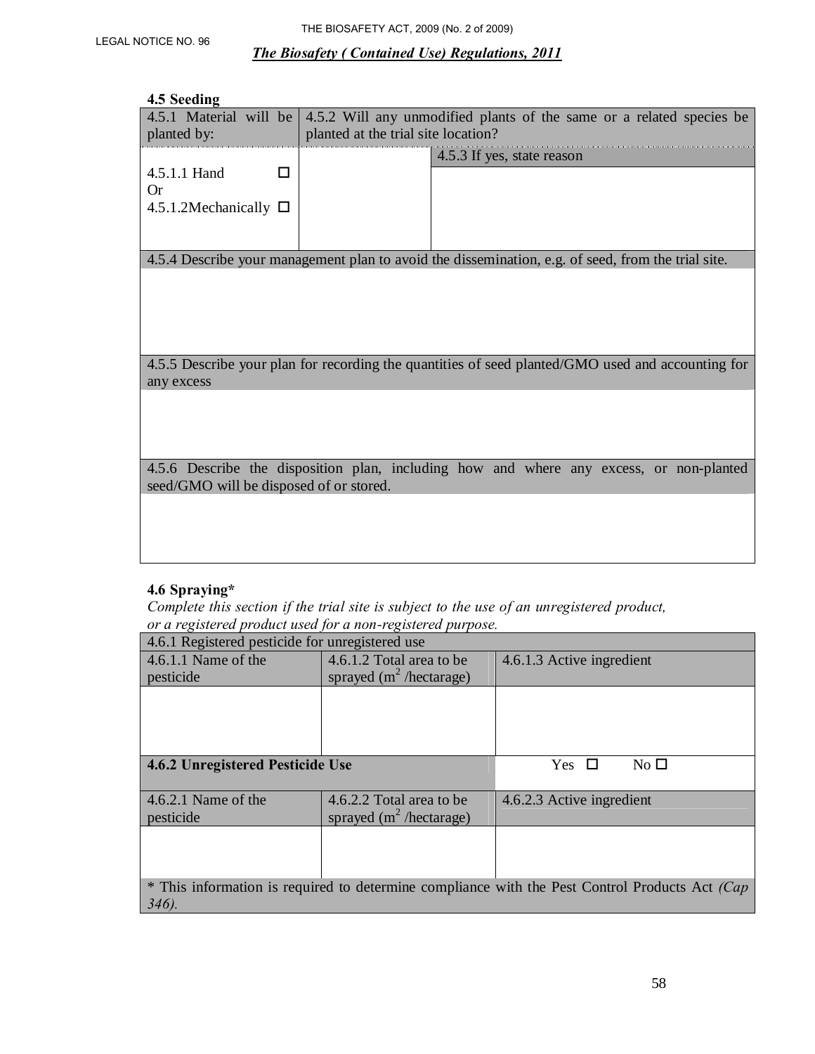### 4.5 Seeding

| 4.5.1 Material will be planted by: | 4.5.2 Will any unmodified plants of the same or a related species be planted at the trial site location? | |
|---|---|---|
| | | 4.5.3 If yes, state reason |
| 4.5.1.1 Hand ☐<br>Or<br>4.5.1.2Mechanically ☐ | | |
| 4.5.4 Describe your management plan to avoid the dissemination, e.g. of seed, from the trial site. | | |
| | | |
| 4.5.5 Describe your plan for recording the quantities of seed planted/GMO used and accounting for any excess | | |
| | | |
| 4.5.6 Describe the disposition plan, including how and where any excess, or non-planted seed/GMO will be disposed of or stored. | | |
| | | |

### 4.6 Spraying*

*Complete this section if the trial site is subject to the use of an unregistered product, or a registered product used for a non-registered purpose.*

| 4.6.1 Registered pesticide for unregistered use | | |
|---|---|---|
| 4.6.1.1 Name of the pesticide | 4.6.1.2 Total area to be sprayed ($m^2$ /hectarage) | 4.6.1.3 Active ingredient |
| | | |
| **4.6.2 Unregistered Pesticide Use** | | Yes ☐ No ☐ |
| 4.6.2.1 Name of the pesticide | 4.6.2.2 Total area to be sprayed ($m^2$ /hectarage) | 4.6.2.3 Active ingredient |
| | | |
| * This information is required to determine compliance with the Pest Control Products Act *(Cap 346).* | | |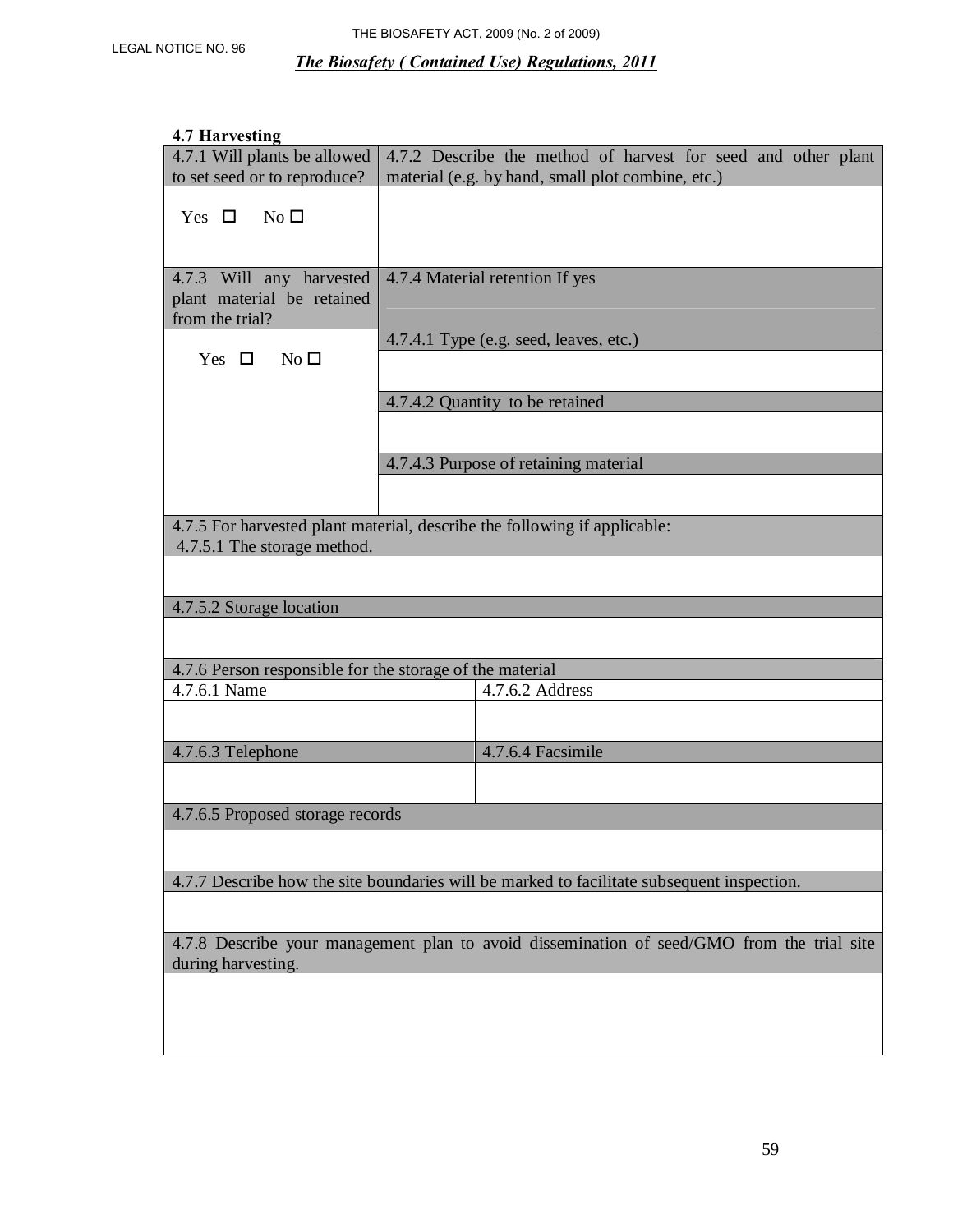### 4.7 Harvesting

| 4.7.1 Will plants be allowed to set seed or to reproduce? | 4.7.2 Describe the method of harvest for seed and other plant material (e.g. by hand, small plot combine, etc.) |
|---|---|
| Yes ☐ No ☐ | |

| 4.7.3 Will any harvested plant material be retained from the trial? | 4.7.4 Material retention If yes |
|---|---|
| Yes ☐ No ☐ | 4.7.4.1 Type (e.g. seed, leaves, etc.) |
| | |
| | 4.7.4.2 Quantity to be retained |
| | |
| | 4.7.4.3 Purpose of retaining material |
| | |

| 4.7.5 For harvested plant material, describe the following if applicable: 4.7.5.1 The storage method. |
|---|
| |
| 4.7.5.2 Storage location |
| |

| 4.7.6 Person responsible for the storage of the material | |
|---|---|
| 4.7.6.1 Name | 4.7.6.2 Address |
| | |
| 4.7.6.3 Telephone | 4.7.6.4 Facsimile |
| | |
| 4.7.6.5 Proposed storage records | |
| | |

| 4.7.7 Describe how the site boundaries will be marked to facilitate subsequent inspection. |
|---|
| |
| 4.7.8 Describe your management plan to avoid dissemination of seed/GMO from the trial site during harvesting. |
| |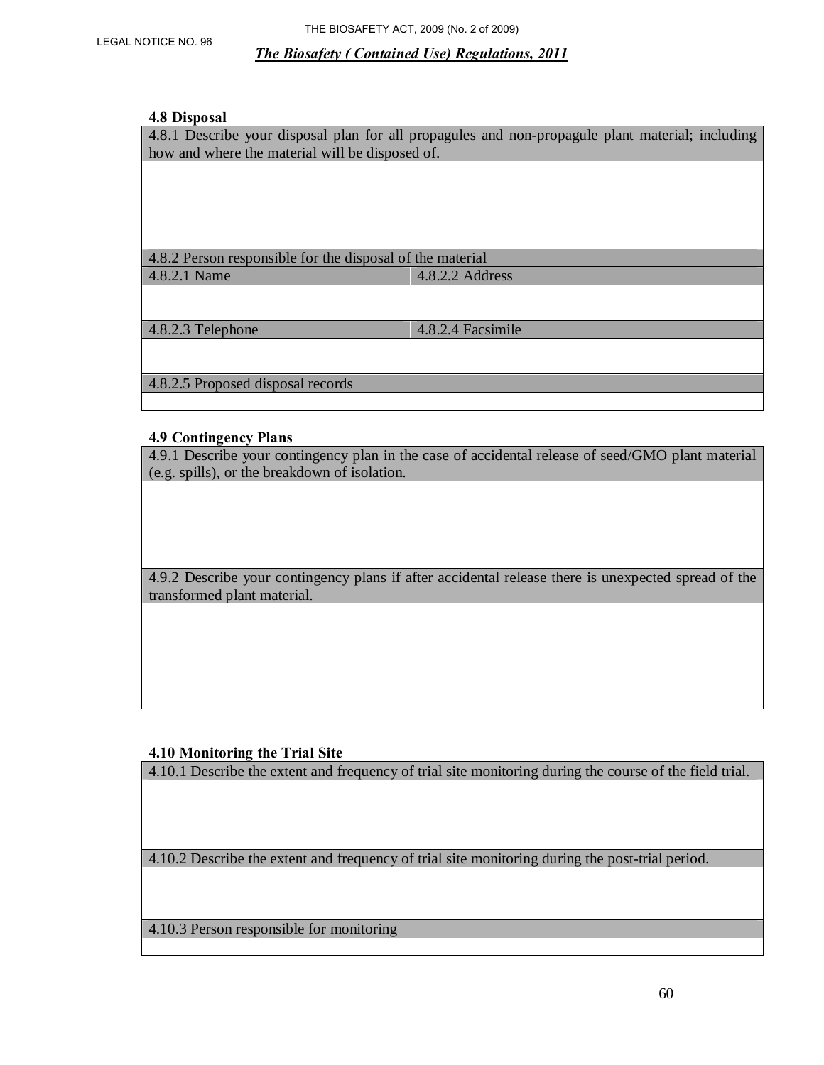### 4.8 Disposal

| 4.8.1 Describe your disposal plan for all propagules and non-propagule plant material; including how and where the material will be disposed of. | |
|---|---|
| | |
| **4.8.2 Person responsible for the disposal of the material** | |
| 4.8.2.1 Name | 4.8.2.2 Address |
| | |
| 4.8.2.3 Telephone | 4.8.2.4 Facsimile |
| | |
| 4.8.2.5 Proposed disposal records | |
| | |

### 4.9 Contingency Plans

| 4.9.1 Describe your contingency plan in the case of accidental release of seed/GMO plant material (e.g. spills), or the breakdown of isolation. |
|---|
| |
| 4.9.2 Describe your contingency plans if after accidental release there is unexpected spread of the transformed plant material. |
| |

### 4.10 Monitoring the Trial Site

| 4.10.1 Describe the extent and frequency of trial site monitoring during the course of the field trial. |
|---|
| |
| 4.10.2 Describe the extent and frequency of trial site monitoring during the post-trial period. |
| |
| 4.10.3 Person responsible for monitoring |
| |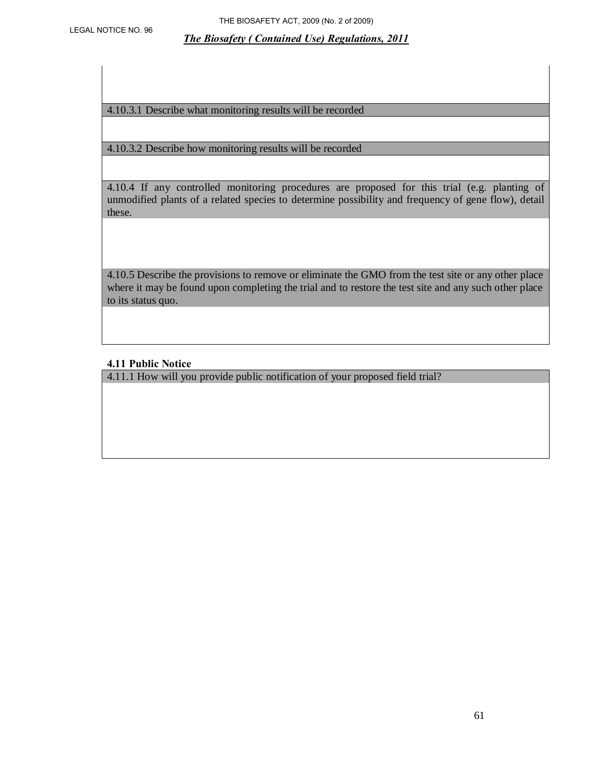| |
|---|
| |
| 4.10.3.1 Describe what monitoring results will be recorded |
| |
| 4.10.3.2 Describe how monitoring results will be recorded |
| |
| 4.10.4 If any controlled monitoring procedures are proposed for this trial (e.g. planting of unmodified plants of a related species to determine possibility and frequency of gene flow), detail these. |
| |
| 4.10.5 Describe the provisions to remove or eliminate the GMO from the test site or any other place where it may be found upon completing the trial and to restore the test site and any such other place to its status quo. |
| |

**4.11 Public Notice**

| 4.11.1 How will you provide public notification of your proposed field trial? |
|---|
| |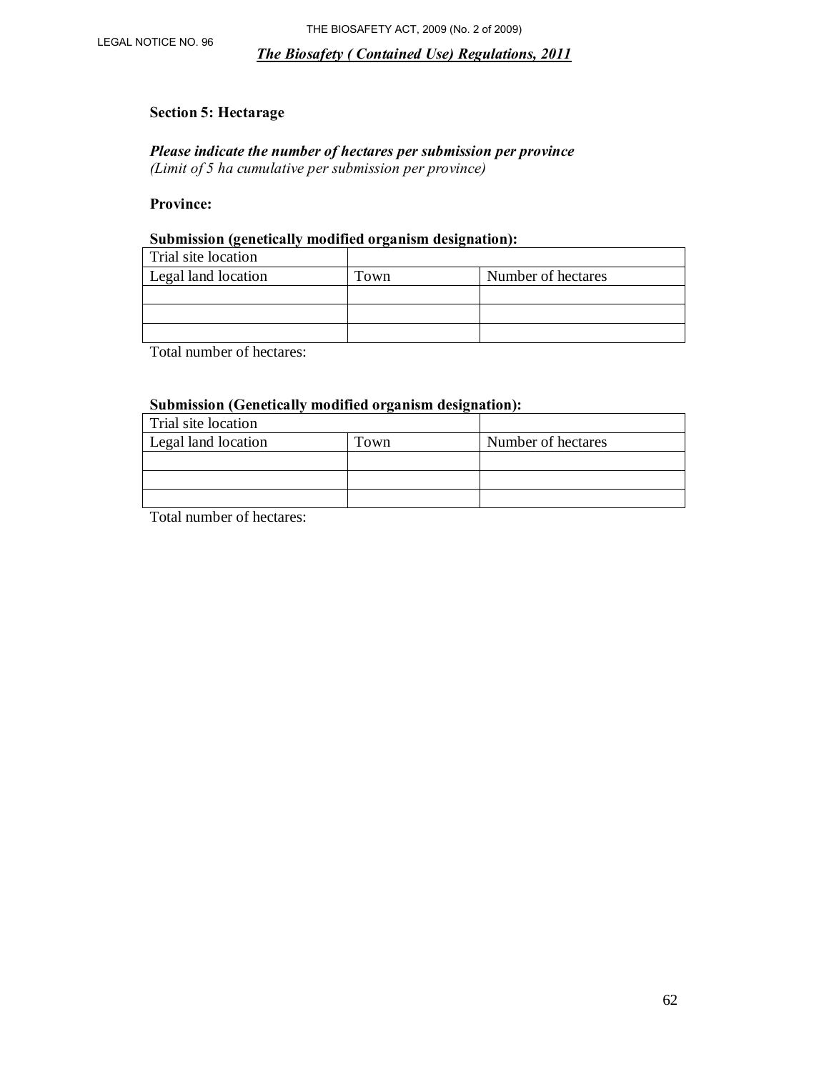**Section 5: Hectarage**

***Please indicate the number of hectares per submission per province***
*(Limit of 5 ha cumulative per submission per province)*

**Province:**

**Submission (genetically modified organism designation):**

| Trial site location | | |
|---|---|---|
| Legal land location | Town | Number of hectares |
| | | |
| | | |
| | | |

Total number of hectares:

**Submission (Genetically modified organism designation):**

| Trial site location | | |
|---|---|---|
| Legal land location | Town | Number of hectares |
| | | |
| | | |
| | | |

Total number of hectares: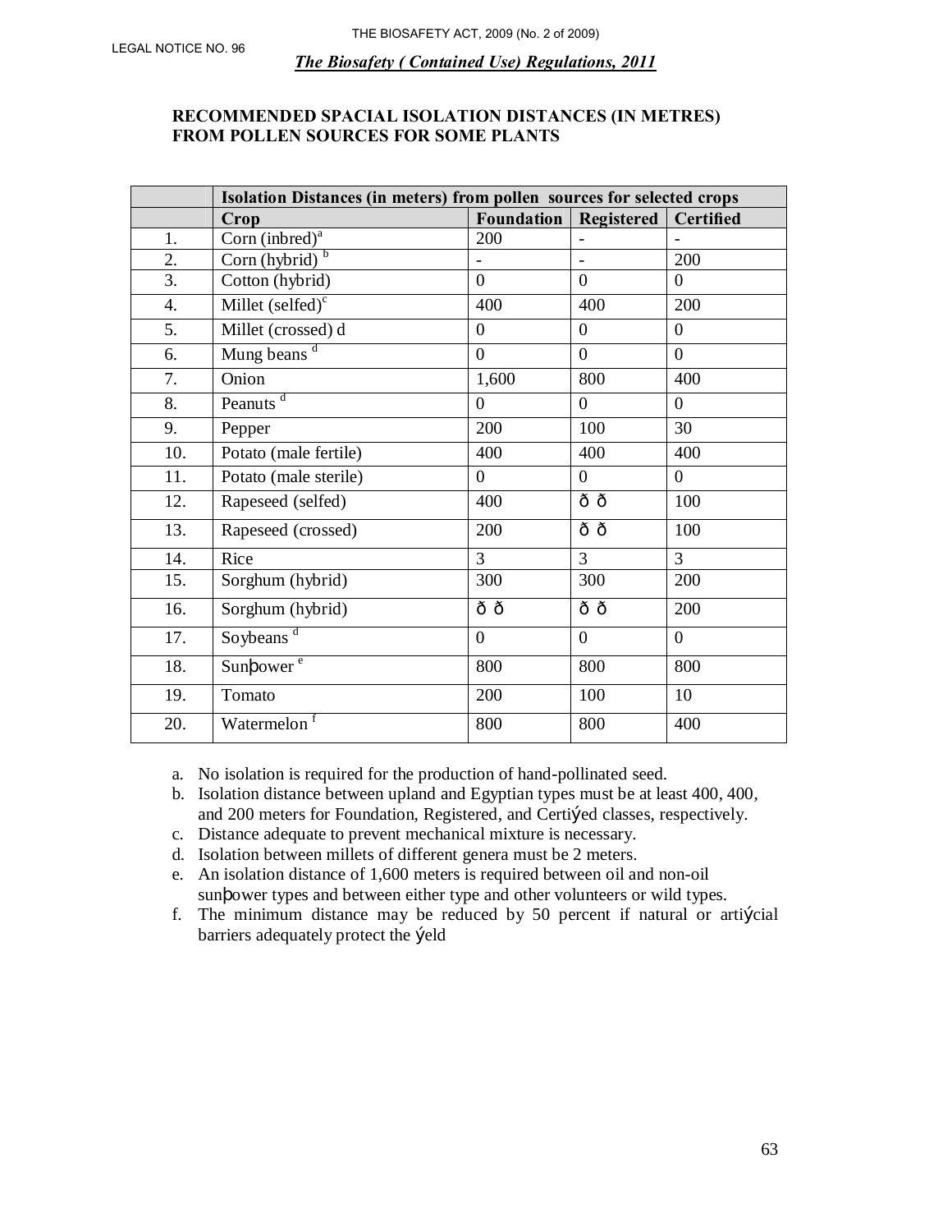LEGAL NOTICE NO. 96

THE BIOSAFETY ACT, 2009 (No. 2 of 2009)

***The Biosafety ( Contained Use) Regulations, 2011***

**RECOMMENDED SPACIAL ISOLATION DISTANCES (IN METRES) FROM POLLEN SOURCES FOR SOME PLANTS**

| | **Isolation Distances (in meters) from pollen sources for selected crops** | | | |
|---|---|---|---|---|
| | **Crop** | **Foundation** | **Registered** | **Certified** |
| 1. | Corn (inbred)[a] | 200 | - | - |
| 2. | Corn (hybrid) [b] | - | - | 200 |
| 3. | Cotton (hybrid) | 0 | 0 | 0 |
| 4. | Millet (selfed)[c] | 400 | 400 | 200 |
| 5. | Millet (crossed) d | 0 | 0 | 0 |
| 6. | Mung beans [d] | 0 | 0 | 0 |
| 7. | Onion | 1,600 | 800 | 400 |
| 8. | Peanuts [d] | 0 | 0 | 0 |
| 9. | Pepper | 200 | 100 | 30 |
| 10. | Potato (male fertile) | 400 | 400 | 400 |
| 11. | Potato (male sterile) | 0 | 0 | 0 |
| 12. | Rapeseed (selfed) | 400 | ð ð | 100 |
| 13. | Rapeseed (crossed) | 200 | ð ð | 100 |
| 14. | Rice | 3 | 3 | 3 |
| 15. | Sorghum (hybrid) | 300 | 300 | 200 |
| 16. | Sorghum (hybrid) | ð ð | ð ð | 200 |
| 17. | Soybeans [d] | 0 | 0 | 0 |
| 18. | Sunþower [e] | 800 | 800 | 800 |
| 19. | Tomato | 200 | 100 | 10 |
| 20. | Watermelon [f] | 800 | 800 | 400 |

a. No isolation is required for the production of hand-pollinated seed.
b. Isolation distance between upland and Egyptian types must be at least 400, 400, and 200 meters for Foundation, Registered, and Certiýed classes, respectively.
c. Distance adequate to prevent mechanical mixture is necessary.
d. Isolation between millets of different genera must be 2 meters.
e. An isolation distance of 1,600 meters is required between oil and non-oil sunþower types and between either type and other volunteers or wild types.
f. The minimum distance may be reduced by 50 percent if natural or artiýcial barriers adequately protect the ýeld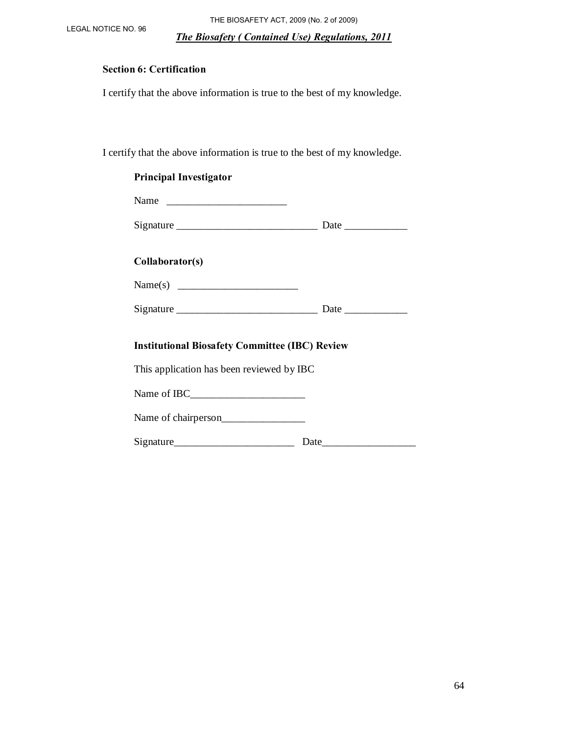**Section 6: Certification**

I certify that the above information is true to the best of my knowledge.

I certify that the above information is true to the best of my knowledge.

**Principal Investigator**

Name _______________________

Signature ___________________________ Date ____________

**Collaborator(s)**

Name(s) _______________________

Signature ___________________________ Date ____________

**Institutional Biosafety Committee (IBC) Review**

This application has been reviewed by IBC

Name of IBC______________________

Name of chairperson________________

Signature_______________________ Date__________________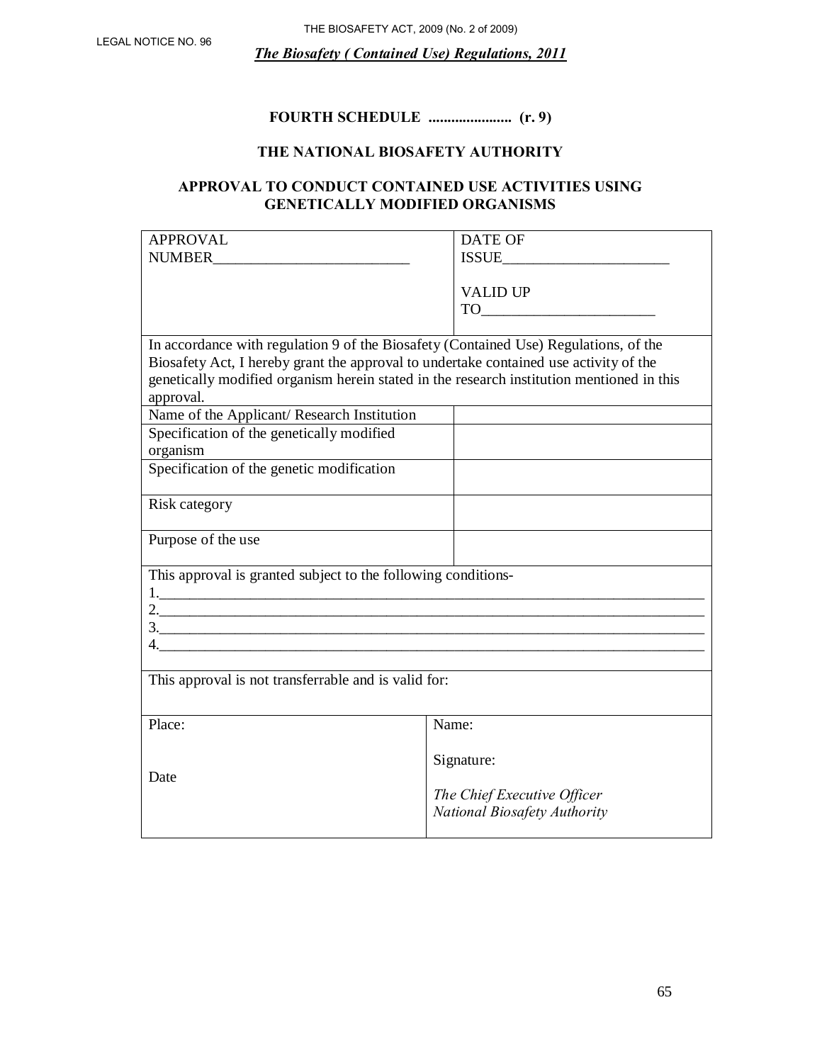**FOURTH SCHEDULE ...................... (r. 9)**

**THE NATIONAL BIOSAFETY AUTHORITY**

**APPROVAL TO CONDUCT CONTAINED USE ACTIVITIES USING GENETICALLY MODIFIED ORGANISMS**

| APPROVAL NUMBER__________________________ | DATE OF ISSUE______________________<br><br>VALID UP TO________________________ |
|---|---|
| In accordance with regulation 9 of the Biosafety (Contained Use) Regulations, of the Biosafety Act, I hereby grant the approval to undertake contained use activity of the genetically modified organism herein stated in the research institution mentioned in this approval. | |
| Name of the Applicant/ Research Institution | |
| Specification of the genetically modified organism | |
| Specification of the genetic modification | |
| Risk category | |
| Purpose of the use | |
| This approval is granted subject to the following conditions-<br>1.____________________________________________________________________________<br>2.____________________________________________________________________________<br>3.____________________________________________________________________________<br>4.____________________________________________________________________________ | |
| This approval is not transferrable and is valid for: | |
| Place:<br><br>Date | Name:<br><br>Signature:<br><br>*The Chief Executive Officer*<br>*National Biosafety Authority* |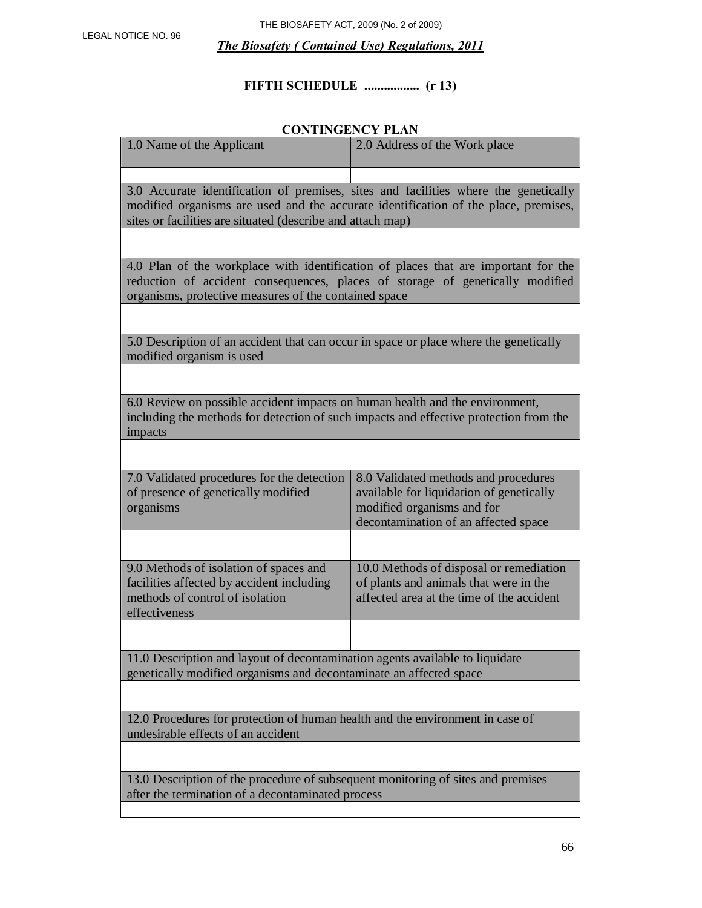LEGAL NOTICE NO. 96

THE BIOSAFETY ACT, 2009 (No. 2 of 2009)

***The Biosafety ( Contained Use) Regulations, 2011***

**FIFTH SCHEDULE ................. (r 13)**

**CONTINGENCY PLAN**

| 1.0 Name of the Applicant | 2.0 Address of the Work place |
|---|---|
| | |
| 3.0 Accurate identification of premises, sites and facilities where the genetically modified organisms are used and the accurate identification of the place, premises, sites or facilities are situated (describe and attach map) | |
| | |
| 4.0 Plan of the workplace with identification of places that are important for the reduction of accident consequences, places of storage of genetically modified organisms, protective measures of the contained space | |
| | |
| 5.0 Description of an accident that can occur in space or place where the genetically modified organism is used | |
| | |
| 6.0 Review on possible accident impacts on human health and the environment, including the methods for detection of such impacts and effective protection from the impacts | |
| | |
| 7.0 Validated procedures for the detection of presence of genetically modified organisms | 8.0 Validated methods and procedures available for liquidation of genetically modified organisms and for decontamination of an affected space |
| | |
| 9.0 Methods of isolation of spaces and facilities affected by accident including methods of control of isolation effectiveness | 10.0 Methods of disposal or remediation of plants and animals that were in the affected area at the time of the accident |
| | |
| 11.0 Description and layout of decontamination agents available to liquidate genetically modified organisms and decontaminate an affected space | |
| | |
| 12.0 Procedures for protection of human health and the environment in case of undesirable effects of an accident | |
| | |
| 13.0 Description of the procedure of subsequent monitoring of sites and premises after the termination of a decontaminated process | |
| | |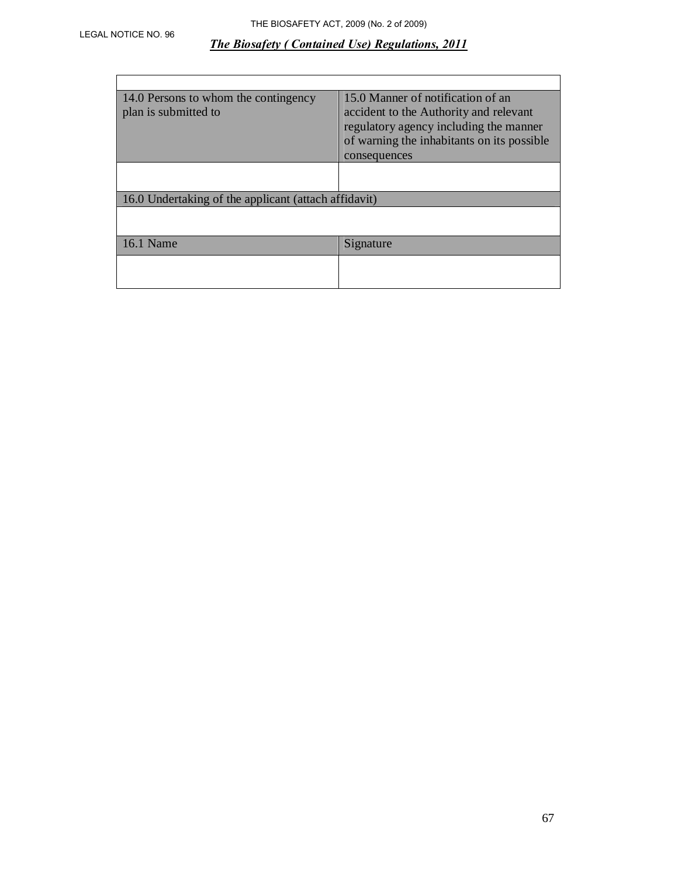| | |
|---|---|
| 14.0 Persons to whom the contingency plan is submitted to | 15.0 Manner of notification of an accident to the Authority and relevant regulatory agency including the manner of warning the inhabitants on its possible consequences |
| | |
| 16.0 Undertaking of the applicant (attach affidavit) | |
| | |
| 16.1 Name | Signature |
| | |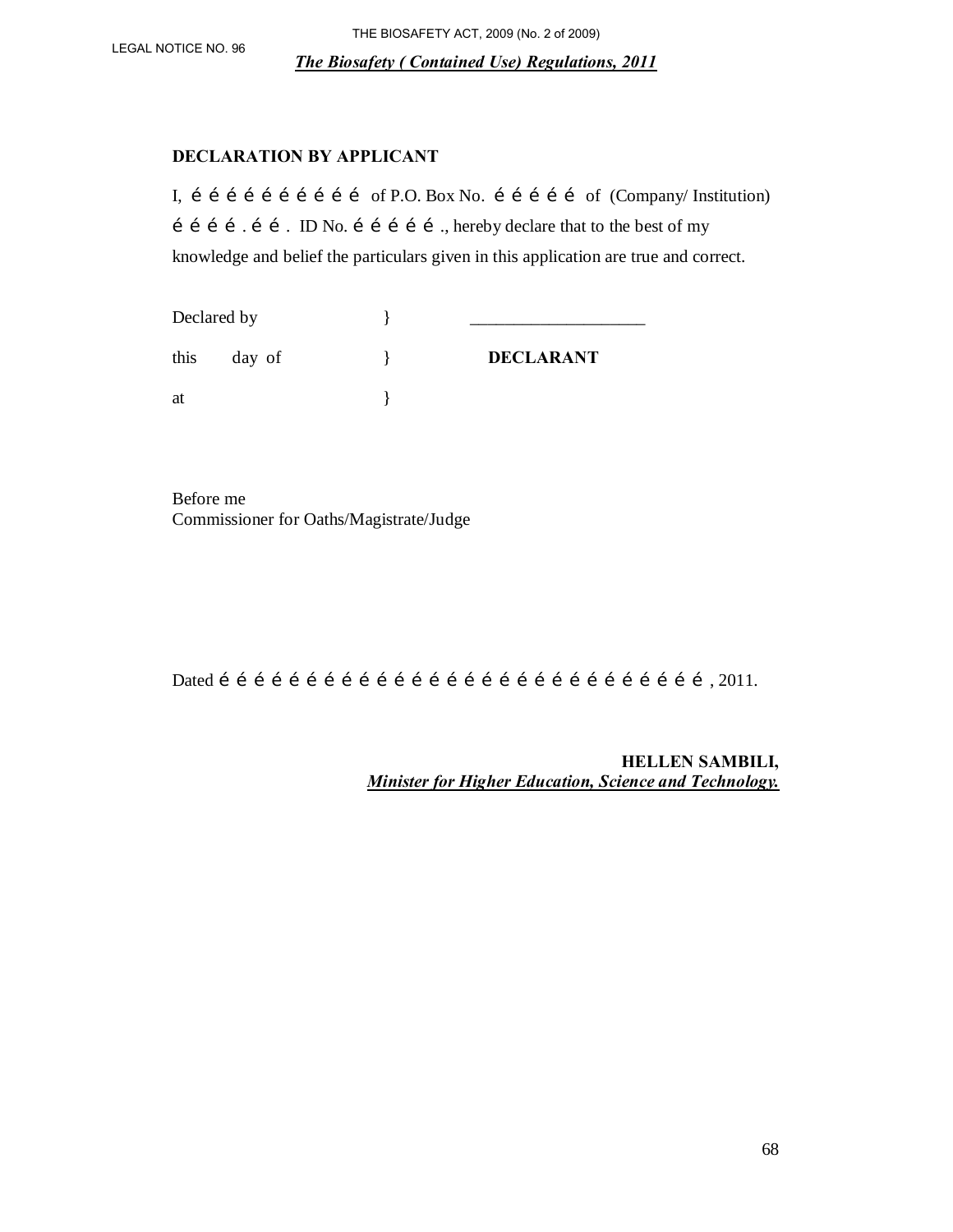## DECLARATION BY APPLICANT

I, é é é é é é é é é é of P.O. Box No. é é é é é of (Company/ Institution) é é é é . é é . ID No. é é é é é ., hereby declare that to the best of my knowledge and belief the particulars given in this application are true and correct.

| | | |
|---|---|---|
| Declared by | } | ____________________ |
| this day of | } | **DECLARANT** |
| at | } | |

Before me
Commissioner for Oaths/Magistrate/Judge

Dated é é é é é é é é é é é é é é é é é é é é é é é é é é é é é , 2011.

**HELLEN SAMBILI,**
***Minister for Higher Education, Science and Technology.***